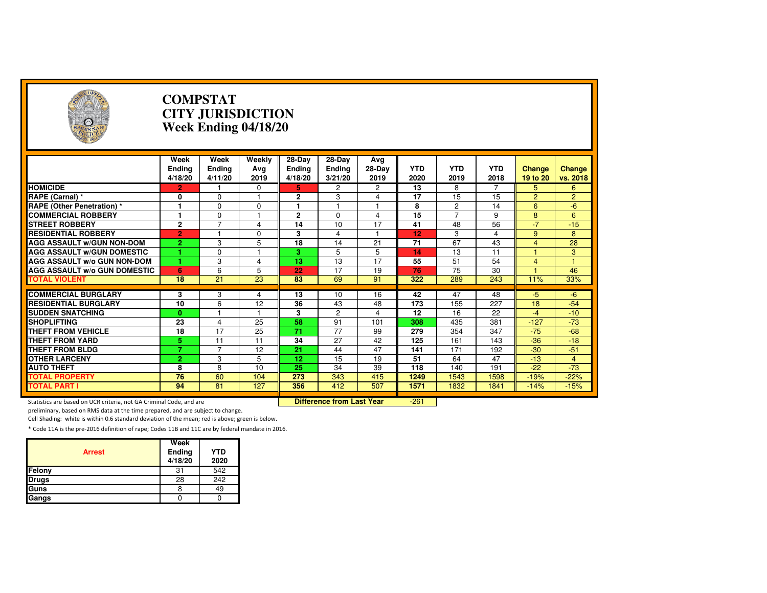# COMPSTAT
# CITY JURISDICTION
# Week Ending 04/18/20

| | Week Ending 4/18/20 | Week Ending 4/11/20 | Weekly Avg 2019 | 28-Day Ending 4/18/20 | 28-Day Ending 3/21/20 | Avg 28-Day 2019 | YTD 2020 | YTD 2019 | YTD 2018 | Change 19 to 20 | Change vs. 2018 |
|---|---|---|---|---|---|---|---|---|---|---|---|
| HOMICIDE | 2 | 1 | 0 | 5 | 2 | 2 | 13 | 8 | 7 | 5 | 6 |
| RAPE (Carnal) * | 0 | 0 | 1 | 2 | 3 | 4 | 17 | 15 | 15 | 2 | 2 |
| RAPE (Other Penetration) * | 1 | 0 | 0 | 1 | 1 | 1 | 8 | 2 | 14 | 6 | -6 |
| COMMERCIAL ROBBERY | 1 | 0 | 1 | 2 | 0 | 4 | 15 | 7 | 9 | 8 | 6 |
| STREET ROBBERY | 2 | 7 | 4 | 14 | 10 | 17 | 41 | 48 | 56 | -7 | -15 |
| RESIDENTIAL ROBBERY | 2 | 1 | 0 | 3 | 4 | 1 | 12 | 3 | 4 | 9 | 8 |
| AGG ASSAULT w/GUN NON-DOM | 2 | 3 | 5 | 18 | 14 | 21 | 71 | 67 | 43 | 4 | 28 |
| AGG ASSAULT w/GUN DOMESTIC | 1 | 0 | 1 | 3 | 5 | 5 | 14 | 13 | 11 | 1 | 3 |
| AGG ASSAULT w/o GUN NON-DOM | 1 | 3 | 4 | 13 | 13 | 17 | 55 | 51 | 54 | 4 | 1 |
| AGG ASSAULT w/o GUN DOMESTIC | 6 | 6 | 5 | 22 | 17 | 19 | 76 | 75 | 30 | 1 | 46 |
| TOTAL VIOLENT | 18 | 21 | 23 | 83 | 69 | 91 | 322 | 289 | 243 | 11% | 33% |
| COMMERCIAL BURGLARY | 3 | 3 | 4 | 13 | 10 | 16 | 42 | 47 | 48 | -5 | -6 |
| RESIDENTIAL BURGLARY | 10 | 6 | 12 | 36 | 43 | 48 | 173 | 155 | 227 | 18 | -54 |
| SUDDEN SNATCHING | 0 | 1 | 1 | 3 | 2 | 4 | 12 | 16 | 22 | -4 | -10 |
| SHOPLIFTING | 23 | 4 | 25 | 58 | 91 | 101 | 308 | 435 | 381 | -127 | -73 |
| THEFT FROM VEHICLE | 18 | 17 | 25 | 71 | 77 | 99 | 279 | 354 | 347 | -75 | -68 |
| THEFT FROM YARD | 5 | 11 | 11 | 34 | 27 | 42 | 125 | 161 | 143 | -36 | -18 |
| THEFT FROM BLDG | 7 | 7 | 12 | 21 | 44 | 47 | 141 | 171 | 192 | -30 | -51 |
| OTHER LARCENY | 2 | 3 | 5 | 12 | 15 | 19 | 51 | 64 | 47 | -13 | 4 |
| AUTO THEFT | 8 | 8 | 10 | 25 | 34 | 39 | 118 | 140 | 191 | -22 | -73 |
| TOTAL PROPERTY | 76 | 60 | 104 | 273 | 343 | 415 | 1249 | 1543 | 1598 | -19% | -22% |
| TOTAL PART I | 94 | 81 | 127 | 356 | 412 | 507 | 1571 | 1832 | 1841 | -14% | -15% |

**Difference from Last Year** -261

Statistics are based on UCR criteria, not GA Criminal Code, and are preliminary, based on RMS data at the time prepared, and are subject to change.

Cell Shading: white is within 0.6 standard deviation of the mean; red is above; green is below.

* Code 11A is the pre-2016 definition of rape; Codes 11B and 11C are by federal mandate in 2016.

| Arrest | Week Ending 4/18/20 | YTD 2020 |
|---|---|---|
| Felony | 31 | 542 |
| Drugs | 28 | 242 |
| Guns | 8 | 49 |
| Gangs | 0 | 0 |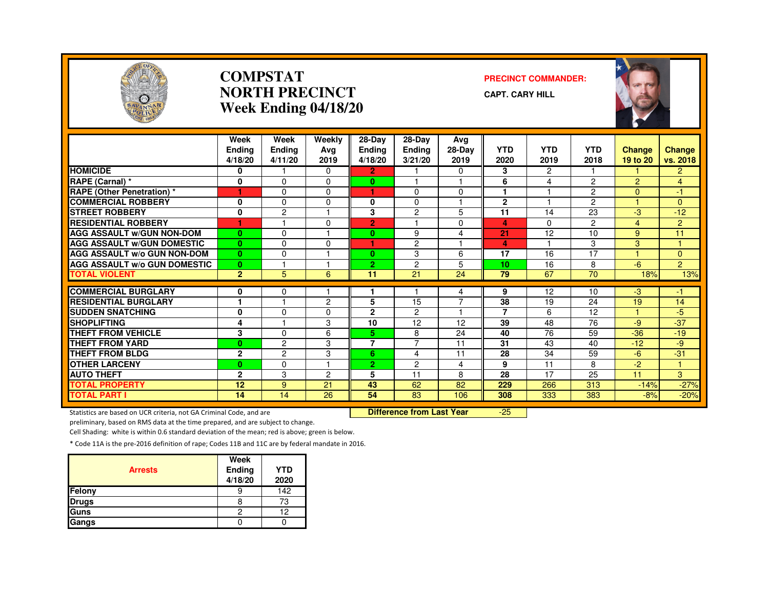# COMPSTAT
# NORTH PRECINCT
# Week Ending 04/18/20

**PRECINCT COMMANDER:**

**CAPT. CARY HILL**

| | Week Ending 4/18/20 | Week Ending 4/11/20 | Weekly Avg 2019 | 28-Day Ending 4/18/20 | 28-Day Ending 3/21/20 | Avg 28-Day 2019 | YTD 2020 | YTD 2019 | YTD 2018 | Change 19 to 20 | Change vs. 2018 |
|---|---|---|---|---|---|---|---|---|---|---|---|
| HOMICIDE | 0 | 1 | 0 | 2 | 1 | 0 | 3 | 2 | 1 | 1 | 2 |
| RAPE (Carnal) * | 0 | 0 | 0 | 0 | 1 | 1 | 6 | 4 | 2 | 2 | 4 |
| RAPE (Other Penetration) * | 1 | 0 | 0 | 1 | 0 | 0 | 1 | 1 | 2 | 0 | -1 |
| COMMERCIAL ROBBERY | 0 | 0 | 0 | 0 | 0 | 1 | 2 | 1 | 2 | 1 | 0 |
| STREET ROBBERY | 0 | 2 | 1 | 3 | 2 | 5 | 11 | 14 | 23 | -3 | -12 |
| RESIDENTIAL ROBBERY | 1 | 1 | 0 | 2 | 1 | 0 | 4 | 0 | 2 | 4 | 2 |
| AGG ASSAULT w/GUN NON-DOM | 0 | 0 | 1 | 0 | 9 | 4 | 21 | 12 | 10 | 9 | 11 |
| AGG ASSAULT w/GUN DOMESTIC | 0 | 0 | 0 | 1 | 2 | 1 | 4 | 1 | 3 | 3 | 1 |
| AGG ASSAULT w/o GUN NON-DOM | 0 | 0 | 1 | 0 | 3 | 6 | 17 | 16 | 17 | 1 | 0 |
| AGG ASSAULT w/o GUN DOMESTIC | 0 | 1 | 1 | 2 | 2 | 5 | 10 | 16 | 8 | -6 | 2 |
| TOTAL VIOLENT | 2 | 5 | 6 | 11 | 21 | 24 | 79 | 67 | 70 | 18% | 13% |
| COMMERCIAL BURGLARY | 0 | 0 | 1 | 1 | 1 | 4 | 9 | 12 | 10 | -3 | -1 |
| RESIDENTIAL BURGLARY | 1 | 1 | 2 | 5 | 15 | 7 | 38 | 19 | 24 | 19 | 14 |
| SUDDEN SNATCHING | 0 | 0 | 0 | 2 | 2 | 1 | 7 | 6 | 12 | 1 | -5 |
| SHOPLIFTING | 4 | 1 | 3 | 10 | 12 | 12 | 39 | 48 | 76 | -9 | -37 |
| THEFT FROM VEHICLE | 3 | 0 | 6 | 5 | 8 | 24 | 40 | 76 | 59 | -36 | -19 |
| THEFT FROM YARD | 0 | 2 | 3 | 7 | 7 | 11 | 31 | 43 | 40 | -12 | -9 |
| THEFT FROM BLDG | 2 | 2 | 3 | 6 | 4 | 11 | 28 | 34 | 59 | -6 | -31 |
| OTHER LARCENY | 0 | 0 | 1 | 2 | 2 | 4 | 9 | 11 | 8 | -2 | 1 |
| AUTO THEFT | 2 | 3 | 2 | 5 | 11 | 8 | 28 | 17 | 25 | 11 | 3 |
| TOTAL PROPERTY | 12 | 9 | 21 | 43 | 62 | 82 | 229 | 266 | 313 | -14% | -27% |
| TOTAL PART I | 14 | 14 | 26 | 54 | 83 | 106 | 308 | 333 | 383 | -8% | -20% |

**Difference from Last Year** -25

Statistics are based on UCR criteria, not GA Criminal Code, and are preliminary, based on RMS data at the time prepared, and are subject to change.

Cell Shading: white is within 0.6 standard deviation of the mean; red is above; green is below.

* Code 11A is the pre-2016 definition of rape; Codes 11B and 11C are by federal mandate in 2016.

| Arrests | Week Ending 4/18/20 | YTD 2020 |
|---|---|---|
| Felony | 9 | 142 |
| Drugs | 8 | 73 |
| Guns | 2 | 12 |
| Gangs | 0 | 0 |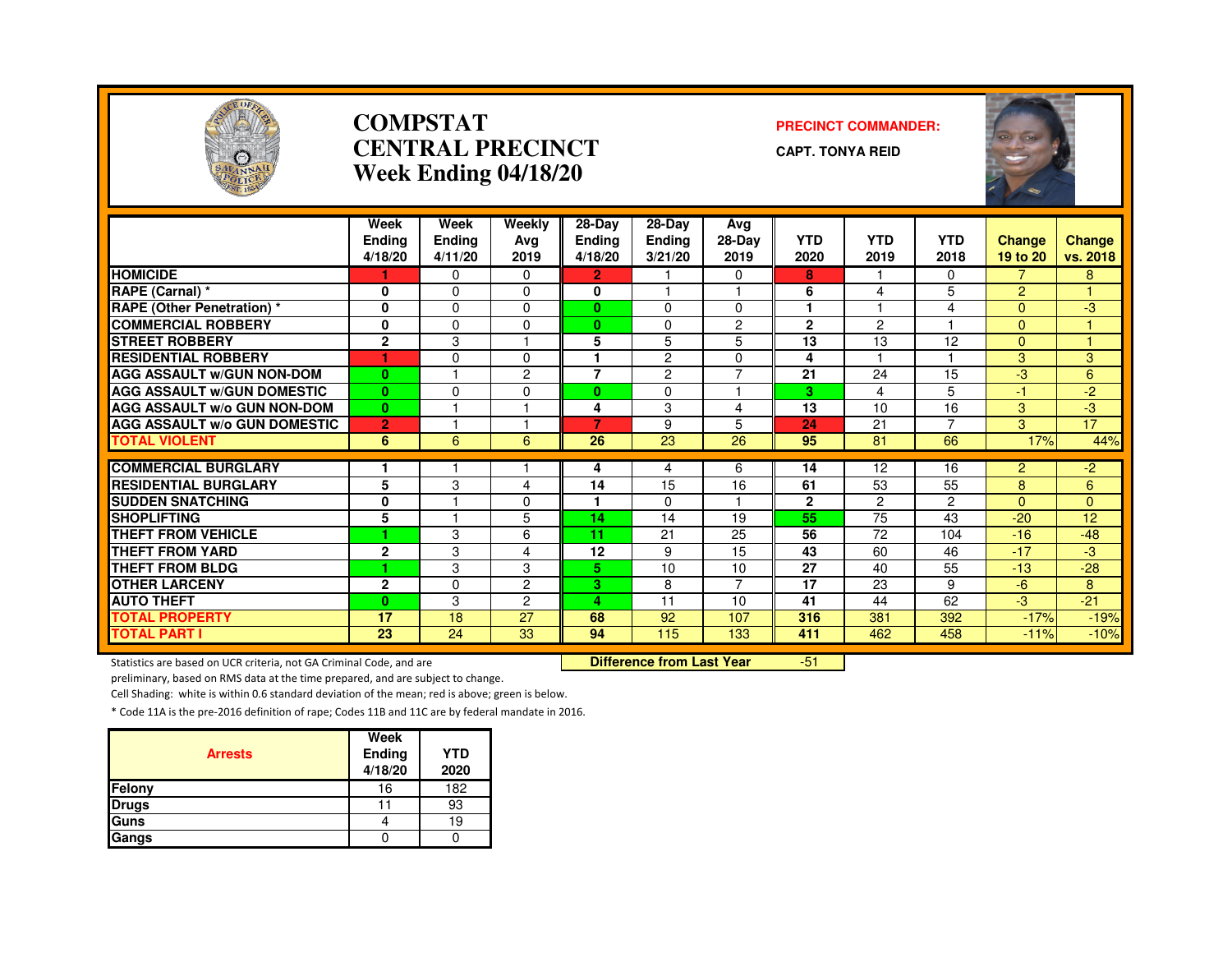# COMPSTAT
# CENTRAL PRECINCT
## Week Ending 04/18/20

**PRECINCT COMMANDER:**

**CAPT. TONYA REID**

| | Week Ending 4/18/20 | Week Ending 4/11/20 | Weekly Avg 2019 | 28-Day Ending 4/18/20 | 28-Day Ending 3/21/20 | Avg 28-Day 2019 | YTD 2020 | YTD 2019 | YTD 2018 | Change 19 to 20 | Change vs. 2018 |
|---|---|---|---|---|---|---|---|---|---|---|---|
| HOMICIDE | 1 | 0 | 0 | 2 | 1 | 0 | 8 | 1 | 0 | 7 | 8 |
| RAPE (Carnal) * | 0 | 0 | 0 | 0 | 1 | 1 | 6 | 4 | 5 | 2 | 1 |
| RAPE (Other Penetration) * | 0 | 0 | 0 | 0 | 0 | 0 | 1 | 1 | 4 | 0 | -3 |
| COMMERCIAL ROBBERY | 0 | 0 | 0 | 0 | 0 | 2 | 2 | 2 | 1 | 0 | 1 |
| STREET ROBBERY | 2 | 3 | 1 | 5 | 5 | 5 | 13 | 13 | 12 | 0 | 1 |
| RESIDENTIAL ROBBERY | 1 | 0 | 0 | 1 | 2 | 0 | 4 | 1 | 1 | 3 | 3 |
| AGG ASSAULT w/GUN NON-DOM | 0 | 1 | 2 | 7 | 2 | 7 | 21 | 24 | 15 | -3 | 6 |
| AGG ASSAULT w/GUN DOMESTIC | 0 | 0 | 0 | 0 | 0 | 1 | 3 | 4 | 5 | -1 | -2 |
| AGG ASSAULT w/o GUN NON-DOM | 0 | 1 | 1 | 4 | 3 | 4 | 13 | 10 | 16 | 3 | -3 |
| AGG ASSAULT w/o GUN DOMESTIC | 2 | 1 | 1 | 7 | 9 | 5 | 24 | 21 | 7 | 3 | 17 |
| TOTAL VIOLENT | 6 | 6 | 6 | 26 | 23 | 26 | 95 | 81 | 66 | 17% | 44% |
| COMMERCIAL BURGLARY | 1 | 1 | 1 | 4 | 4 | 6 | 14 | 12 | 16 | 2 | -2 |
| RESIDENTIAL BURGLARY | 5 | 3 | 4 | 14 | 15 | 16 | 61 | 53 | 55 | 8 | 6 |
| SUDDEN SNATCHING | 0 | 1 | 0 | 1 | 0 | 1 | 2 | 2 | 2 | 0 | 0 |
| SHOPLIFTING | 5 | 1 | 5 | 14 | 14 | 19 | 55 | 75 | 43 | -20 | 12 |
| THEFT FROM VEHICLE | 1 | 3 | 6 | 11 | 21 | 25 | 56 | 72 | 104 | -16 | -48 |
| THEFT FROM YARD | 2 | 3 | 4 | 12 | 9 | 15 | 43 | 60 | 46 | -17 | -3 |
| THEFT FROM BLDG | 1 | 3 | 3 | 5 | 10 | 10 | 27 | 40 | 55 | -13 | -28 |
| OTHER LARCENY | 2 | 0 | 2 | 3 | 8 | 7 | 17 | 23 | 9 | -6 | 8 |
| AUTO THEFT | 0 | 3 | 2 | 4 | 11 | 10 | 41 | 44 | 62 | -3 | -21 |
| TOTAL PROPERTY | 17 | 18 | 27 | 68 | 92 | 107 | 316 | 381 | 392 | -17% | -19% |
| TOTAL PART I | 23 | 24 | 33 | 94 | 115 | 133 | 411 | 462 | 458 | -11% | -10% |

**Difference from Last Year** -51

Statistics are based on UCR criteria, not GA Criminal Code, and are preliminary, based on RMS data at the time prepared, and are subject to change.

Cell Shading: white is within 0.6 standard deviation of the mean; red is above; green is below.

* Code 11A is the pre-2016 definition of rape; Codes 11B and 11C are by federal mandate in 2016.

| Arrests | Week Ending 4/18/20 | YTD 2020 |
|---|---|---|
| Felony | 16 | 182 |
| Drugs | 11 | 93 |
| Guns | 4 | 19 |
| Gangs | 0 | 0 |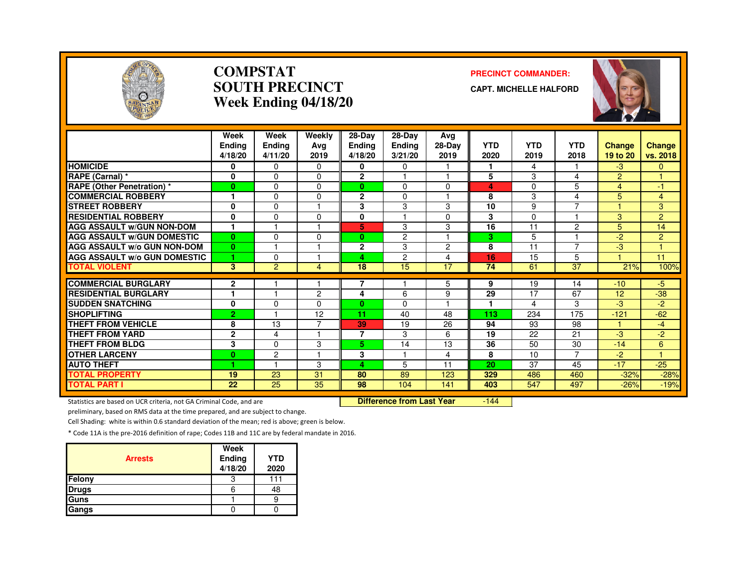# COMPSTAT SOUTH PRECINCT Week Ending 04/18/20

**PRECINCT COMMANDER:**

**CAPT. MICHELLE HALFORD**

| | Week Ending 4/18/20 | Week Ending 4/11/20 | Weekly Avg 2019 | 28-Day Ending 4/18/20 | 28-Day Ending 3/21/20 | Avg 28-Day 2019 | YTD 2020 | YTD 2019 | YTD 2018 | Change 19 to 20 | Change vs. 2018 |
|---|---|---|---|---|---|---|---|---|---|---|---|
| HOMICIDE | 0 | 0 | 0 | 0 | 0 | 1 | 1 | 4 | 1 | -3 | 0 |
| RAPE (Carnal) * | 0 | 0 | 0 | 2 | 1 | 1 | 5 | 3 | 4 | 2 | 1 |
| RAPE (Other Penetration) * | 0 | 0 | 0 | 0 | 0 | 0 | 4 | 0 | 5 | 4 | -1 |
| COMMERCIAL ROBBERY | 1 | 0 | 0 | 2 | 0 | 1 | 8 | 3 | 4 | 5 | 4 |
| STREET ROBBERY | 0 | 0 | 1 | 3 | 3 | 3 | 10 | 9 | 7 | 1 | 3 |
| RESIDENTIAL ROBBERY | 0 | 0 | 0 | 0 | 1 | 0 | 3 | 0 | 1 | 3 | 2 |
| AGG ASSAULT w/GUN NON-DOM | 1 | 1 | 1 | 5 | 3 | 3 | 16 | 11 | 2 | 5 | 14 |
| AGG ASSAULT w/GUN DOMESTIC | 0 | 0 | 0 | 0 | 2 | 1 | 3 | 5 | 1 | -2 | 2 |
| AGG ASSAULT w/o GUN NON-DOM | 0 | 1 | 1 | 2 | 3 | 2 | 8 | 11 | 7 | -3 | 1 |
| AGG ASSAULT w/o GUN DOMESTIC | 1 | 0 | 1 | 4 | 2 | 4 | 16 | 15 | 5 | 1 | 11 |
| TOTAL VIOLENT | 3 | 2 | 4 | 18 | 15 | 17 | 74 | 61 | 37 | 21% | 100% |
| COMMERCIAL BURGLARY | 2 | 1 | 1 | 7 | 1 | 5 | 9 | 19 | 14 | -10 | -5 |
| RESIDENTIAL BURGLARY | 1 | 1 | 2 | 4 | 6 | 9 | 29 | 17 | 67 | 12 | -38 |
| SUDDEN SNATCHING | 0 | 0 | 0 | 0 | 0 | 1 | 1 | 4 | 3 | -3 | -2 |
| SHOPLIFTING | 2 | 1 | 12 | 11 | 40 | 48 | 113 | 234 | 175 | -121 | -62 |
| THEFT FROM VEHICLE | 8 | 13 | 7 | 39 | 19 | 26 | 94 | 93 | 98 | 1 | -4 |
| THEFT FROM YARD | 2 | 4 | 1 | 7 | 3 | 6 | 19 | 22 | 21 | -3 | -2 |
| THEFT FROM BLDG | 3 | 0 | 3 | 5 | 14 | 13 | 36 | 50 | 30 | -14 | 6 |
| OTHER LARCENY | 0 | 2 | 1 | 3 | 1 | 4 | 8 | 10 | 7 | -2 | 1 |
| AUTO THEFT | 1 | 1 | 3 | 4 | 5 | 11 | 20 | 37 | 45 | -17 | -25 |
| TOTAL PROPERTY | 19 | 23 | 31 | 80 | 89 | 123 | 329 | 486 | 460 | -32% | -28% |
| TOTAL PART I | 22 | 25 | 35 | 98 | 104 | 141 | 403 | 547 | 497 | -26% | -19% |

**Difference from Last Year** -144

Statistics are based on UCR criteria, not GA Criminal Code, and are preliminary, based on RMS data at the time prepared, and are subject to change.

Cell Shading: white is within 0.6 standard deviation of the mean; red is above; green is below.

* Code 11A is the pre-2016 definition of rape; Codes 11B and 11C are by federal mandate in 2016.

| Arrests | Week Ending 4/18/20 | YTD 2020 |
|---|---|---|
| Felony | 3 | 111 |
| Drugs | 6 | 48 |
| Guns | 1 | 9 |
| Gangs | 0 | 0 |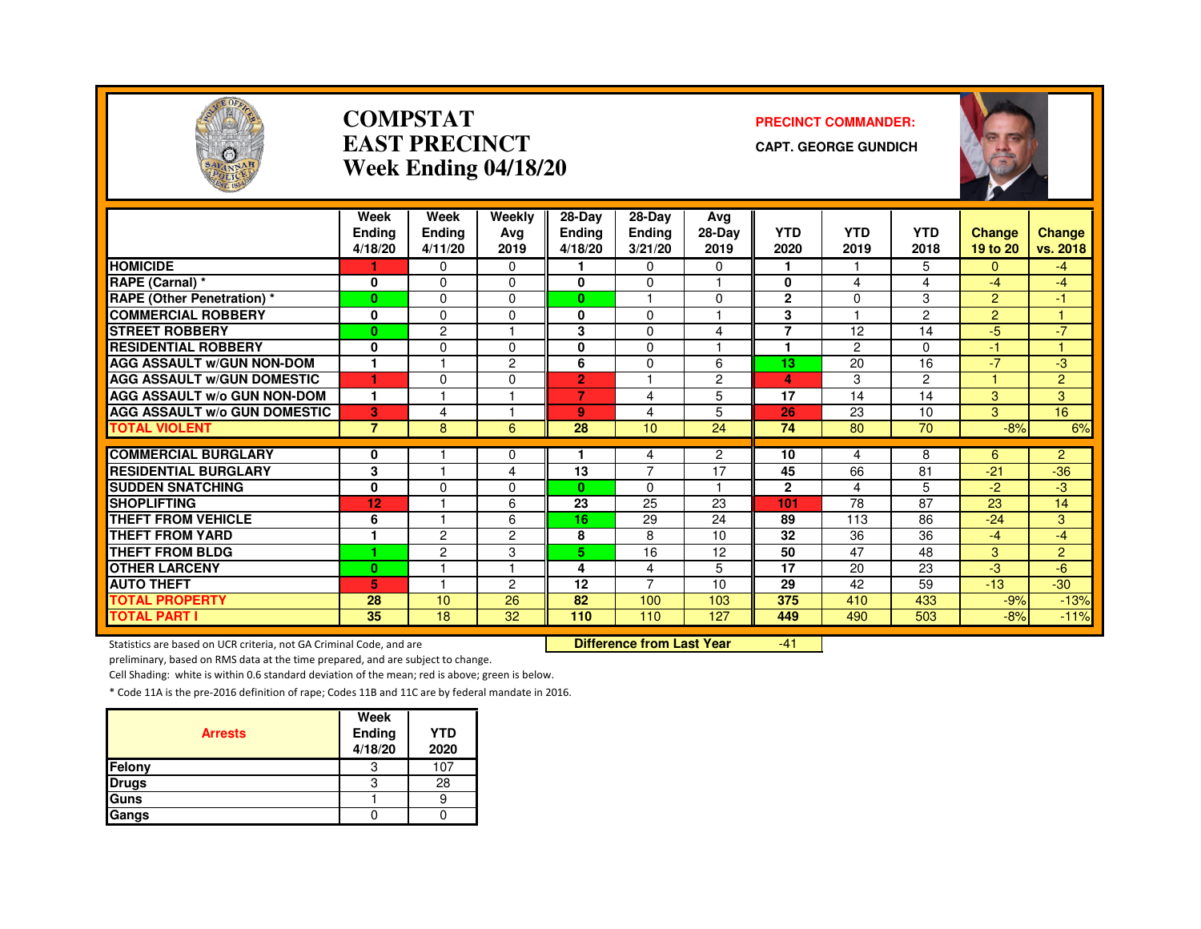# COMPSTAT
## EAST PRECINCT
## Week Ending 04/18/20

**PRECINCT COMMANDER:**

**CAPT. GEORGE GUNDICH**

| | Week Ending 4/18/20 | Week Ending 4/11/20 | Weekly Avg 2019 | 28-Day Ending 4/18/20 | 28-Day Ending 3/21/20 | Avg 28-Day 2019 | YTD 2020 | YTD 2019 | YTD 2018 | Change 19 to 20 | Change vs. 2018 |
|---|---|---|---|---|---|---|---|---|---|---|---|
| HOMICIDE | 1 | 0 | 0 | 1 | 0 | 0 | 1 | 1 | 5 | 0 | -4 |
| RAPE (Carnal) * | 0 | 0 | 0 | 0 | 0 | 1 | 0 | 4 | 4 | -4 | -4 |
| RAPE (Other Penetration) * | 0 | 0 | 0 | 0 | 1 | 0 | 2 | 0 | 3 | 2 | -1 |
| COMMERCIAL ROBBERY | 0 | 0 | 0 | 0 | 0 | 1 | 3 | 1 | 2 | 2 | 1 |
| STREET ROBBERY | 0 | 2 | 1 | 3 | 0 | 4 | 7 | 12 | 14 | -5 | -7 |
| RESIDENTIAL ROBBERY | 0 | 0 | 0 | 0 | 0 | 1 | 1 | 2 | 0 | -1 | 1 |
| AGG ASSAULT w/GUN NON-DOM | 1 | 1 | 2 | 6 | 0 | 6 | 13 | 20 | 16 | -7 | -3 |
| AGG ASSAULT w/GUN DOMESTIC | 1 | 0 | 0 | 2 | 1 | 2 | 4 | 3 | 2 | 1 | 2 |
| AGG ASSAULT w/o GUN NON-DOM | 1 | 1 | 1 | 7 | 4 | 5 | 17 | 14 | 14 | 3 | 3 |
| AGG ASSAULT w/o GUN DOMESTIC | 3 | 4 | 1 | 9 | 4 | 5 | 26 | 23 | 10 | 3 | 16 |
| TOTAL VIOLENT | 7 | 8 | 6 | 28 | 10 | 24 | 74 | 80 | 70 | -8% | 6% |
| COMMERCIAL BURGLARY | 0 | 1 | 0 | 1 | 4 | 2 | 10 | 4 | 8 | 6 | 2 |
| RESIDENTIAL BURGLARY | 3 | 1 | 4 | 13 | 7 | 17 | 45 | 66 | 81 | -21 | -36 |
| SUDDEN SNATCHING | 0 | 0 | 0 | 0 | 0 | 1 | 2 | 4 | 5 | -2 | -3 |
| SHOPLIFTING | 12 | 1 | 6 | 23 | 25 | 23 | 101 | 78 | 87 | 23 | 14 |
| THEFT FROM VEHICLE | 6 | 1 | 6 | 16 | 29 | 24 | 89 | 113 | 86 | -24 | 3 |
| THEFT FROM YARD | 1 | 2 | 2 | 8 | 8 | 10 | 32 | 36 | 36 | -4 | -4 |
| THEFT FROM BLDG | 1 | 2 | 3 | 5 | 16 | 12 | 50 | 47 | 48 | 3 | 2 |
| OTHER LARCENY | 0 | 1 | 1 | 4 | 4 | 5 | 17 | 20 | 23 | -3 | -6 |
| AUTO THEFT | 5 | 1 | 2 | 12 | 7 | 10 | 29 | 42 | 59 | -13 | -30 |
| TOTAL PROPERTY | 28 | 10 | 26 | 82 | 100 | 103 | 375 | 410 | 433 | -9% | -13% |
| TOTAL PART I | 35 | 18 | 32 | 110 | 110 | 127 | 449 | 490 | 503 | -8% | -11% |

**Difference from Last Year** -41

Statistics are based on UCR criteria, not GA Criminal Code, and are preliminary, based on RMS data at the time prepared, and are subject to change.

Cell Shading: white is within 0.6 standard deviation of the mean; red is above; green is below.

* Code 11A is the pre-2016 definition of rape; Codes 11B and 11C are by federal mandate in 2016.

| Arrests | Week Ending 4/18/20 | YTD 2020 |
|---|---|---|
| Felony | 3 | 107 |
| Drugs | 3 | 28 |
| Guns | 1 | 9 |
| Gangs | 0 | 0 |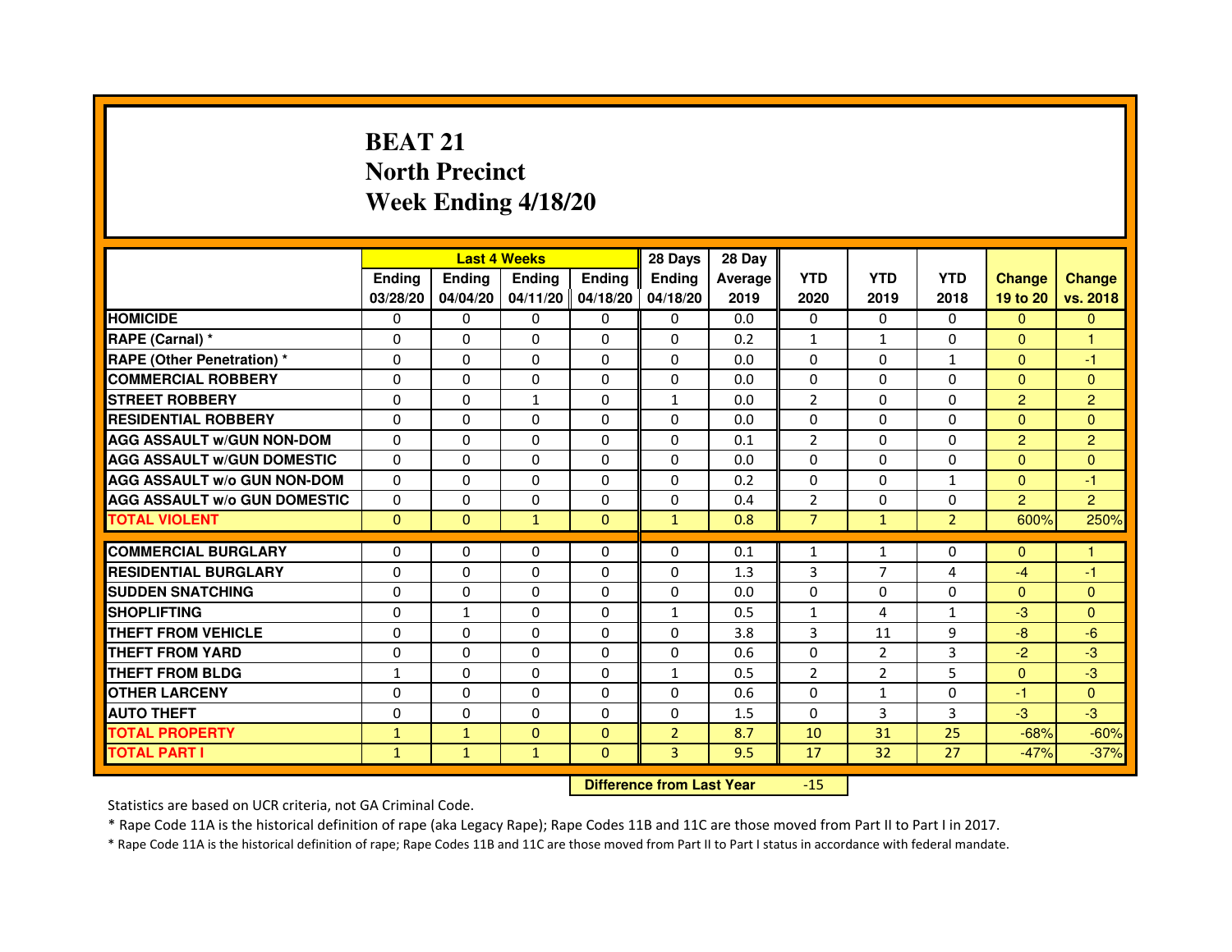# BEAT 21
## North Precinct
## Week Ending 4/18/20

| | Last 4 Weeks | | | | 28 Days | 28 Day | | | | | |
|---|---|---|---|---|---|---|---|---|---|---|---|
| | Ending 03/28/20 | Ending 04/04/20 | Ending 04/11/20 | Ending 04/18/20 | Ending 04/18/20 | Average 2019 | YTD 2020 | YTD 2019 | YTD 2018 | Change 19 to 20 | Change vs. 2018 |
| HOMICIDE | 0 | 0 | 0 | 0 | 0 | 0.0 | 0 | 0 | 0 | 0 | 0 |
| RAPE (Carnal) * | 0 | 0 | 0 | 0 | 0 | 0.2 | 1 | 1 | 0 | 0 | 1 |
| RAPE (Other Penetration) * | 0 | 0 | 0 | 0 | 0 | 0.0 | 0 | 0 | 1 | 0 | -1 |
| COMMERCIAL ROBBERY | 0 | 0 | 0 | 0 | 0 | 0.0 | 0 | 0 | 0 | 0 | 0 |
| STREET ROBBERY | 0 | 0 | 1 | 0 | 1 | 0.0 | 2 | 0 | 0 | 2 | 2 |
| RESIDENTIAL ROBBERY | 0 | 0 | 0 | 0 | 0 | 0.0 | 0 | 0 | 0 | 0 | 0 |
| AGG ASSAULT w/GUN NON-DOM | 0 | 0 | 0 | 0 | 0 | 0.1 | 2 | 0 | 0 | 2 | 2 |
| AGG ASSAULT w/GUN DOMESTIC | 0 | 0 | 0 | 0 | 0 | 0.0 | 0 | 0 | 0 | 0 | 0 |
| AGG ASSAULT w/o GUN NON-DOM | 0 | 0 | 0 | 0 | 0 | 0.2 | 0 | 0 | 1 | 0 | -1 |
| AGG ASSAULT w/o GUN DOMESTIC | 0 | 0 | 0 | 0 | 0 | 0.4 | 2 | 0 | 0 | 2 | 2 |
| TOTAL VIOLENT | 0 | 0 | 1 | 0 | 1 | 0.8 | 7 | 1 | 2 | 600% | 250% |
| COMMERCIAL BURGLARY | 0 | 0 | 0 | 0 | 0 | 0.1 | 1 | 1 | 0 | 0 | 1 |
| RESIDENTIAL BURGLARY | 0 | 0 | 0 | 0 | 0 | 1.3 | 3 | 7 | 4 | -4 | -1 |
| SUDDEN SNATCHING | 0 | 0 | 0 | 0 | 0 | 0.0 | 0 | 0 | 0 | 0 | 0 |
| SHOPLIFTING | 0 | 1 | 0 | 0 | 1 | 0.5 | 1 | 4 | 1 | -3 | 0 |
| THEFT FROM VEHICLE | 0 | 0 | 0 | 0 | 0 | 3.8 | 3 | 11 | 9 | -8 | -6 |
| THEFT FROM YARD | 0 | 0 | 0 | 0 | 0 | 0.6 | 0 | 2 | 3 | -2 | -3 |
| THEFT FROM BLDG | 1 | 0 | 0 | 0 | 1 | 0.5 | 2 | 2 | 5 | 0 | -3 |
| OTHER LARCENY | 0 | 0 | 0 | 0 | 0 | 0.6 | 0 | 1 | 0 | -1 | 0 |
| AUTO THEFT | 0 | 0 | 0 | 0 | 0 | 1.5 | 0 | 3 | 3 | -3 | -3 |
| TOTAL PROPERTY | 1 | 1 | 0 | 0 | 2 | 8.7 | 10 | 31 | 25 | -68% | -60% |
| TOTAL PART I | 1 | 1 | 1 | 0 | 3 | 9.5 | 17 | 32 | 27 | -47% | -37% |

**Difference from Last Year** -15

Statistics are based on UCR criteria, not GA Criminal Code.

* Rape Code 11A is the historical definition of rape (aka Legacy Rape); Rape Codes 11B and 11C are those moved from Part II to Part I in 2017.

* Rape Code 11A is the historical definition of rape; Rape Codes 11B and 11C are those moved from Part II to Part I status in accordance with federal mandate.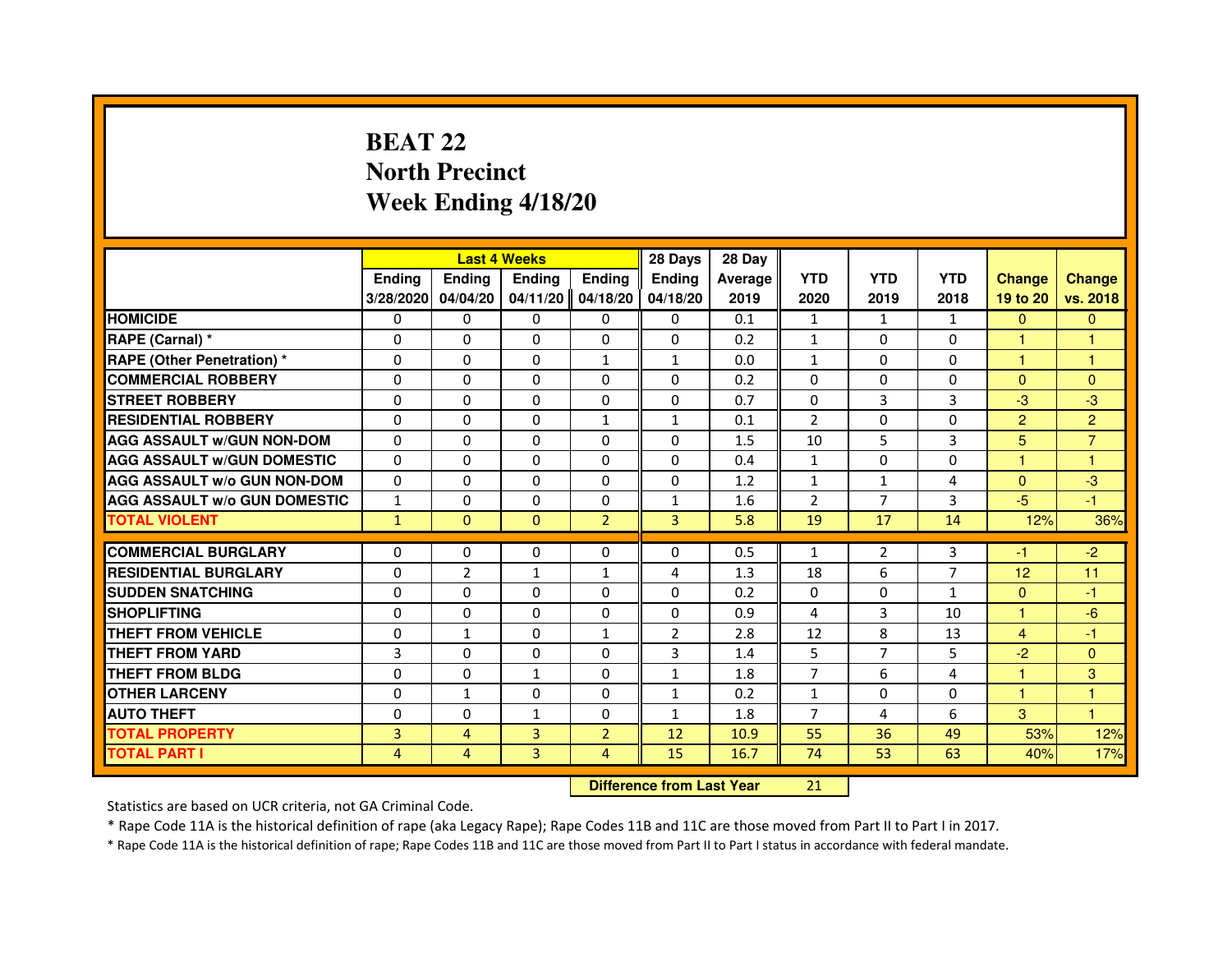# BEAT 22
## North Precinct
## Week Ending 4/18/20

| | Last 4 Weeks | | | | 28 Days | 28 Day | | | | | |
|---|---|---|---|---|---|---|---|---|---|---|---|
| | Ending 3/28/2020 | Ending 04/04/20 | Ending 04/11/20 | Ending 04/18/20 | Ending 04/18/20 | Average 2019 | YTD 2020 | YTD 2019 | YTD 2018 | Change 19 to 20 | Change vs. 2018 |
| HOMICIDE | 0 | 0 | 0 | 0 | 0 | 0.1 | 1 | 1 | 1 | 0 | 0 |
| RAPE (Carnal) * | 0 | 0 | 0 | 0 | 0 | 0.2 | 1 | 0 | 0 | 1 | 1 |
| RAPE (Other Penetration) * | 0 | 0 | 0 | 1 | 1 | 0.0 | 1 | 0 | 0 | 1 | 1 |
| COMMERCIAL ROBBERY | 0 | 0 | 0 | 0 | 0 | 0.2 | 0 | 0 | 0 | 0 | 0 |
| STREET ROBBERY | 0 | 0 | 0 | 0 | 0 | 0.7 | 0 | 3 | 3 | -3 | -3 |
| RESIDENTIAL ROBBERY | 0 | 0 | 0 | 1 | 1 | 0.1 | 2 | 0 | 0 | 2 | 2 |
| AGG ASSAULT w/GUN NON-DOM | 0 | 0 | 0 | 0 | 0 | 1.5 | 10 | 5 | 3 | 5 | 7 |
| AGG ASSAULT w/GUN DOMESTIC | 0 | 0 | 0 | 0 | 0 | 0.4 | 1 | 0 | 0 | 1 | 1 |
| AGG ASSAULT w/o GUN NON-DOM | 0 | 0 | 0 | 0 | 0 | 1.2 | 1 | 1 | 4 | 0 | -3 |
| AGG ASSAULT w/o GUN DOMESTIC | 1 | 0 | 0 | 0 | 1 | 1.6 | 2 | 7 | 3 | -5 | -1 |
| TOTAL VIOLENT | 1 | 0 | 0 | 2 | 3 | 5.8 | 19 | 17 | 14 | 12% | 36% |
| COMMERCIAL BURGLARY | 0 | 0 | 0 | 0 | 0 | 0.5 | 1 | 2 | 3 | -1 | -2 |
| RESIDENTIAL BURGLARY | 0 | 2 | 1 | 1 | 4 | 1.3 | 18 | 6 | 7 | 12 | 11 |
| SUDDEN SNATCHING | 0 | 0 | 0 | 0 | 0 | 0.2 | 0 | 0 | 1 | 0 | -1 |
| SHOPLIFTING | 0 | 0 | 0 | 0 | 0 | 0.9 | 4 | 3 | 10 | 1 | -6 |
| THEFT FROM VEHICLE | 0 | 1 | 0 | 1 | 2 | 2.8 | 12 | 8 | 13 | 4 | -1 |
| THEFT FROM YARD | 3 | 0 | 0 | 0 | 3 | 1.4 | 5 | 7 | 5 | -2 | 0 |
| THEFT FROM BLDG | 0 | 0 | 1 | 0 | 1 | 1.8 | 7 | 6 | 4 | 1 | 3 |
| OTHER LARCENY | 0 | 1 | 0 | 0 | 1 | 0.2 | 1 | 0 | 0 | 1 | 1 |
| AUTO THEFT | 0 | 0 | 1 | 0 | 1 | 1.8 | 7 | 4 | 6 | 3 | 1 |
| TOTAL PROPERTY | 3 | 4 | 3 | 2 | 12 | 10.9 | 55 | 36 | 49 | 53% | 12% |
| TOTAL PART I | 4 | 4 | 3 | 4 | 15 | 16.7 | 74 | 53 | 63 | 40% | 17% |

| Difference from Last Year | 21 |
|---|---|

Statistics are based on UCR criteria, not GA Criminal Code.

* Rape Code 11A is the historical definition of rape (aka Legacy Rape); Rape Codes 11B and 11C are those moved from Part II to Part I in 2017.

* Rape Code 11A is the historical definition of rape; Rape Codes 11B and 11C are those moved from Part II to Part I status in accordance with federal mandate.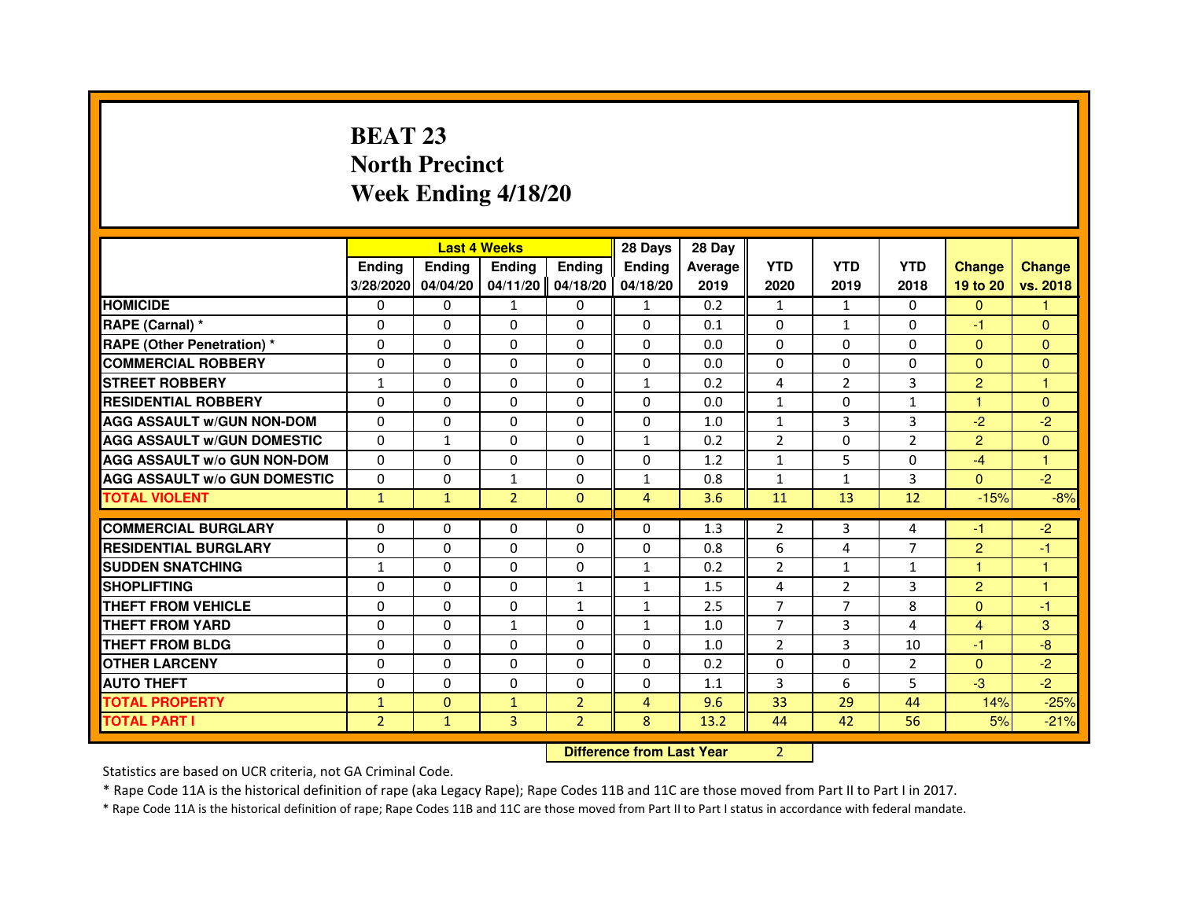# BEAT 23
## North Precinct
## Week Ending 4/18/20

| | Last 4 Weeks | | | | 28 Days | 28 Day | | | | | |
|---|---|---|---|---|---|---|---|---|---|---|---|
| | Ending 3/28/2020 | Ending 04/04/20 | Ending 04/11/20 | Ending 04/18/20 | Ending 04/18/20 | Average 2019 | YTD 2020 | YTD 2019 | YTD 2018 | Change 19 to 20 | Change vs. 2018 |
| HOMICIDE | 0 | 0 | 1 | 0 | 1 | 0.2 | 1 | 1 | 0 | 0 | 1 |
| RAPE (Carnal) * | 0 | 0 | 0 | 0 | 0 | 0.1 | 0 | 1 | 0 | -1 | 0 |
| RAPE (Other Penetration) * | 0 | 0 | 0 | 0 | 0 | 0.0 | 0 | 0 | 0 | 0 | 0 |
| COMMERCIAL ROBBERY | 0 | 0 | 0 | 0 | 0 | 0.0 | 0 | 0 | 0 | 0 | 0 |
| STREET ROBBERY | 1 | 0 | 0 | 0 | 1 | 0.2 | 4 | 2 | 3 | 2 | 1 |
| RESIDENTIAL ROBBERY | 0 | 0 | 0 | 0 | 0 | 0.0 | 1 | 0 | 1 | 1 | 0 |
| AGG ASSAULT w/GUN NON-DOM | 0 | 0 | 0 | 0 | 0 | 1.0 | 1 | 3 | 3 | -2 | -2 |
| AGG ASSAULT w/GUN DOMESTIC | 0 | 1 | 0 | 0 | 1 | 0.2 | 2 | 0 | 2 | 2 | 0 |
| AGG ASSAULT w/o GUN NON-DOM | 0 | 0 | 0 | 0 | 0 | 1.2 | 1 | 5 | 0 | -4 | 1 |
| AGG ASSAULT w/o GUN DOMESTIC | 0 | 0 | 1 | 0 | 1 | 0.8 | 1 | 1 | 3 | 0 | -2 |
| TOTAL VIOLENT | 1 | 1 | 2 | 0 | 4 | 3.6 | 11 | 13 | 12 | -15% | -8% |
| COMMERCIAL BURGLARY | 0 | 0 | 0 | 0 | 0 | 1.3 | 2 | 3 | 4 | -1 | -2 |
| RESIDENTIAL BURGLARY | 0 | 0 | 0 | 0 | 0 | 0.8 | 6 | 4 | 7 | 2 | -1 |
| SUDDEN SNATCHING | 1 | 0 | 0 | 0 | 1 | 0.2 | 2 | 1 | 1 | 1 | 1 |
| SHOPLIFTING | 0 | 0 | 0 | 1 | 1 | 1.5 | 4 | 2 | 3 | 2 | 1 |
| THEFT FROM VEHICLE | 0 | 0 | 0 | 1 | 1 | 2.5 | 7 | 7 | 8 | 0 | -1 |
| THEFT FROM YARD | 0 | 0 | 1 | 0 | 1 | 1.0 | 7 | 3 | 4 | 4 | 3 |
| THEFT FROM BLDG | 0 | 0 | 0 | 0 | 0 | 1.0 | 2 | 3 | 10 | -1 | -8 |
| OTHER LARCENY | 0 | 0 | 0 | 0 | 0 | 0.2 | 0 | 0 | 2 | 0 | -2 |
| AUTO THEFT | 0 | 0 | 0 | 0 | 0 | 1.1 | 3 | 6 | 5 | -3 | -2 |
| TOTAL PROPERTY | 1 | 0 | 1 | 2 | 4 | 9.6 | 33 | 29 | 44 | 14% | -25% |
| TOTAL PART I | 2 | 1 | 3 | 2 | 8 | 13.2 | 44 | 42 | 56 | 5% | -21% |

**Difference from Last Year** 2

Statistics are based on UCR criteria, not GA Criminal Code.

* Rape Code 11A is the historical definition of rape (aka Legacy Rape); Rape Codes 11B and 11C are those moved from Part II to Part I in 2017.

* Rape Code 11A is the historical definition of rape; Rape Codes 11B and 11C are those moved from Part II to Part I status in accordance with federal mandate.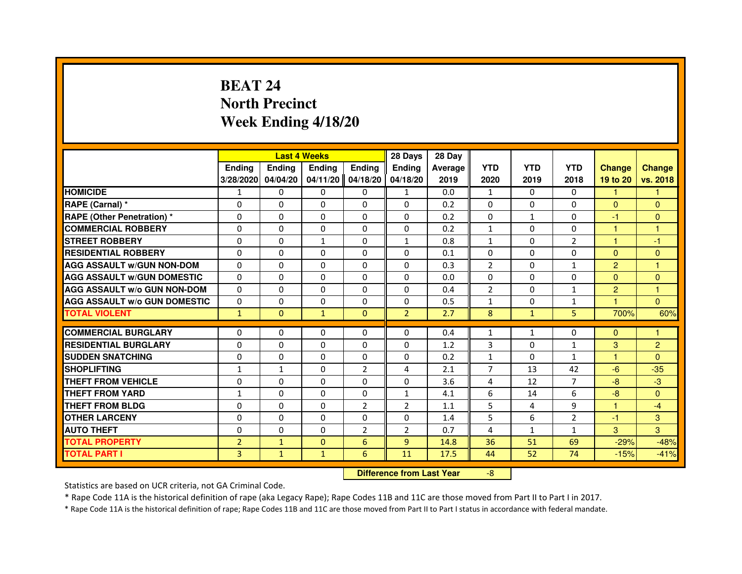# BEAT 24
## North Precinct
## Week Ending 4/18/20

| | Last 4 Weeks | | | | 28 Days | 28 Day | | | | | |
|---|---|---|---|---|---|---|---|---|---|---|---|
| | Ending 3/28/2020 | Ending 04/04/20 | Ending 04/11/20 | Ending 04/18/20 | Ending 04/18/20 | Average 2019 | YTD 2020 | YTD 2019 | YTD 2018 | Change 19 to 20 | Change vs. 2018 |
| HOMICIDE | 1 | 0 | 0 | 0 | 1 | 0.0 | 1 | 0 | 0 | 1 | 1 |
| RAPE (Carnal) * | 0 | 0 | 0 | 0 | 0 | 0.2 | 0 | 0 | 0 | 0 | 0 |
| RAPE (Other Penetration) * | 0 | 0 | 0 | 0 | 0 | 0.2 | 0 | 1 | 0 | -1 | 0 |
| COMMERCIAL ROBBERY | 0 | 0 | 0 | 0 | 0 | 0.2 | 1 | 0 | 0 | 1 | 1 |
| STREET ROBBERY | 0 | 0 | 1 | 0 | 1 | 0.8 | 1 | 0 | 2 | 1 | -1 |
| RESIDENTIAL ROBBERY | 0 | 0 | 0 | 0 | 0 | 0.1 | 0 | 0 | 0 | 0 | 0 |
| AGG ASSAULT w/GUN NON-DOM | 0 | 0 | 0 | 0 | 0 | 0.3 | 2 | 0 | 1 | 2 | 1 |
| AGG ASSAULT w/GUN DOMESTIC | 0 | 0 | 0 | 0 | 0 | 0.0 | 0 | 0 | 0 | 0 | 0 |
| AGG ASSAULT w/o GUN NON-DOM | 0 | 0 | 0 | 0 | 0 | 0.4 | 2 | 0 | 1 | 2 | 1 |
| AGG ASSAULT w/o GUN DOMESTIC | 0 | 0 | 0 | 0 | 0 | 0.5 | 1 | 0 | 1 | 1 | 0 |
| TOTAL VIOLENT | 1 | 0 | 1 | 0 | 2 | 2.7 | 8 | 1 | 5 | 700% | 60% |
| COMMERCIAL BURGLARY | 0 | 0 | 0 | 0 | 0 | 0.4 | 1 | 1 | 0 | 0 | 1 |
| RESIDENTIAL BURGLARY | 0 | 0 | 0 | 0 | 0 | 1.2 | 3 | 0 | 1 | 3 | 2 |
| SUDDEN SNATCHING | 0 | 0 | 0 | 0 | 0 | 0.2 | 1 | 0 | 1 | 1 | 0 |
| SHOPLIFTING | 1 | 1 | 0 | 2 | 4 | 2.1 | 7 | 13 | 42 | -6 | -35 |
| THEFT FROM VEHICLE | 0 | 0 | 0 | 0 | 0 | 3.6 | 4 | 12 | 7 | -8 | -3 |
| THEFT FROM YARD | 1 | 0 | 0 | 0 | 1 | 4.1 | 6 | 14 | 6 | -8 | 0 |
| THEFT FROM BLDG | 0 | 0 | 0 | 2 | 2 | 1.1 | 5 | 4 | 9 | 1 | -4 |
| OTHER LARCENY | 0 | 0 | 0 | 0 | 0 | 1.4 | 5 | 6 | 2 | -1 | 3 |
| AUTO THEFT | 0 | 0 | 0 | 2 | 2 | 0.7 | 4 | 1 | 1 | 3 | 3 |
| TOTAL PROPERTY | 2 | 1 | 0 | 6 | 9 | 14.8 | 36 | 51 | 69 | -29% | -48% |
| TOTAL PART I | 3 | 1 | 1 | 6 | 11 | 17.5 | 44 | 52 | 74 | -15% | -41% |

**Difference from Last Year** -8

Statistics are based on UCR criteria, not GA Criminal Code.

* Rape Code 11A is the historical definition of rape (aka Legacy Rape); Rape Codes 11B and 11C are those moved from Part II to Part I in 2017.

* Rape Code 11A is the historical definition of rape; Rape Codes 11B and 11C are those moved from Part II to Part I status in accordance with federal mandate.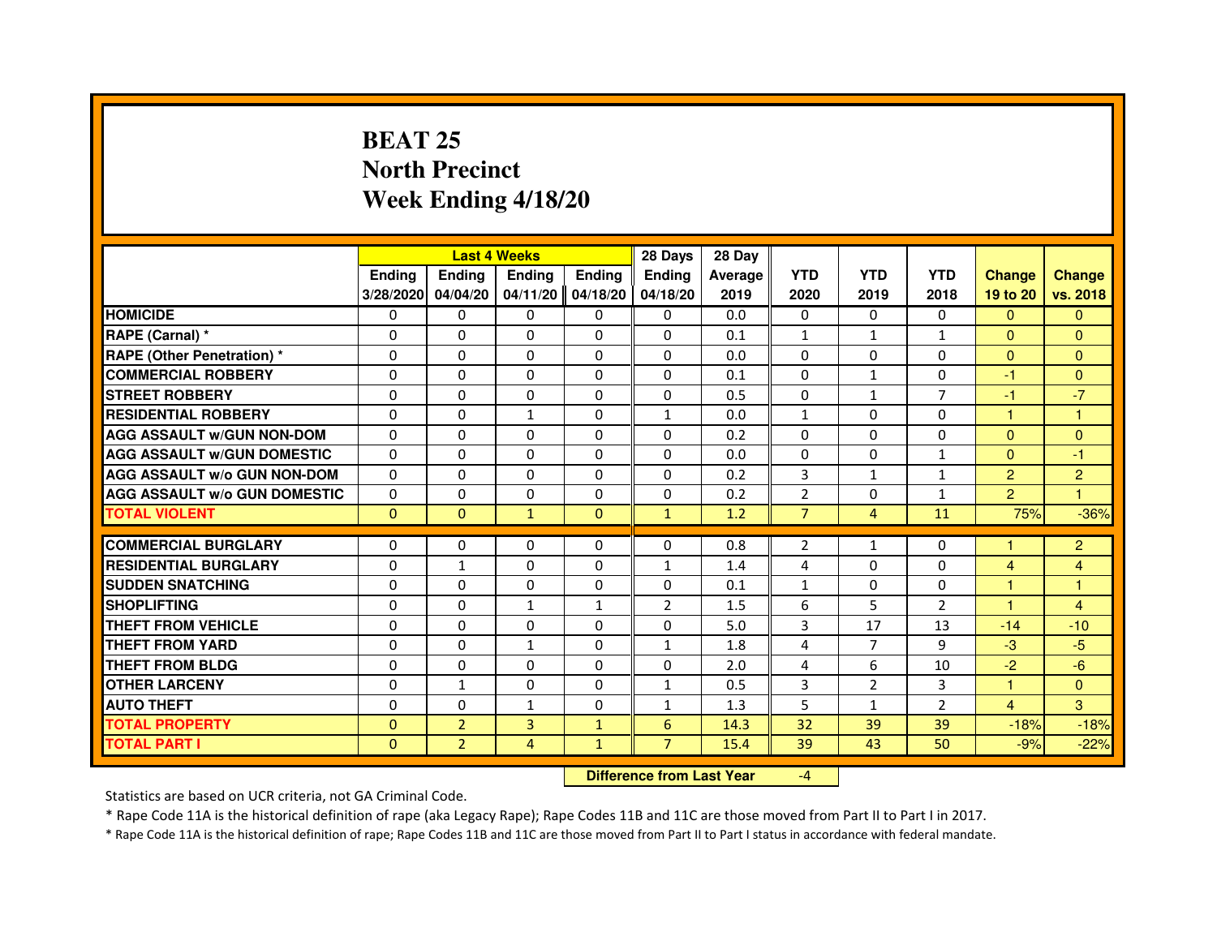# BEAT 25
# North Precinct
# Week Ending 4/18/20

| | Last 4 Weeks | | | | 28 Days | 28 Day | | | | | |
|---|---|---|---|---|---|---|---|---|---|---|---|
| | Ending 3/28/2020 | Ending 04/04/20 | Ending 04/11/20 | Ending 04/18/20 | Ending 04/18/20 | Average 2019 | YTD 2020 | YTD 2019 | YTD 2018 | Change 19 to 20 | Change vs. 2018 |
| HOMICIDE | 0 | 0 | 0 | 0 | 0 | 0.0 | 0 | 0 | 0 | 0 | 0 |
| RAPE (Carnal) * | 0 | 0 | 0 | 0 | 0 | 0.1 | 1 | 1 | 1 | 0 | 0 |
| RAPE (Other Penetration) * | 0 | 0 | 0 | 0 | 0 | 0.0 | 0 | 0 | 0 | 0 | 0 |
| COMMERCIAL ROBBERY | 0 | 0 | 0 | 0 | 0 | 0.1 | 0 | 1 | 0 | -1 | 0 |
| STREET ROBBERY | 0 | 0 | 0 | 0 | 0 | 0.5 | 0 | 1 | 7 | -1 | -7 |
| RESIDENTIAL ROBBERY | 0 | 0 | 1 | 0 | 1 | 0.0 | 1 | 0 | 0 | 1 | 1 |
| AGG ASSAULT w/GUN NON-DOM | 0 | 0 | 0 | 0 | 0 | 0.2 | 0 | 0 | 0 | 0 | 0 |
| AGG ASSAULT w/GUN DOMESTIC | 0 | 0 | 0 | 0 | 0 | 0.0 | 0 | 0 | 1 | 0 | -1 |
| AGG ASSAULT w/o GUN NON-DOM | 0 | 0 | 0 | 0 | 0 | 0.2 | 3 | 1 | 1 | 2 | 2 |
| AGG ASSAULT w/o GUN DOMESTIC | 0 | 0 | 0 | 0 | 0 | 0.2 | 2 | 0 | 1 | 2 | 1 |
| TOTAL VIOLENT | 0 | 0 | 1 | 0 | 1 | 1.2 | 7 | 4 | 11 | 75% | -36% |
| COMMERCIAL BURGLARY | 0 | 0 | 0 | 0 | 0 | 0.8 | 2 | 1 | 0 | 1 | 2 |
| RESIDENTIAL BURGLARY | 0 | 1 | 0 | 0 | 1 | 1.4 | 4 | 0 | 0 | 4 | 4 |
| SUDDEN SNATCHING | 0 | 0 | 0 | 0 | 0 | 0.1 | 1 | 0 | 0 | 1 | 1 |
| SHOPLIFTING | 0 | 0 | 1 | 1 | 2 | 1.5 | 6 | 5 | 2 | 1 | 4 |
| THEFT FROM VEHICLE | 0 | 0 | 0 | 0 | 0 | 5.0 | 3 | 17 | 13 | -14 | -10 |
| THEFT FROM YARD | 0 | 0 | 1 | 0 | 1 | 1.8 | 4 | 7 | 9 | -3 | -5 |
| THEFT FROM BLDG | 0 | 0 | 0 | 0 | 0 | 2.0 | 4 | 6 | 10 | -2 | -6 |
| OTHER LARCENY | 0 | 1 | 0 | 0 | 1 | 0.5 | 3 | 2 | 3 | 1 | 0 |
| AUTO THEFT | 0 | 0 | 1 | 0 | 1 | 1.3 | 5 | 1 | 2 | 4 | 3 |
| TOTAL PROPERTY | 0 | 2 | 3 | 1 | 6 | 14.3 | 32 | 39 | 39 | -18% | -18% |
| TOTAL PART I | 0 | 2 | 4 | 1 | 7 | 15.4 | 39 | 43 | 50 | -9% | -22% |

**Difference from Last Year** -4

Statistics are based on UCR criteria, not GA Criminal Code.

* Rape Code 11A is the historical definition of rape (aka Legacy Rape); Rape Codes 11B and 11C are those moved from Part II to Part I in 2017.

* Rape Code 11A is the historical definition of rape; Rape Codes 11B and 11C are those moved from Part II to Part I status in accordance with federal mandate.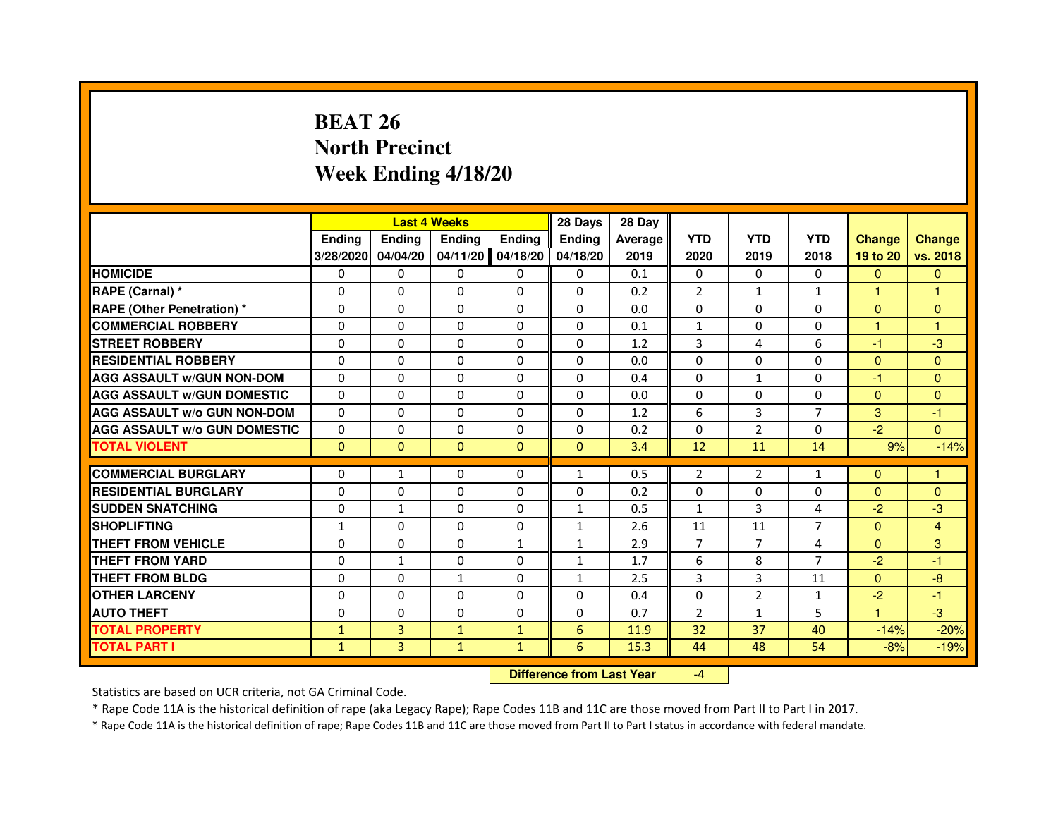# BEAT 26
# North Precinct
# Week Ending 4/18/20

| | Last 4 Weeks | | | | 28 Days | 28 Day | | | | | |
|---|---|---|---|---|---|---|---|---|---|---|---|
| | Ending 3/28/2020 | Ending 04/04/20 | Ending 04/11/20 | Ending 04/18/20 | Ending 04/18/20 | Average 2019 | YTD 2020 | YTD 2019 | YTD 2018 | Change 19 to 20 | Change vs. 2018 |
| HOMICIDE | 0 | 0 | 0 | 0 | 0 | 0.1 | 0 | 0 | 0 | 0 | 0 |
| RAPE (Carnal) * | 0 | 0 | 0 | 0 | 0 | 0.2 | 2 | 1 | 1 | 1 | 1 |
| RAPE (Other Penetration) * | 0 | 0 | 0 | 0 | 0 | 0.0 | 0 | 0 | 0 | 0 | 0 |
| COMMERCIAL ROBBERY | 0 | 0 | 0 | 0 | 0 | 0.1 | 1 | 0 | 0 | 1 | 1 |
| STREET ROBBERY | 0 | 0 | 0 | 0 | 0 | 1.2 | 3 | 4 | 6 | -1 | -3 |
| RESIDENTIAL ROBBERY | 0 | 0 | 0 | 0 | 0 | 0.0 | 0 | 0 | 0 | 0 | 0 |
| AGG ASSAULT w/GUN NON-DOM | 0 | 0 | 0 | 0 | 0 | 0.4 | 0 | 1 | 0 | -1 | 0 |
| AGG ASSAULT w/GUN DOMESTIC | 0 | 0 | 0 | 0 | 0 | 0.0 | 0 | 0 | 0 | 0 | 0 |
| AGG ASSAULT w/o GUN NON-DOM | 0 | 0 | 0 | 0 | 0 | 1.2 | 6 | 3 | 7 | 3 | -1 |
| AGG ASSAULT w/o GUN DOMESTIC | 0 | 0 | 0 | 0 | 0 | 0.2 | 0 | 2 | 0 | -2 | 0 |
| TOTAL VIOLENT | 0 | 0 | 0 | 0 | 0 | 3.4 | 12 | 11 | 14 | 9% | -14% |
| COMMERCIAL BURGLARY | 0 | 1 | 0 | 0 | 1 | 0.5 | 2 | 2 | 1 | 0 | 1 |
| RESIDENTIAL BURGLARY | 0 | 0 | 0 | 0 | 0 | 0.2 | 0 | 0 | 0 | 0 | 0 |
| SUDDEN SNATCHING | 0 | 1 | 0 | 0 | 1 | 0.5 | 1 | 3 | 4 | -2 | -3 |
| SHOPLIFTING | 1 | 0 | 0 | 0 | 1 | 2.6 | 11 | 11 | 7 | 0 | 4 |
| THEFT FROM VEHICLE | 0 | 0 | 0 | 1 | 1 | 2.9 | 7 | 7 | 4 | 0 | 3 |
| THEFT FROM YARD | 0 | 1 | 0 | 0 | 1 | 1.7 | 6 | 8 | 7 | -2 | -1 |
| THEFT FROM BLDG | 0 | 0 | 1 | 0 | 1 | 2.5 | 3 | 3 | 11 | 0 | -8 |
| OTHER LARCENY | 0 | 0 | 0 | 0 | 0 | 0.4 | 0 | 2 | 1 | -2 | -1 |
| AUTO THEFT | 0 | 0 | 0 | 0 | 0 | 0.7 | 2 | 1 | 5 | 1 | -3 |
| TOTAL PROPERTY | 1 | 3 | 1 | 1 | 6 | 11.9 | 32 | 37 | 40 | -14% | -20% |
| TOTAL PART I | 1 | 3 | 1 | 1 | 6 | 15.3 | 44 | 48 | 54 | -8% | -19% |

**Difference from Last Year** -4

Statistics are based on UCR criteria, not GA Criminal Code.

* Rape Code 11A is the historical definition of rape (aka Legacy Rape); Rape Codes 11B and 11C are those moved from Part II to Part I in 2017.

* Rape Code 11A is the historical definition of rape; Rape Codes 11B and 11C are those moved from Part II to Part I status in accordance with federal mandate.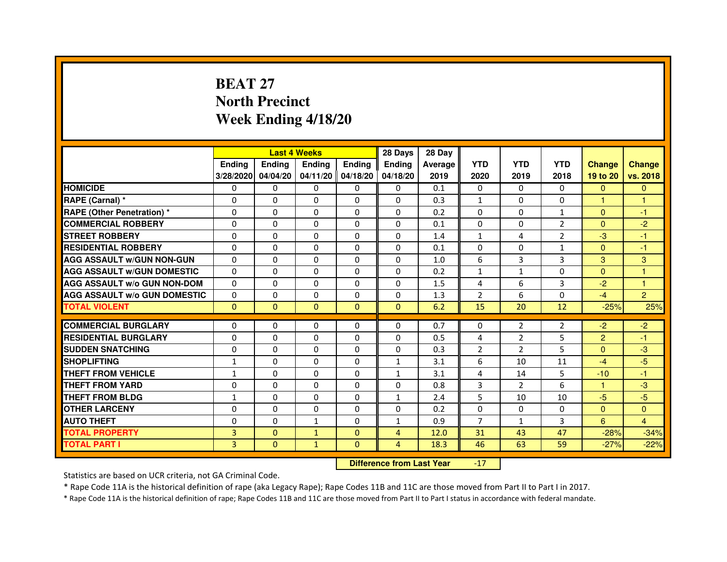# BEAT 27
# North Precinct
# Week Ending 4/18/20

| | Last 4 Weeks | | | | 28 Days | 28 Day | | | | | |
|---|---|---|---|---|---|---|---|---|---|---|---|
| | Ending 3/28/2020 | Ending 04/04/20 | Ending 04/11/20 | Ending 04/18/20 | Ending 04/18/20 | Average 2019 | YTD 2020 | YTD 2019 | YTD 2018 | Change 19 to 20 | Change vs. 2018 |
| HOMICIDE | 0 | 0 | 0 | 0 | 0 | 0.1 | 0 | 0 | 0 | 0 | 0 |
| RAPE (Carnal) * | 0 | 0 | 0 | 0 | 0 | 0.3 | 1 | 0 | 0 | 1 | 1 |
| RAPE (Other Penetration) * | 0 | 0 | 0 | 0 | 0 | 0.2 | 0 | 0 | 1 | 0 | -1 |
| COMMERCIAL ROBBERY | 0 | 0 | 0 | 0 | 0 | 0.1 | 0 | 0 | 2 | 0 | -2 |
| STREET ROBBERY | 0 | 0 | 0 | 0 | 0 | 1.4 | 1 | 4 | 2 | -3 | -1 |
| RESIDENTIAL ROBBERY | 0 | 0 | 0 | 0 | 0 | 0.1 | 0 | 0 | 1 | 0 | -1 |
| AGG ASSAULT w/GUN NON-GUN | 0 | 0 | 0 | 0 | 0 | 1.0 | 6 | 3 | 3 | 3 | 3 |
| AGG ASSAULT w/GUN DOMESTIC | 0 | 0 | 0 | 0 | 0 | 0.2 | 1 | 1 | 0 | 0 | 1 |
| AGG ASSAULT w/o GUN NON-DOM | 0 | 0 | 0 | 0 | 0 | 1.5 | 4 | 6 | 3 | -2 | 1 |
| AGG ASSAULT w/o GUN DOMESTIC | 0 | 0 | 0 | 0 | 0 | 1.3 | 2 | 6 | 0 | -4 | 2 |
| TOTAL VIOLENT | 0 | 0 | 0 | 0 | 0 | 6.2 | 15 | 20 | 12 | -25% | 25% |
| COMMERCIAL BURGLARY | 0 | 0 | 0 | 0 | 0 | 0.7 | 0 | 2 | 2 | -2 | -2 |
| RESIDENTIAL BURGLARY | 0 | 0 | 0 | 0 | 0 | 0.5 | 4 | 2 | 5 | 2 | -1 |
| SUDDEN SNATCHING | 0 | 0 | 0 | 0 | 0 | 0.3 | 2 | 2 | 5 | 0 | -3 |
| SHOPLIFTING | 1 | 0 | 0 | 0 | 1 | 3.1 | 6 | 10 | 11 | -4 | -5 |
| THEFT FROM VEHICLE | 1 | 0 | 0 | 0 | 1 | 3.1 | 4 | 14 | 5 | -10 | -1 |
| THEFT FROM YARD | 0 | 0 | 0 | 0 | 0 | 0.8 | 3 | 2 | 6 | 1 | -3 |
| THEFT FROM BLDG | 1 | 0 | 0 | 0 | 1 | 2.4 | 5 | 10 | 10 | -5 | -5 |
| OTHER LARCENY | 0 | 0 | 0 | 0 | 0 | 0.2 | 0 | 0 | 0 | 0 | 0 |
| AUTO THEFT | 0 | 0 | 1 | 0 | 1 | 0.9 | 7 | 1 | 3 | 6 | 4 |
| TOTAL PROPERTY | 3 | 0 | 1 | 0 | 4 | 12.0 | 31 | 43 | 47 | -28% | -34% |
| TOTAL PART I | 3 | 0 | 1 | 0 | 4 | 18.3 | 46 | 63 | 59 | -27% | -22% |

**Difference from Last Year** -17

Statistics are based on UCR criteria, not GA Criminal Code.

* Rape Code 11A is the historical definition of rape (aka Legacy Rape); Rape Codes 11B and 11C are those moved from Part II to Part I in 2017.

* Rape Code 11A is the historical definition of rape; Rape Codes 11B and 11C are those moved from Part II to Part I status in accordance with federal mandate.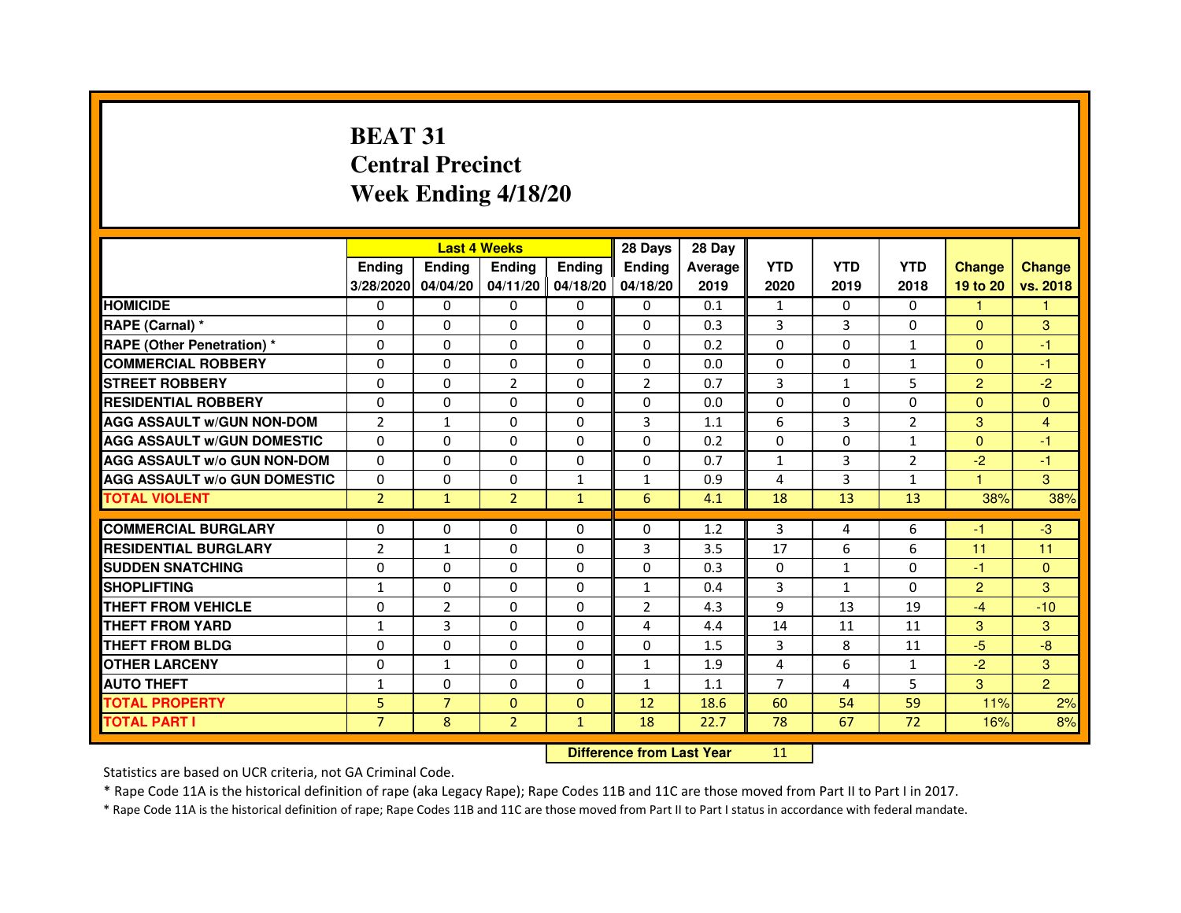# BEAT 31
# Central Precinct
# Week Ending 4/18/20

| | Last 4 Weeks | | | | 28 Days | 28 Day | | | | | |
|---|---|---|---|---|---|---|---|---|---|---|---|
| | Ending 3/28/2020 | Ending 04/04/20 | Ending 04/11/20 | Ending 04/18/20 | Ending 04/18/20 | Average 2019 | YTD 2020 | YTD 2019 | YTD 2018 | Change 19 to 20 | Change vs. 2018 |
| **HOMICIDE** | 0 | 0 | 0 | 0 | 0 | 0.1 | 1 | 0 | 0 | 1 | 1 |
| **RAPE (Carnal) *** | 0 | 0 | 0 | 0 | 0 | 0.3 | 3 | 3 | 0 | 0 | 3 |
| **RAPE (Other Penetration) *** | 0 | 0 | 0 | 0 | 0 | 0.2 | 0 | 0 | 1 | 0 | -1 |
| **COMMERCIAL ROBBERY** | 0 | 0 | 0 | 0 | 0 | 0.0 | 0 | 0 | 1 | 0 | -1 |
| **STREET ROBBERY** | 0 | 0 | 2 | 0 | 2 | 0.7 | 3 | 1 | 5 | 2 | -2 |
| **RESIDENTIAL ROBBERY** | 0 | 0 | 0 | 0 | 0 | 0.0 | 0 | 0 | 0 | 0 | 0 |
| **AGG ASSAULT w/GUN NON-DOM** | 2 | 1 | 0 | 0 | 3 | 1.1 | 6 | 3 | 2 | 3 | 4 |
| **AGG ASSAULT w/GUN DOMESTIC** | 0 | 0 | 0 | 0 | 0 | 0.2 | 0 | 0 | 1 | 0 | -1 |
| **AGG ASSAULT w/o GUN NON-DOM** | 0 | 0 | 0 | 0 | 0 | 0.7 | 1 | 3 | 2 | -2 | -1 |
| **AGG ASSAULT w/o GUN DOMESTIC** | 0 | 0 | 0 | 1 | 1 | 0.9 | 4 | 3 | 1 | 1 | 3 |
| **TOTAL VIOLENT** | 2 | 1 | 2 | 1 | 6 | 4.1 | 18 | 13 | 13 | 38% | 38% |
| **COMMERCIAL BURGLARY** | 0 | 0 | 0 | 0 | 0 | 1.2 | 3 | 4 | 6 | -1 | -3 |
| **RESIDENTIAL BURGLARY** | 2 | 1 | 0 | 0 | 3 | 3.5 | 17 | 6 | 6 | 11 | 11 |
| **SUDDEN SNATCHING** | 0 | 0 | 0 | 0 | 0 | 0.3 | 0 | 1 | 0 | -1 | 0 |
| **SHOPLIFTING** | 1 | 0 | 0 | 0 | 1 | 0.4 | 3 | 1 | 0 | 2 | 3 |
| **THEFT FROM VEHICLE** | 0 | 2 | 0 | 0 | 2 | 4.3 | 9 | 13 | 19 | -4 | -10 |
| **THEFT FROM YARD** | 1 | 3 | 0 | 0 | 4 | 4.4 | 14 | 11 | 11 | 3 | 3 |
| **THEFT FROM BLDG** | 0 | 0 | 0 | 0 | 0 | 1.5 | 3 | 8 | 11 | -5 | -8 |
| **OTHER LARCENY** | 0 | 1 | 0 | 0 | 1 | 1.9 | 4 | 6 | 1 | -2 | 3 |
| **AUTO THEFT** | 1 | 0 | 0 | 0 | 1 | 1.1 | 7 | 4 | 5 | 3 | 2 |
| **TOTAL PROPERTY** | 5 | 7 | 0 | 0 | 12 | 18.6 | 60 | 54 | 59 | 11% | 2% |
| **TOTAL PART I** | 7 | 8 | 2 | 1 | 18 | 22.7 | 78 | 67 | 72 | 16% | 8% |

| Difference from Last Year | 11 |
|---|---|

Statistics are based on UCR criteria, not GA Criminal Code.

* Rape Code 11A is the historical definition of rape (aka Legacy Rape); Rape Codes 11B and 11C are those moved from Part II to Part I in 2017.

* Rape Code 11A is the historical definition of rape; Rape Codes 11B and 11C are those moved from Part II to Part I status in accordance with federal mandate.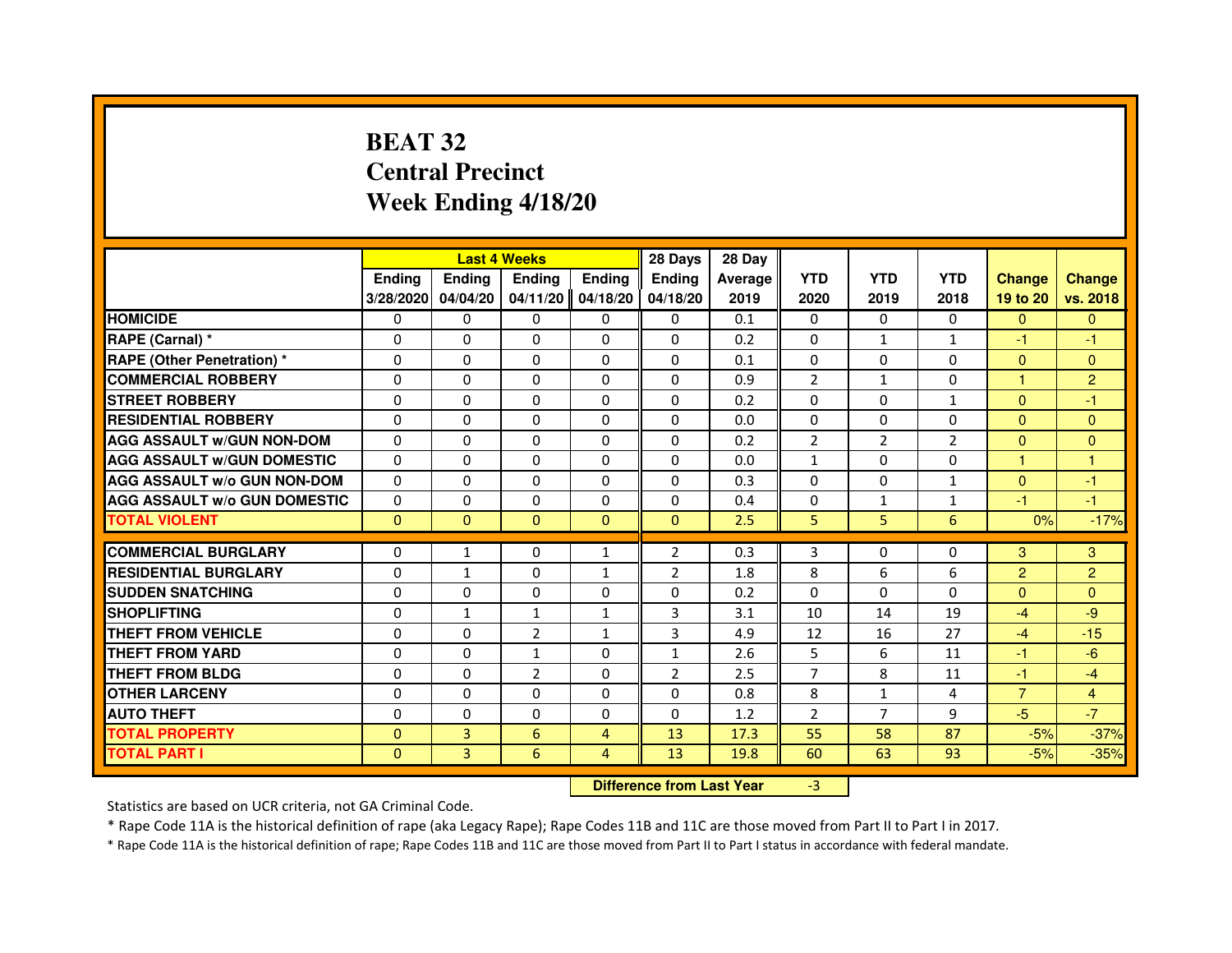# BEAT 32
# Central Precinct
# Week Ending 4/18/20

| | Last 4 Weeks | | | | 28 Days | 28 Day | | | | | |
|---|---|---|---|---|---|---|---|---|---|---|---|
| | Ending 3/28/2020 | Ending 04/04/20 | Ending 04/11/20 | Ending 04/18/20 | Ending 04/18/20 | Average 2019 | YTD 2020 | YTD 2019 | YTD 2018 | Change 19 to 20 | Change vs. 2018 |
| HOMICIDE | 0 | 0 | 0 | 0 | 0 | 0.1 | 0 | 0 | 0 | 0 | 0 |
| RAPE (Carnal) * | 0 | 0 | 0 | 0 | 0 | 0.2 | 0 | 1 | 1 | -1 | -1 |
| RAPE (Other Penetration) * | 0 | 0 | 0 | 0 | 0 | 0.1 | 0 | 0 | 0 | 0 | 0 |
| COMMERCIAL ROBBERY | 0 | 0 | 0 | 0 | 0 | 0.9 | 2 | 1 | 0 | 1 | 2 |
| STREET ROBBERY | 0 | 0 | 0 | 0 | 0 | 0.2 | 0 | 0 | 1 | 0 | -1 |
| RESIDENTIAL ROBBERY | 0 | 0 | 0 | 0 | 0 | 0.0 | 0 | 0 | 0 | 0 | 0 |
| AGG ASSAULT w/GUN NON-DOM | 0 | 0 | 0 | 0 | 0 | 0.2 | 2 | 2 | 2 | 0 | 0 |
| AGG ASSAULT w/GUN DOMESTIC | 0 | 0 | 0 | 0 | 0 | 0.0 | 1 | 0 | 0 | 1 | 1 |
| AGG ASSAULT w/o GUN NON-DOM | 0 | 0 | 0 | 0 | 0 | 0.3 | 0 | 0 | 1 | 0 | -1 |
| AGG ASSAULT w/o GUN DOMESTIC | 0 | 0 | 0 | 0 | 0 | 0.4 | 0 | 1 | 1 | -1 | -1 |
| TOTAL VIOLENT | 0 | 0 | 0 | 0 | 0 | 2.5 | 5 | 5 | 6 | 0% | -17% |
| COMMERCIAL BURGLARY | 0 | 1 | 0 | 1 | 2 | 0.3 | 3 | 0 | 0 | 3 | 3 |
| RESIDENTIAL BURGLARY | 0 | 1 | 0 | 1 | 2 | 1.8 | 8 | 6 | 6 | 2 | 2 |
| SUDDEN SNATCHING | 0 | 0 | 0 | 0 | 0 | 0.2 | 0 | 0 | 0 | 0 | 0 |
| SHOPLIFTING | 0 | 1 | 1 | 1 | 3 | 3.1 | 10 | 14 | 19 | -4 | -9 |
| THEFT FROM VEHICLE | 0 | 0 | 2 | 1 | 3 | 4.9 | 12 | 16 | 27 | -4 | -15 |
| THEFT FROM YARD | 0 | 0 | 1 | 0 | 1 | 2.6 | 5 | 6 | 11 | -1 | -6 |
| THEFT FROM BLDG | 0 | 0 | 2 | 0 | 2 | 2.5 | 7 | 8 | 11 | -1 | -4 |
| OTHER LARCENY | 0 | 0 | 0 | 0 | 0 | 0.8 | 8 | 1 | 4 | 7 | 4 |
| AUTO THEFT | 0 | 0 | 0 | 0 | 0 | 1.2 | 2 | 7 | 9 | -5 | -7 |
| TOTAL PROPERTY | 0 | 3 | 6 | 4 | 13 | 17.3 | 55 | 58 | 87 | -5% | -37% |
| TOTAL PART I | 0 | 3 | 6 | 4 | 13 | 19.8 | 60 | 63 | 93 | -5% | -35% |

**Difference from Last Year** -3

Statistics are based on UCR criteria, not GA Criminal Code.

* Rape Code 11A is the historical definition of rape (aka Legacy Rape); Rape Codes 11B and 11C are those moved from Part II to Part I in 2017.

* Rape Code 11A is the historical definition of rape; Rape Codes 11B and 11C are those moved from Part II to Part I status in accordance with federal mandate.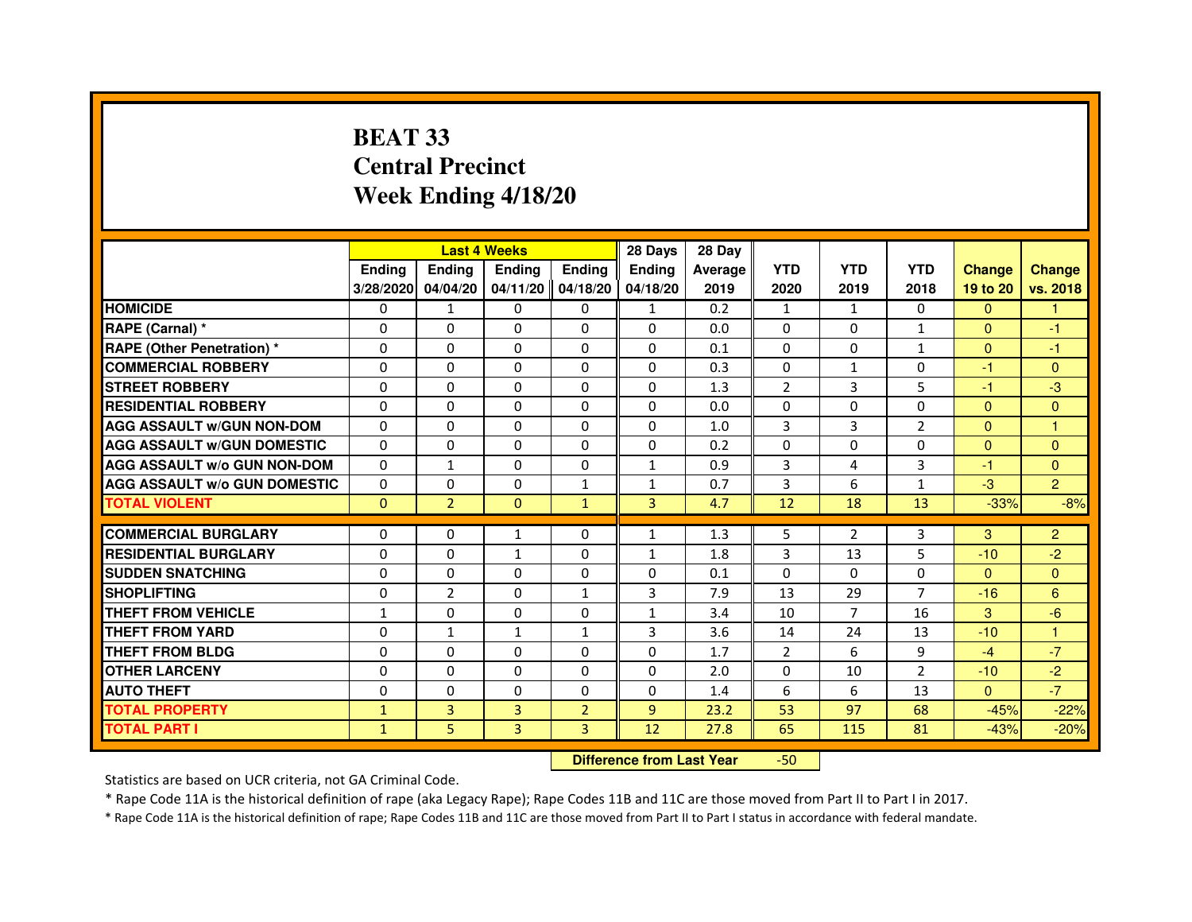# BEAT 33
## Central Precinct
## Week Ending 4/18/20

| | Last 4 Weeks | | | | 28 Days | 28 Day | | | | | |
|---|---|---|---|---|---|---|---|---|---|---|---|
| | Ending 3/28/2020 | Ending 04/04/20 | Ending 04/11/20 | Ending 04/18/20 | Ending 04/18/20 | Average 2019 | YTD 2020 | YTD 2019 | YTD 2018 | Change 19 to 20 | Change vs. 2018 |
| HOMICIDE | 0 | 1 | 0 | 0 | 1 | 0.2 | 1 | 1 | 0 | 0 | 1 |
| RAPE (Carnal) * | 0 | 0 | 0 | 0 | 0 | 0.0 | 0 | 0 | 1 | 0 | -1 |
| RAPE (Other Penetration) * | 0 | 0 | 0 | 0 | 0 | 0.1 | 0 | 0 | 1 | 0 | -1 |
| COMMERCIAL ROBBERY | 0 | 0 | 0 | 0 | 0 | 0.3 | 0 | 1 | 0 | -1 | 0 |
| STREET ROBBERY | 0 | 0 | 0 | 0 | 0 | 1.3 | 2 | 3 | 5 | -1 | -3 |
| RESIDENTIAL ROBBERY | 0 | 0 | 0 | 0 | 0 | 0.0 | 0 | 0 | 0 | 0 | 0 |
| AGG ASSAULT w/GUN NON-DOM | 0 | 0 | 0 | 0 | 0 | 1.0 | 3 | 3 | 2 | 0 | 1 |
| AGG ASSAULT w/GUN DOMESTIC | 0 | 0 | 0 | 0 | 0 | 0.2 | 0 | 0 | 0 | 0 | 0 |
| AGG ASSAULT w/o GUN NON-DOM | 0 | 1 | 0 | 0 | 1 | 0.9 | 3 | 4 | 3 | -1 | 0 |
| AGG ASSAULT w/o GUN DOMESTIC | 0 | 0 | 0 | 1 | 1 | 0.7 | 3 | 6 | 1 | -3 | 2 |
| TOTAL VIOLENT | 0 | 2 | 0 | 1 | 3 | 4.7 | 12 | 18 | 13 | -33% | -8% |
| COMMERCIAL BURGLARY | 0 | 0 | 1 | 0 | 1 | 1.3 | 5 | 2 | 3 | 3 | 2 |
| RESIDENTIAL BURGLARY | 0 | 0 | 1 | 0 | 1 | 1.8 | 3 | 13 | 5 | -10 | -2 |
| SUDDEN SNATCHING | 0 | 0 | 0 | 0 | 0 | 0.1 | 0 | 0 | 0 | 0 | 0 |
| SHOPLIFTING | 0 | 2 | 0 | 1 | 3 | 7.9 | 13 | 29 | 7 | -16 | 6 |
| THEFT FROM VEHICLE | 1 | 0 | 0 | 0 | 1 | 3.4 | 10 | 7 | 16 | 3 | -6 |
| THEFT FROM YARD | 0 | 1 | 1 | 1 | 3 | 3.6 | 14 | 24 | 13 | -10 | 1 |
| THEFT FROM BLDG | 0 | 0 | 0 | 0 | 0 | 1.7 | 2 | 6 | 9 | -4 | -7 |
| OTHER LARCENY | 0 | 0 | 0 | 0 | 0 | 2.0 | 0 | 10 | 2 | -10 | -2 |
| AUTO THEFT | 0 | 0 | 0 | 0 | 0 | 1.4 | 6 | 6 | 13 | 0 | -7 |
| TOTAL PROPERTY | 1 | 3 | 3 | 2 | 9 | 23.2 | 53 | 97 | 68 | -45% | -22% |
| TOTAL PART I | 1 | 5 | 3 | 3 | 12 | 27.8 | 65 | 115 | 81 | -43% | -20% |

**Difference from Last Year** -50

Statistics are based on UCR criteria, not GA Criminal Code.

* Rape Code 11A is the historical definition of rape (aka Legacy Rape); Rape Codes 11B and 11C are those moved from Part II to Part I in 2017.

* Rape Code 11A is the historical definition of rape; Rape Codes 11B and 11C are those moved from Part II to Part I status in accordance with federal mandate.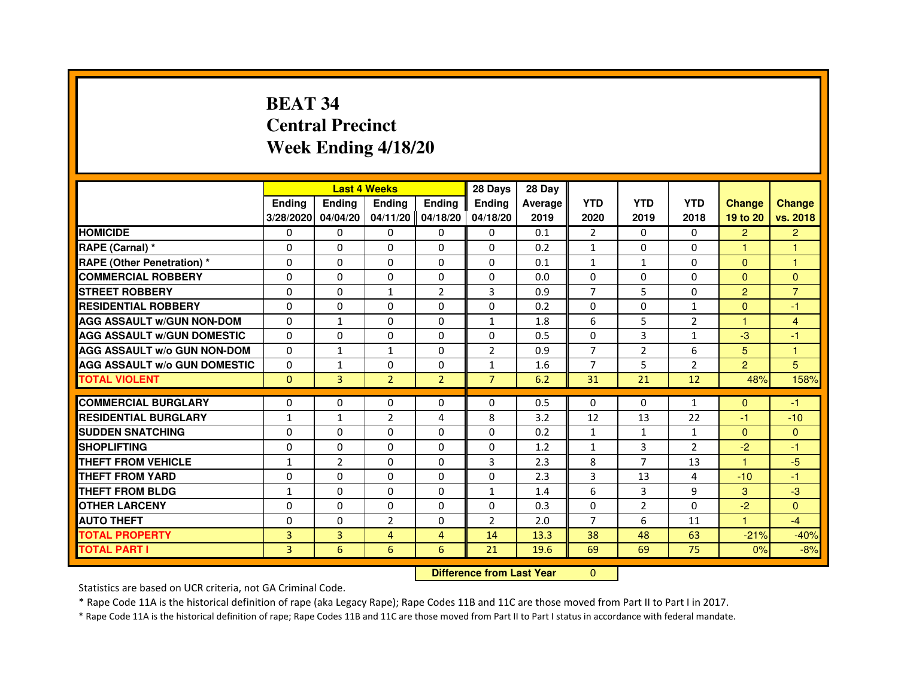# BEAT 34
## Central Precinct
## Week Ending 4/18/20

| | Last 4 Weeks | | | | 28 Days | 28 Day | | | | | |
|---|---|---|---|---|---|---|---|---|---|---|---|
| | Ending 3/28/2020 | Ending 04/04/20 | Ending 04/11/20 | Ending 04/18/20 | Ending 04/18/20 | Average 2019 | YTD 2020 | YTD 2019 | YTD 2018 | Change 19 to 20 | Change vs. 2018 |
| **HOMICIDE** | 0 | 0 | 0 | 0 | 0 | 0.1 | 2 | 0 | 0 | 2 | 2 |
| **RAPE (Carnal) *** | 0 | 0 | 0 | 0 | 0 | 0.2 | 1 | 0 | 0 | 1 | 1 |
| **RAPE (Other Penetration) *** | 0 | 0 | 0 | 0 | 0 | 0.1 | 1 | 1 | 0 | 0 | 1 |
| **COMMERCIAL ROBBERY** | 0 | 0 | 0 | 0 | 0 | 0.0 | 0 | 0 | 0 | 0 | 0 |
| **STREET ROBBERY** | 0 | 0 | 1 | 2 | 3 | 0.9 | 7 | 5 | 0 | 2 | 7 |
| **RESIDENTIAL ROBBERY** | 0 | 0 | 0 | 0 | 0 | 0.2 | 0 | 0 | 1 | 0 | -1 |
| **AGG ASSAULT w/GUN NON-DOM** | 0 | 1 | 0 | 0 | 1 | 1.8 | 6 | 5 | 2 | 1 | 4 |
| **AGG ASSAULT w/GUN DOMESTIC** | 0 | 0 | 0 | 0 | 0 | 0.5 | 0 | 3 | 1 | -3 | -1 |
| **AGG ASSAULT w/o GUN NON-DOM** | 0 | 1 | 1 | 0 | 2 | 0.9 | 7 | 2 | 6 | 5 | 1 |
| **AGG ASSAULT w/o GUN DOMESTIC** | 0 | 1 | 0 | 0 | 1 | 1.6 | 7 | 5 | 2 | 2 | 5 |
| **TOTAL VIOLENT** | 0 | 3 | 2 | 2 | 7 | 6.2 | 31 | 21 | 12 | 48% | 158% |
| **COMMERCIAL BURGLARY** | 0 | 0 | 0 | 0 | 0 | 0.5 | 0 | 0 | 1 | 0 | -1 |
| **RESIDENTIAL BURGLARY** | 1 | 1 | 2 | 4 | 8 | 3.2 | 12 | 13 | 22 | -1 | -10 |
| **SUDDEN SNATCHING** | 0 | 0 | 0 | 0 | 0 | 0.2 | 1 | 1 | 1 | 0 | 0 |
| **SHOPLIFTING** | 0 | 0 | 0 | 0 | 0 | 1.2 | 1 | 3 | 2 | -2 | -1 |
| **THEFT FROM VEHICLE** | 1 | 2 | 0 | 0 | 3 | 2.3 | 8 | 7 | 13 | 1 | -5 |
| **THEFT FROM YARD** | 0 | 0 | 0 | 0 | 0 | 2.3 | 3 | 13 | 4 | -10 | -1 |
| **THEFT FROM BLDG** | 1 | 0 | 0 | 0 | 1 | 1.4 | 6 | 3 | 9 | 3 | -3 |
| **OTHER LARCENY** | 0 | 0 | 0 | 0 | 0 | 0.3 | 0 | 2 | 0 | -2 | 0 |
| **AUTO THEFT** | 0 | 0 | 2 | 0 | 2 | 2.0 | 7 | 6 | 11 | 1 | -4 |
| **TOTAL PROPERTY** | 3 | 3 | 4 | 4 | 14 | 13.3 | 38 | 48 | 63 | -21% | -40% |
| **TOTAL PART I** | 3 | 6 | 6 | 6 | 21 | 19.6 | 69 | 69 | 75 | 0% | -8% |

**Difference from Last Year** 0

Statistics are based on UCR criteria, not GA Criminal Code.

* Rape Code 11A is the historical definition of rape (aka Legacy Rape); Rape Codes 11B and 11C are those moved from Part II to Part I in 2017.

* Rape Code 11A is the historical definition of rape; Rape Codes 11B and 11C are those moved from Part II to Part I status in accordance with federal mandate.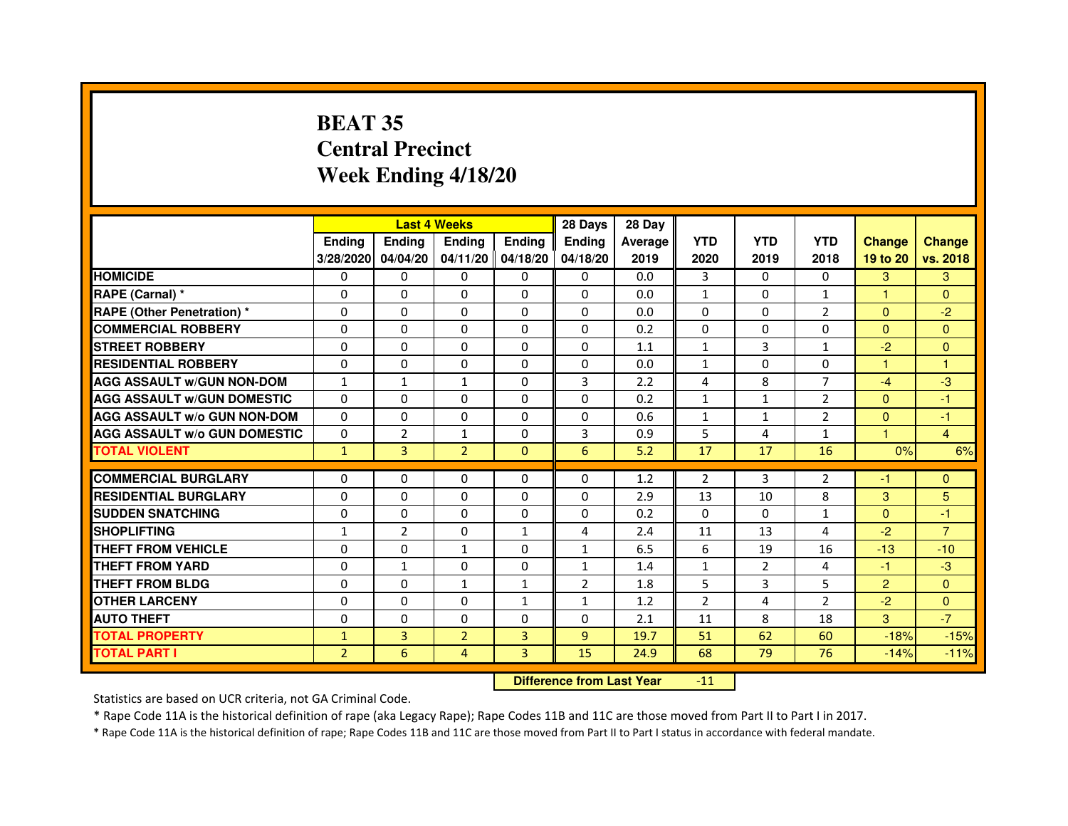# BEAT 35
# Central Precinct
# Week Ending 4/18/20

| | Last 4 Weeks | | | | 28 Days | 28 Day | | | | | |
|---|---|---|---|---|---|---|---|---|---|---|---|
| | Ending 3/28/2020 | Ending 04/04/20 | Ending 04/11/20 | Ending 04/18/20 | Ending 04/18/20 | Average 2019 | YTD 2020 | YTD 2019 | YTD 2018 | Change 19 to 20 | Change vs. 2018 |
| HOMICIDE | 0 | 0 | 0 | 0 | 0 | 0.0 | 3 | 0 | 0 | 3 | 3 |
| RAPE (Carnal) * | 0 | 0 | 0 | 0 | 0 | 0.0 | 1 | 0 | 1 | 1 | 0 |
| RAPE (Other Penetration) * | 0 | 0 | 0 | 0 | 0 | 0.0 | 0 | 0 | 2 | 0 | -2 |
| COMMERCIAL ROBBERY | 0 | 0 | 0 | 0 | 0 | 0.2 | 0 | 0 | 0 | 0 | 0 |
| STREET ROBBERY | 0 | 0 | 0 | 0 | 0 | 1.1 | 1 | 3 | 1 | -2 | 0 |
| RESIDENTIAL ROBBERY | 0 | 0 | 0 | 0 | 0 | 0.0 | 1 | 0 | 0 | 1 | 1 |
| AGG ASSAULT w/GUN NON-DOM | 1 | 1 | 1 | 0 | 3 | 2.2 | 4 | 8 | 7 | -4 | -3 |
| AGG ASSAULT w/GUN DOMESTIC | 0 | 0 | 0 | 0 | 0 | 0.2 | 1 | 1 | 2 | 0 | -1 |
| AGG ASSAULT w/o GUN NON-DOM | 0 | 0 | 0 | 0 | 0 | 0.6 | 1 | 1 | 2 | 0 | -1 |
| AGG ASSAULT w/o GUN DOMESTIC | 0 | 2 | 1 | 0 | 3 | 0.9 | 5 | 4 | 1 | 1 | 4 |
| TOTAL VIOLENT | 1 | 3 | 2 | 0 | 6 | 5.2 | 17 | 17 | 16 | 0% | 6% |
| COMMERCIAL BURGLARY | 0 | 0 | 0 | 0 | 0 | 1.2 | 2 | 3 | 2 | -1 | 0 |
| RESIDENTIAL BURGLARY | 0 | 0 | 0 | 0 | 0 | 2.9 | 13 | 10 | 8 | 3 | 5 |
| SUDDEN SNATCHING | 0 | 0 | 0 | 0 | 0 | 0.2 | 0 | 0 | 1 | 0 | -1 |
| SHOPLIFTING | 1 | 2 | 0 | 1 | 4 | 2.4 | 11 | 13 | 4 | -2 | 7 |
| THEFT FROM VEHICLE | 0 | 0 | 1 | 0 | 1 | 6.5 | 6 | 19 | 16 | -13 | -10 |
| THEFT FROM YARD | 0 | 1 | 0 | 0 | 1 | 1.4 | 1 | 2 | 4 | -1 | -3 |
| THEFT FROM BLDG | 0 | 0 | 1 | 1 | 2 | 1.8 | 5 | 3 | 5 | 2 | 0 |
| OTHER LARCENY | 0 | 0 | 0 | 1 | 1 | 1.2 | 2 | 4 | 2 | -2 | 0 |
| AUTO THEFT | 0 | 0 | 0 | 0 | 0 | 2.1 | 11 | 8 | 18 | 3 | -7 |
| TOTAL PROPERTY | 1 | 3 | 2 | 3 | 9 | 19.7 | 51 | 62 | 60 | -18% | -15% |
| TOTAL PART I | 2 | 6 | 4 | 3 | 15 | 24.9 | 68 | 79 | 76 | -14% | -11% |

**Difference from Last Year** -11

Statistics are based on UCR criteria, not GA Criminal Code.

* Rape Code 11A is the historical definition of rape (aka Legacy Rape); Rape Codes 11B and 11C are those moved from Part II to Part I in 2017.

* Rape Code 11A is the historical definition of rape; Rape Codes 11B and 11C are those moved from Part II to Part I status in accordance with federal mandate.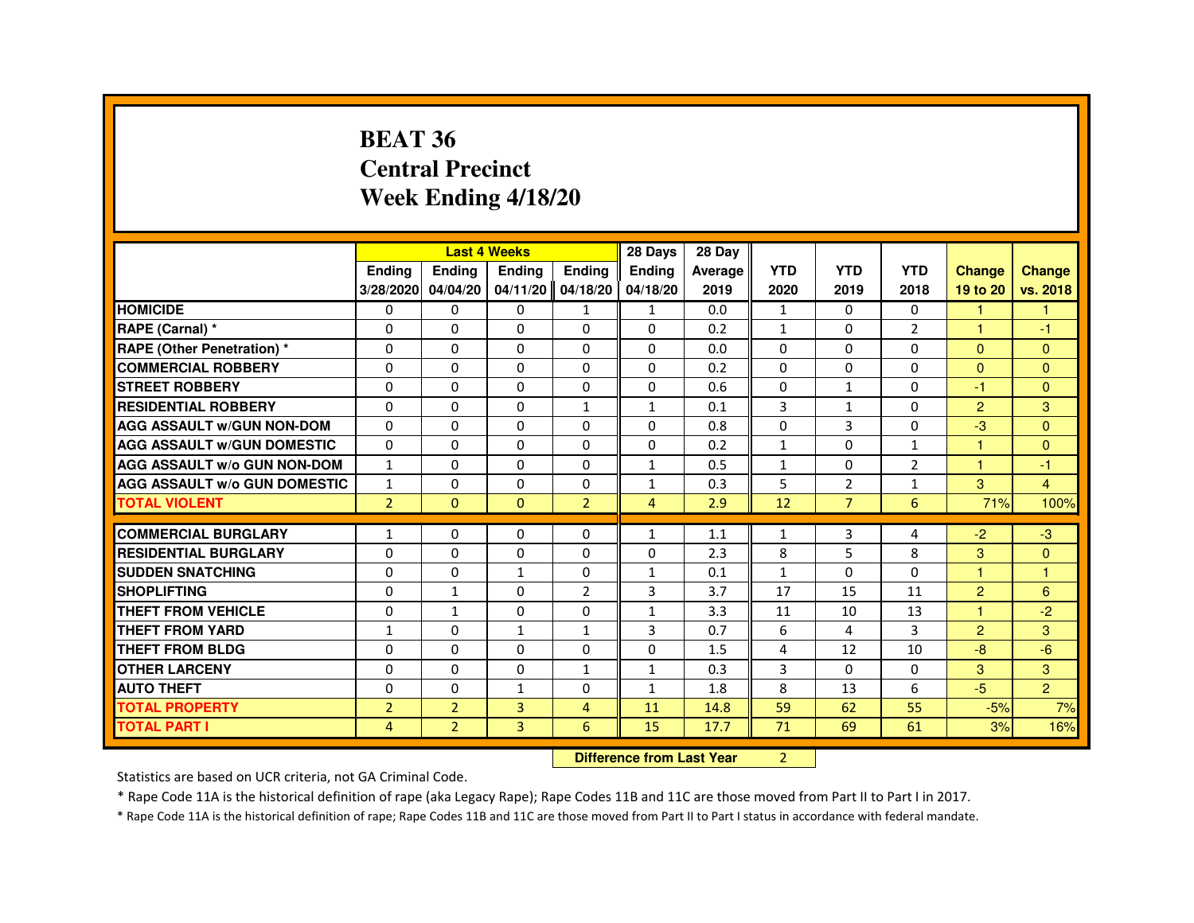# BEAT 36
# Central Precinct
# Week Ending 4/18/20

| | Last 4 Weeks | | | | 28 Days | 28 Day | | | | | |
|---|---|---|---|---|---|---|---|---|---|---|---|
| | Ending 3/28/2020 | Ending 04/04/20 | Ending 04/11/20 | Ending 04/18/20 | Ending 04/18/20 | Average 2019 | YTD 2020 | YTD 2019 | YTD 2018 | Change 19 to 20 | Change vs. 2018 |
| HOMICIDE | 0 | 0 | 0 | 1 | 1 | 0.0 | 1 | 0 | 0 | 1 | 1 |
| RAPE (Carnal) * | 0 | 0 | 0 | 0 | 0 | 0.2 | 1 | 0 | 2 | 1 | -1 |
| RAPE (Other Penetration) * | 0 | 0 | 0 | 0 | 0 | 0.0 | 0 | 0 | 0 | 0 | 0 |
| COMMERCIAL ROBBERY | 0 | 0 | 0 | 0 | 0 | 0.2 | 0 | 0 | 0 | 0 | 0 |
| STREET ROBBERY | 0 | 0 | 0 | 0 | 0 | 0.6 | 0 | 1 | 0 | -1 | 0 |
| RESIDENTIAL ROBBERY | 0 | 0 | 0 | 1 | 1 | 0.1 | 3 | 1 | 0 | 2 | 3 |
| AGG ASSAULT w/GUN NON-DOM | 0 | 0 | 0 | 0 | 0 | 0.8 | 0 | 3 | 0 | -3 | 0 |
| AGG ASSAULT w/GUN DOMESTIC | 0 | 0 | 0 | 0 | 0 | 0.2 | 1 | 0 | 1 | 1 | 0 |
| AGG ASSAULT w/o GUN NON-DOM | 1 | 0 | 0 | 0 | 1 | 0.5 | 1 | 0 | 2 | 1 | -1 |
| AGG ASSAULT w/o GUN DOMESTIC | 1 | 0 | 0 | 0 | 1 | 0.3 | 5 | 2 | 1 | 3 | 4 |
| TOTAL VIOLENT | 2 | 0 | 0 | 2 | 4 | 2.9 | 12 | 7 | 6 | 71% | 100% |
| COMMERCIAL BURGLARY | 1 | 0 | 0 | 0 | 1 | 1.1 | 1 | 3 | 4 | -2 | -3 |
| RESIDENTIAL BURGLARY | 0 | 0 | 0 | 0 | 0 | 2.3 | 8 | 5 | 8 | 3 | 0 |
| SUDDEN SNATCHING | 0 | 0 | 1 | 0 | 1 | 0.1 | 1 | 0 | 0 | 1 | 1 |
| SHOPLIFTING | 0 | 1 | 0 | 2 | 3 | 3.7 | 17 | 15 | 11 | 2 | 6 |
| THEFT FROM VEHICLE | 0 | 1 | 0 | 0 | 1 | 3.3 | 11 | 10 | 13 | 1 | -2 |
| THEFT FROM YARD | 1 | 0 | 1 | 1 | 3 | 0.7 | 6 | 4 | 3 | 2 | 3 |
| THEFT FROM BLDG | 0 | 0 | 0 | 0 | 0 | 1.5 | 4 | 12 | 10 | -8 | -6 |
| OTHER LARCENY | 0 | 0 | 0 | 1 | 1 | 0.3 | 3 | 0 | 0 | 3 | 3 |
| AUTO THEFT | 0 | 0 | 1 | 0 | 1 | 1.8 | 8 | 13 | 6 | -5 | 2 |
| TOTAL PROPERTY | 2 | 2 | 3 | 4 | 11 | 14.8 | 59 | 62 | 55 | -5% | 7% |
| TOTAL PART I | 4 | 2 | 3 | 6 | 15 | 17.7 | 71 | 69 | 61 | 3% | 16% |

**Difference from Last Year** 2

Statistics are based on UCR criteria, not GA Criminal Code.

* Rape Code 11A is the historical definition of rape (aka Legacy Rape); Rape Codes 11B and 11C are those moved from Part II to Part I in 2017.

* Rape Code 11A is the historical definition of rape; Rape Codes 11B and 11C are those moved from Part II to Part I status in accordance with federal mandate.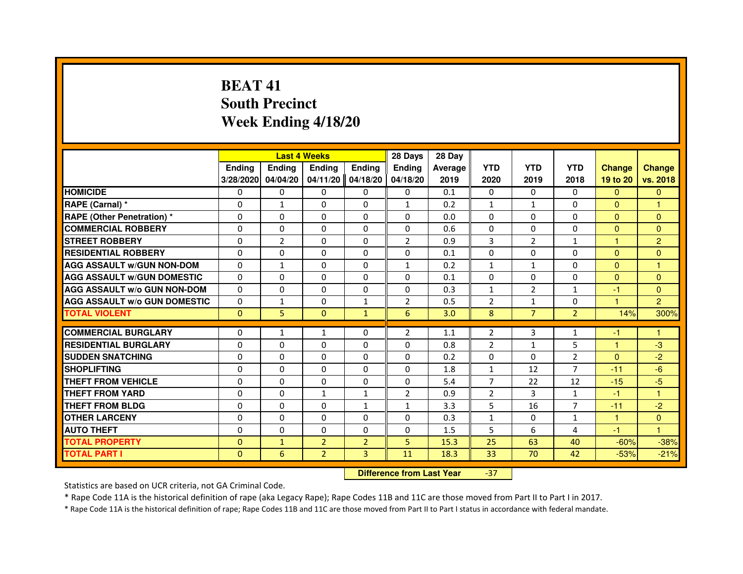# BEAT 41
# South Precinct
# Week Ending 4/18/20

| | Last 4 Weeks | | | | 28 Days | 28 Day | | | | | |
|---|---|---|---|---|---|---|---|---|---|---|---|
| | Ending 3/28/2020 | Ending 04/04/20 | Ending 04/11/20 | Ending 04/18/20 | Ending 04/18/20 | Average 2019 | YTD 2020 | YTD 2019 | YTD 2018 | Change 19 to 20 | Change vs. 2018 |
| HOMICIDE | 0 | 0 | 0 | 0 | 0 | 0.1 | 0 | 0 | 0 | 0 | 0 |
| RAPE (Carnal) * | 0 | 1 | 0 | 0 | 1 | 0.2 | 1 | 1 | 0 | 0 | 1 |
| RAPE (Other Penetration) * | 0 | 0 | 0 | 0 | 0 | 0.0 | 0 | 0 | 0 | 0 | 0 |
| COMMERCIAL ROBBERY | 0 | 0 | 0 | 0 | 0 | 0.6 | 0 | 0 | 0 | 0 | 0 |
| STREET ROBBERY | 0 | 2 | 0 | 0 | 2 | 0.9 | 3 | 2 | 1 | 1 | 2 |
| RESIDENTIAL ROBBERY | 0 | 0 | 0 | 0 | 0 | 0.1 | 0 | 0 | 0 | 0 | 0 |
| AGG ASSAULT w/GUN NON-DOM | 0 | 1 | 0 | 0 | 1 | 0.2 | 1 | 1 | 0 | 0 | 1 |
| AGG ASSAULT w/GUN DOMESTIC | 0 | 0 | 0 | 0 | 0 | 0.1 | 0 | 0 | 0 | 0 | 0 |
| AGG ASSAULT w/o GUN NON-DOM | 0 | 0 | 0 | 0 | 0 | 0.3 | 1 | 2 | 1 | -1 | 0 |
| AGG ASSAULT w/o GUN DOMESTIC | 0 | 1 | 0 | 1 | 2 | 0.5 | 2 | 1 | 0 | 1 | 2 |
| TOTAL VIOLENT | 0 | 5 | 0 | 1 | 6 | 3.0 | 8 | 7 | 2 | 14% | 300% |
| COMMERCIAL BURGLARY | 0 | 1 | 1 | 0 | 2 | 1.1 | 2 | 3 | 1 | -1 | 1 |
| RESIDENTIAL BURGLARY | 0 | 0 | 0 | 0 | 0 | 0.8 | 2 | 1 | 5 | 1 | -3 |
| SUDDEN SNATCHING | 0 | 0 | 0 | 0 | 0 | 0.2 | 0 | 0 | 2 | 0 | -2 |
| SHOPLIFTING | 0 | 0 | 0 | 0 | 0 | 1.8 | 1 | 12 | 7 | -11 | -6 |
| THEFT FROM VEHICLE | 0 | 0 | 0 | 0 | 0 | 5.4 | 7 | 22 | 12 | -15 | -5 |
| THEFT FROM YARD | 0 | 0 | 1 | 1 | 2 | 0.9 | 2 | 3 | 1 | -1 | 1 |
| THEFT FROM BLDG | 0 | 0 | 0 | 1 | 1 | 3.3 | 5 | 16 | 7 | -11 | -2 |
| OTHER LARCENY | 0 | 0 | 0 | 0 | 0 | 0.3 | 1 | 0 | 1 | 1 | 0 |
| AUTO THEFT | 0 | 0 | 0 | 0 | 0 | 1.5 | 5 | 6 | 4 | -1 | 1 |
| TOTAL PROPERTY | 0 | 1 | 2 | 2 | 5 | 15.3 | 25 | 63 | 40 | -60% | -38% |
| TOTAL PART I | 0 | 6 | 2 | 3 | 11 | 18.3 | 33 | 70 | 42 | -53% | -21% |

**Difference from Last Year** -37

Statistics are based on UCR criteria, not GA Criminal Code.

* Rape Code 11A is the historical definition of rape (aka Legacy Rape); Rape Codes 11B and 11C are those moved from Part II to Part I in 2017.

* Rape Code 11A is the historical definition of rape; Rape Codes 11B and 11C are those moved from Part II to Part I status in accordance with federal mandate.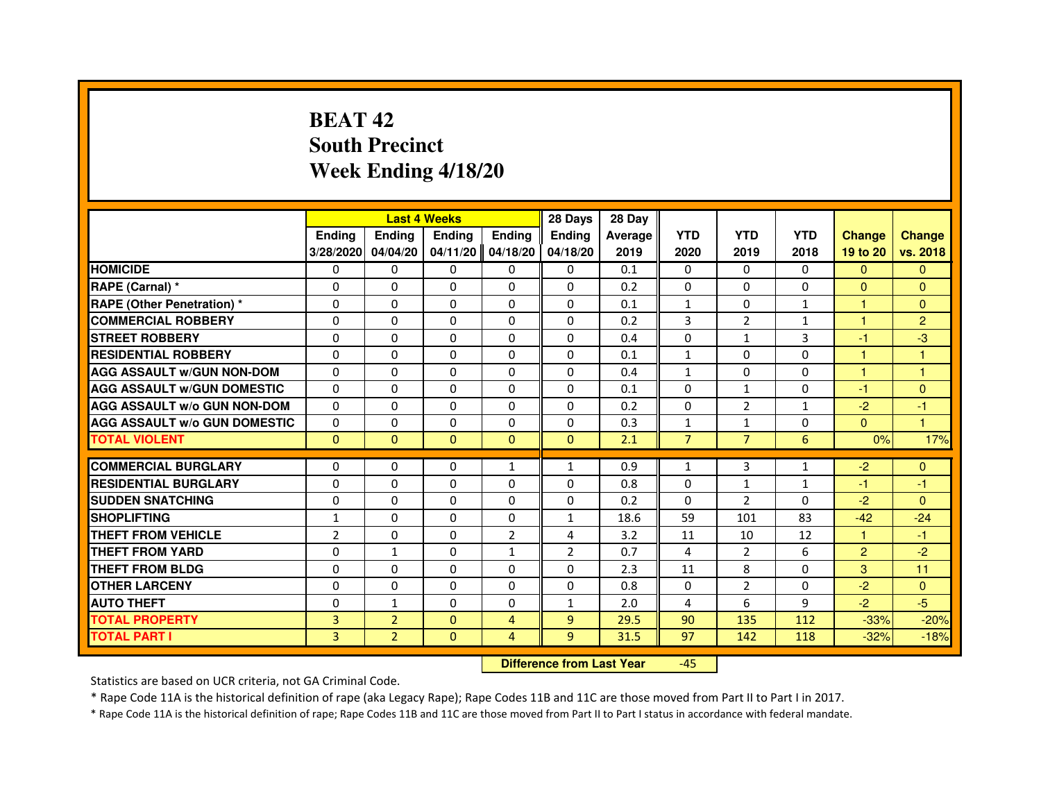# BEAT 42
## South Precinct
## Week Ending 4/18/20

| | Last 4 Weeks | | | | 28 Days | 28 Day | | | | | |
|---|---|---|---|---|---|---|---|---|---|---|---|
| | Ending 3/28/2020 | Ending 04/04/20 | Ending 04/11/20 | Ending 04/18/20 | Ending 04/18/20 | Average 2019 | YTD 2020 | YTD 2019 | YTD 2018 | Change 19 to 20 | Change vs. 2018 |
| HOMICIDE | 0 | 0 | 0 | 0 | 0 | 0.1 | 0 | 0 | 0 | 0 | 0 |
| RAPE (Carnal) * | 0 | 0 | 0 | 0 | 0 | 0.2 | 0 | 0 | 0 | 0 | 0 |
| RAPE (Other Penetration) * | 0 | 0 | 0 | 0 | 0 | 0.1 | 1 | 0 | 1 | 1 | 0 |
| COMMERCIAL ROBBERY | 0 | 0 | 0 | 0 | 0 | 0.2 | 3 | 2 | 1 | 1 | 2 |
| STREET ROBBERY | 0 | 0 | 0 | 0 | 0 | 0.4 | 0 | 1 | 3 | -1 | -3 |
| RESIDENTIAL ROBBERY | 0 | 0 | 0 | 0 | 0 | 0.1 | 1 | 0 | 0 | 1 | 1 |
| AGG ASSAULT w/GUN NON-DOM | 0 | 0 | 0 | 0 | 0 | 0.4 | 1 | 0 | 0 | 1 | 1 |
| AGG ASSAULT w/GUN DOMESTIC | 0 | 0 | 0 | 0 | 0 | 0.1 | 0 | 1 | 0 | -1 | 0 |
| AGG ASSAULT w/o GUN NON-DOM | 0 | 0 | 0 | 0 | 0 | 0.2 | 0 | 2 | 1 | -2 | -1 |
| AGG ASSAULT w/o GUN DOMESTIC | 0 | 0 | 0 | 0 | 0 | 0.3 | 1 | 1 | 0 | 0 | 1 |
| TOTAL VIOLENT | 0 | 0 | 0 | 0 | 0 | 2.1 | 7 | 7 | 6 | 0% | 17% |
| COMMERCIAL BURGLARY | 0 | 0 | 0 | 1 | 1 | 0.9 | 1 | 3 | 1 | -2 | 0 |
| RESIDENTIAL BURGLARY | 0 | 0 | 0 | 0 | 0 | 0.8 | 0 | 1 | 1 | -1 | -1 |
| SUDDEN SNATCHING | 0 | 0 | 0 | 0 | 0 | 0.2 | 0 | 2 | 0 | -2 | 0 |
| SHOPLIFTING | 1 | 0 | 0 | 0 | 1 | 18.6 | 59 | 101 | 83 | -42 | -24 |
| THEFT FROM VEHICLE | 2 | 0 | 0 | 2 | 4 | 3.2 | 11 | 10 | 12 | 1 | -1 |
| THEFT FROM YARD | 0 | 1 | 0 | 1 | 2 | 0.7 | 4 | 2 | 6 | 2 | -2 |
| THEFT FROM BLDG | 0 | 0 | 0 | 0 | 0 | 2.3 | 11 | 8 | 0 | 3 | 11 |
| OTHER LARCENY | 0 | 0 | 0 | 0 | 0 | 0.8 | 0 | 2 | 0 | -2 | 0 |
| AUTO THEFT | 0 | 1 | 0 | 0 | 1 | 2.0 | 4 | 6 | 9 | -2 | -5 |
| TOTAL PROPERTY | 3 | 2 | 0 | 4 | 9 | 29.5 | 90 | 135 | 112 | -33% | -20% |
| TOTAL PART I | 3 | 2 | 0 | 4 | 9 | 31.5 | 97 | 142 | 118 | -32% | -18% |

**Difference from Last Year** -45

Statistics are based on UCR criteria, not GA Criminal Code.

* Rape Code 11A is the historical definition of rape (aka Legacy Rape); Rape Codes 11B and 11C are those moved from Part II to Part I in 2017.

* Rape Code 11A is the historical definition of rape; Rape Codes 11B and 11C are those moved from Part II to Part I status in accordance with federal mandate.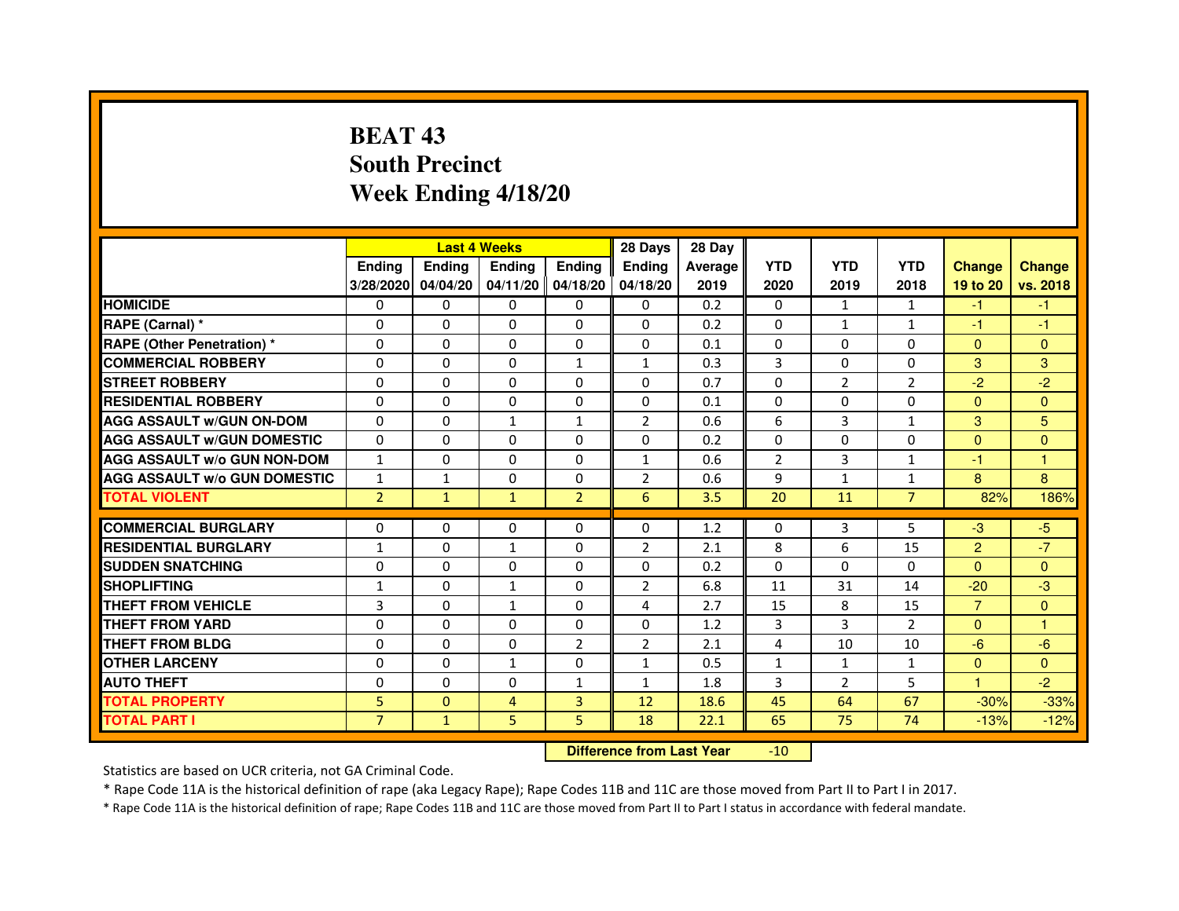# BEAT 43
## South Precinct
## Week Ending 4/18/20

| | Last 4 Weeks | | | | 28 Days | 28 Day | | | | | |
|---|---|---|---|---|---|---|---|---|---|---|---|
| | Ending 3/28/2020 | Ending 04/04/20 | Ending 04/11/20 | Ending 04/18/20 | Ending 04/18/20 | Average 2019 | YTD 2020 | YTD 2019 | YTD 2018 | Change 19 to 20 | Change vs. 2018 |
| HOMICIDE | 0 | 0 | 0 | 0 | 0 | 0.2 | 0 | 1 | 1 | -1 | -1 |
| RAPE (Carnal) * | 0 | 0 | 0 | 0 | 0 | 0.2 | 0 | 1 | 1 | -1 | -1 |
| RAPE (Other Penetration) * | 0 | 0 | 0 | 0 | 0 | 0.1 | 0 | 0 | 0 | 0 | 0 |
| COMMERCIAL ROBBERY | 0 | 0 | 0 | 1 | 1 | 0.3 | 3 | 0 | 0 | 3 | 3 |
| STREET ROBBERY | 0 | 0 | 0 | 0 | 0 | 0.7 | 0 | 2 | 2 | -2 | -2 |
| RESIDENTIAL ROBBERY | 0 | 0 | 0 | 0 | 0 | 0.1 | 0 | 0 | 0 | 0 | 0 |
| AGG ASSAULT w/GUN ON-DOM | 0 | 0 | 1 | 1 | 2 | 0.6 | 6 | 3 | 1 | 3 | 5 |
| AGG ASSAULT w/GUN DOMESTIC | 0 | 0 | 0 | 0 | 0 | 0.2 | 0 | 0 | 0 | 0 | 0 |
| AGG ASSAULT w/o GUN NON-DOM | 1 | 0 | 0 | 0 | 1 | 0.6 | 2 | 3 | 1 | -1 | 1 |
| AGG ASSAULT w/o GUN DOMESTIC | 1 | 1 | 0 | 0 | 2 | 0.6 | 9 | 1 | 1 | 8 | 8 |
| TOTAL VIOLENT | 2 | 1 | 1 | 2 | 6 | 3.5 | 20 | 11 | 7 | 82% | 186% |
| COMMERCIAL BURGLARY | 0 | 0 | 0 | 0 | 0 | 1.2 | 0 | 3 | 5 | -3 | -5 |
| RESIDENTIAL BURGLARY | 1 | 0 | 1 | 0 | 2 | 2.1 | 8 | 6 | 15 | 2 | -7 |
| SUDDEN SNATCHING | 0 | 0 | 0 | 0 | 0 | 0.2 | 0 | 0 | 0 | 0 | 0 |
| SHOPLIFTING | 1 | 0 | 1 | 0 | 2 | 6.8 | 11 | 31 | 14 | -20 | -3 |
| THEFT FROM VEHICLE | 3 | 0 | 1 | 0 | 4 | 2.7 | 15 | 8 | 15 | 7 | 0 |
| THEFT FROM YARD | 0 | 0 | 0 | 0 | 0 | 1.2 | 3 | 3 | 2 | 0 | 1 |
| THEFT FROM BLDG | 0 | 0 | 0 | 2 | 2 | 2.1 | 4 | 10 | 10 | -6 | -6 |
| OTHER LARCENY | 0 | 0 | 1 | 0 | 1 | 0.5 | 1 | 1 | 1 | 0 | 0 |
| AUTO THEFT | 0 | 0 | 0 | 1 | 1 | 1.8 | 3 | 2 | 5 | 1 | -2 |
| TOTAL PROPERTY | 5 | 0 | 4 | 3 | 12 | 18.6 | 45 | 64 | 67 | -30% | -33% |
| TOTAL PART I | 7 | 1 | 5 | 5 | 18 | 22.1 | 65 | 75 | 74 | -13% | -12% |

**Difference from Last Year** -10

Statistics are based on UCR criteria, not GA Criminal Code.

* Rape Code 11A is the historical definition of rape (aka Legacy Rape); Rape Codes 11B and 11C are those moved from Part II to Part I in 2017.

* Rape Code 11A is the historical definition of rape; Rape Codes 11B and 11C are those moved from Part II to Part I status in accordance with federal mandate.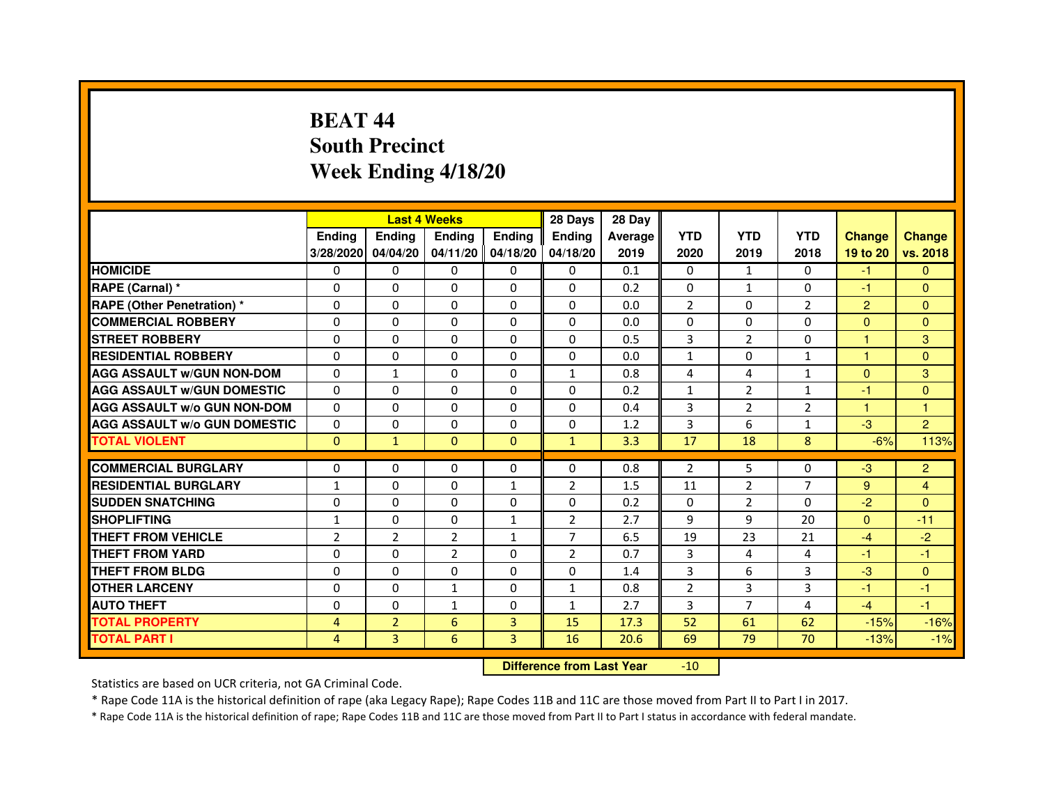# BEAT 44
## South Precinct
## Week Ending 4/18/20

| | Last 4 Weeks | | | | 28 Days | 28 Day | | | | | |
|---|---|---|---|---|---|---|---|---|---|---|---|
| | Ending 3/28/2020 | Ending 04/04/20 | Ending 04/11/20 | Ending 04/18/20 | Ending 04/18/20 | Average 2019 | YTD 2020 | YTD 2019 | YTD 2018 | Change 19 to 20 | Change vs. 2018 |
| HOMICIDE | 0 | 0 | 0 | 0 | 0 | 0.1 | 0 | 1 | 0 | -1 | 0 |
| RAPE (Carnal) * | 0 | 0 | 0 | 0 | 0 | 0.2 | 0 | 1 | 0 | -1 | 0 |
| RAPE (Other Penetration) * | 0 | 0 | 0 | 0 | 0 | 0.0 | 2 | 0 | 2 | 2 | 0 |
| COMMERCIAL ROBBERY | 0 | 0 | 0 | 0 | 0 | 0.0 | 0 | 0 | 0 | 0 | 0 |
| STREET ROBBERY | 0 | 0 | 0 | 0 | 0 | 0.5 | 3 | 2 | 0 | 1 | 3 |
| RESIDENTIAL ROBBERY | 0 | 0 | 0 | 0 | 0 | 0.0 | 1 | 0 | 1 | 1 | 0 |
| AGG ASSAULT w/GUN NON-DOM | 0 | 1 | 0 | 0 | 1 | 0.8 | 4 | 4 | 1 | 0 | 3 |
| AGG ASSAULT w/GUN DOMESTIC | 0 | 0 | 0 | 0 | 0 | 0.2 | 1 | 2 | 1 | -1 | 0 |
| AGG ASSAULT w/o GUN NON-DOM | 0 | 0 | 0 | 0 | 0 | 0.4 | 3 | 2 | 2 | 1 | 1 |
| AGG ASSAULT w/o GUN DOMESTIC | 0 | 0 | 0 | 0 | 0 | 1.2 | 3 | 6 | 1 | -3 | 2 |
| TOTAL VIOLENT | 0 | 1 | 0 | 0 | 1 | 3.3 | 17 | 18 | 8 | -6% | 113% |
| COMMERCIAL BURGLARY | 0 | 0 | 0 | 0 | 0 | 0.8 | 2 | 5 | 0 | -3 | 2 |
| RESIDENTIAL BURGLARY | 1 | 0 | 0 | 1 | 2 | 1.5 | 11 | 2 | 7 | 9 | 4 |
| SUDDEN SNATCHING | 0 | 0 | 0 | 0 | 0 | 0.2 | 0 | 2 | 0 | -2 | 0 |
| SHOPLIFTING | 1 | 0 | 0 | 1 | 2 | 2.7 | 9 | 9 | 20 | 0 | -11 |
| THEFT FROM VEHICLE | 2 | 2 | 2 | 1 | 7 | 6.5 | 19 | 23 | 21 | -4 | -2 |
| THEFT FROM YARD | 0 | 0 | 2 | 0 | 2 | 0.7 | 3 | 4 | 4 | -1 | -1 |
| THEFT FROM BLDG | 0 | 0 | 0 | 0 | 0 | 1.4 | 3 | 6 | 3 | -3 | 0 |
| OTHER LARCENY | 0 | 0 | 1 | 0 | 1 | 0.8 | 2 | 3 | 3 | -1 | -1 |
| AUTO THEFT | 0 | 0 | 1 | 0 | 1 | 2.7 | 3 | 7 | 4 | -4 | -1 |
| TOTAL PROPERTY | 4 | 2 | 6 | 3 | 15 | 17.3 | 52 | 61 | 62 | -15% | -16% |
| TOTAL PART I | 4 | 3 | 6 | 3 | 16 | 20.6 | 69 | 79 | 70 | -13% | -1% |

**Difference from Last Year** -10

Statistics are based on UCR criteria, not GA Criminal Code.

* Rape Code 11A is the historical definition of rape (aka Legacy Rape); Rape Codes 11B and 11C are those moved from Part II to Part I in 2017.

* Rape Code 11A is the historical definition of rape; Rape Codes 11B and 11C are those moved from Part II to Part I status in accordance with federal mandate.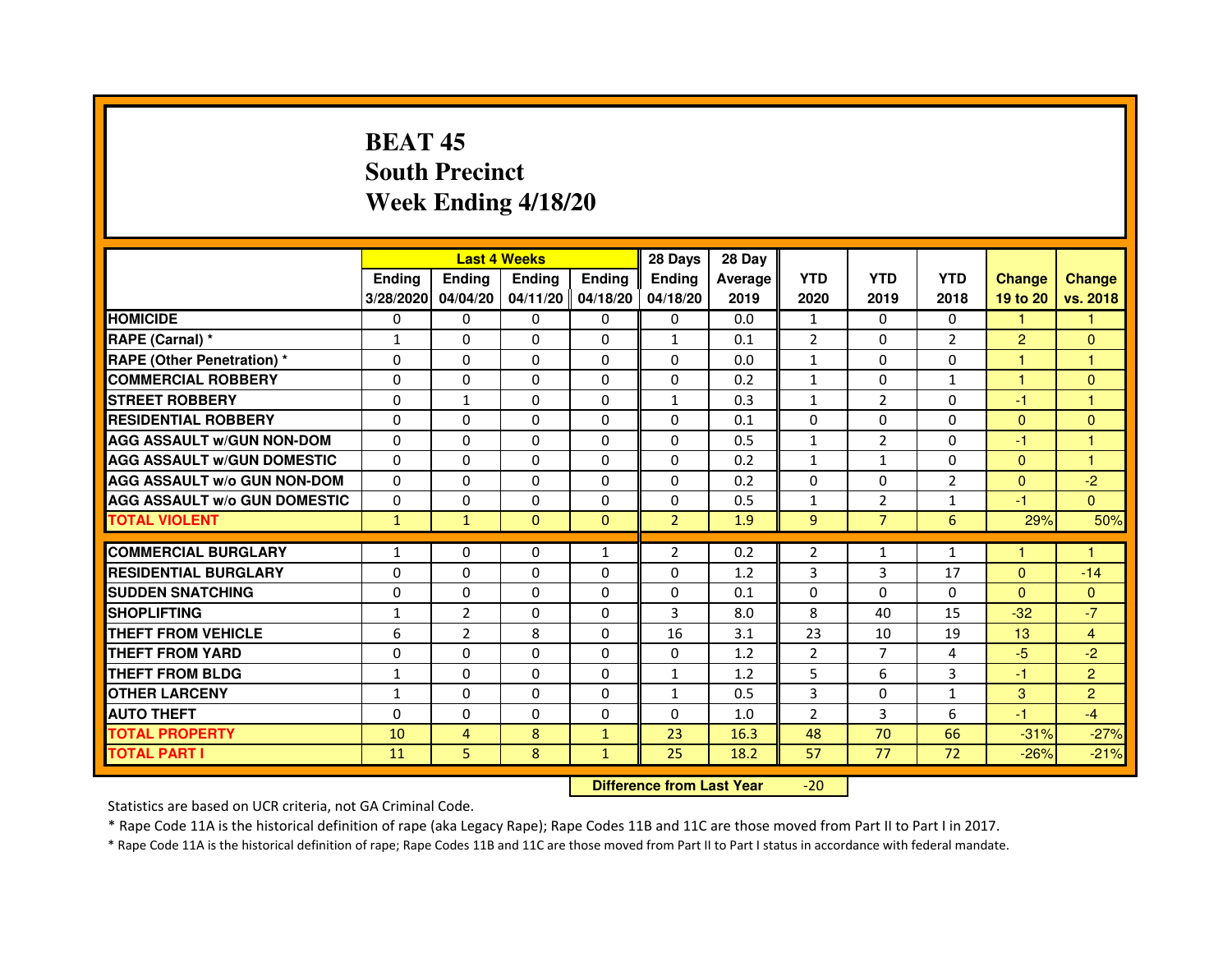# BEAT 45
## South Precinct
## Week Ending 4/18/20

| | Last 4 Weeks | | | | 28 Days | 28 Day | | | | | |
|---|---|---|---|---|---|---|---|---|---|---|---|
| | Ending 3/28/2020 | Ending 04/04/20 | Ending 04/11/20 | Ending 04/18/20 | Ending 04/18/20 | Average 2019 | YTD 2020 | YTD 2019 | YTD 2018 | Change 19 to 20 | Change vs. 2018 |
| HOMICIDE | 0 | 0 | 0 | 0 | 0 | 0.0 | 1 | 0 | 0 | 1 | 1 |
| RAPE (Carnal) * | 1 | 0 | 0 | 0 | 1 | 0.1 | 2 | 0 | 2 | 2 | 0 |
| RAPE (Other Penetration) * | 0 | 0 | 0 | 0 | 0 | 0.0 | 1 | 0 | 0 | 1 | 1 |
| COMMERCIAL ROBBERY | 0 | 0 | 0 | 0 | 0 | 0.2 | 1 | 0 | 1 | 1 | 0 |
| STREET ROBBERY | 0 | 1 | 0 | 0 | 1 | 0.3 | 1 | 2 | 0 | -1 | 1 |
| RESIDENTIAL ROBBERY | 0 | 0 | 0 | 0 | 0 | 0.1 | 0 | 0 | 0 | 0 | 0 |
| AGG ASSAULT w/GUN NON-DOM | 0 | 0 | 0 | 0 | 0 | 0.5 | 1 | 2 | 0 | -1 | 1 |
| AGG ASSAULT w/GUN DOMESTIC | 0 | 0 | 0 | 0 | 0 | 0.2 | 1 | 1 | 0 | 0 | 1 |
| AGG ASSAULT w/o GUN NON-DOM | 0 | 0 | 0 | 0 | 0 | 0.2 | 0 | 0 | 2 | 0 | -2 |
| AGG ASSAULT w/o GUN DOMESTIC | 0 | 0 | 0 | 0 | 0 | 0.5 | 1 | 2 | 1 | -1 | 0 |
| TOTAL VIOLENT | 1 | 1 | 0 | 0 | 2 | 1.9 | 9 | 7 | 6 | 29% | 50% |
| COMMERCIAL BURGLARY | 1 | 0 | 0 | 1 | 2 | 0.2 | 2 | 1 | 1 | 1 | 1 |
| RESIDENTIAL BURGLARY | 0 | 0 | 0 | 0 | 0 | 1.2 | 3 | 3 | 17 | 0 | -14 |
| SUDDEN SNATCHING | 0 | 0 | 0 | 0 | 0 | 0.1 | 0 | 0 | 0 | 0 | 0 |
| SHOPLIFTING | 1 | 2 | 0 | 0 | 3 | 8.0 | 8 | 40 | 15 | -32 | -7 |
| THEFT FROM VEHICLE | 6 | 2 | 8 | 0 | 16 | 3.1 | 23 | 10 | 19 | 13 | 4 |
| THEFT FROM YARD | 0 | 0 | 0 | 0 | 0 | 1.2 | 2 | 7 | 4 | -5 | -2 |
| THEFT FROM BLDG | 1 | 0 | 0 | 0 | 1 | 1.2 | 5 | 6 | 3 | -1 | 2 |
| OTHER LARCENY | 1 | 0 | 0 | 0 | 1 | 0.5 | 3 | 0 | 1 | 3 | 2 |
| AUTO THEFT | 0 | 0 | 0 | 0 | 0 | 1.0 | 2 | 3 | 6 | -1 | -4 |
| TOTAL PROPERTY | 10 | 4 | 8 | 1 | 23 | 16.3 | 48 | 70 | 66 | -31% | -27% |
| TOTAL PART I | 11 | 5 | 8 | 1 | 25 | 18.2 | 57 | 77 | 72 | -26% | -21% |

**Difference from Last Year** -20

Statistics are based on UCR criteria, not GA Criminal Code.

* Rape Code 11A is the historical definition of rape (aka Legacy Rape); Rape Codes 11B and 11C are those moved from Part II to Part I in 2017.

* Rape Code 11A is the historical definition of rape; Rape Codes 11B and 11C are those moved from Part II to Part I status in accordance with federal mandate.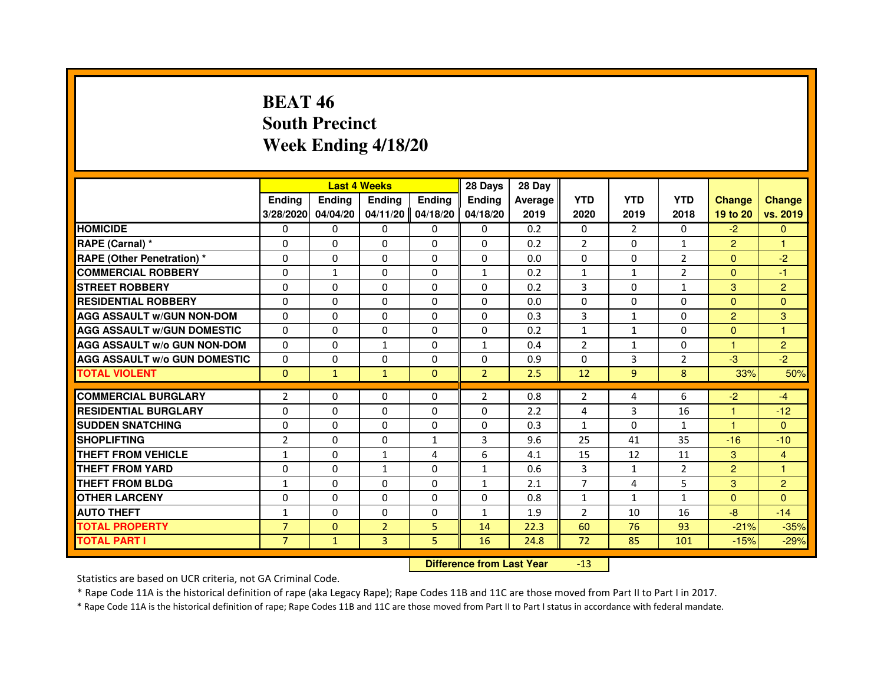# BEAT 46
## South Precinct
## Week Ending 4/18/20

| | Last 4 Weeks | | | | 28 Days | 28 Day | | | | | |
|---|---|---|---|---|---|---|---|---|---|---|---|
| | Ending 3/28/2020 | Ending 04/04/20 | Ending 04/11/20 | Ending 04/18/20 | Ending 04/18/20 | Average 2019 | YTD 2020 | YTD 2019 | YTD 2018 | Change 19 to 20 | Change vs. 2019 |
| HOMICIDE | 0 | 0 | 0 | 0 | 0 | 0.2 | 0 | 2 | 0 | -2 | 0 |
| RAPE (Carnal) * | 0 | 0 | 0 | 0 | 0 | 0.2 | 2 | 0 | 1 | 2 | 1 |
| RAPE (Other Penetration) * | 0 | 0 | 0 | 0 | 0 | 0.0 | 0 | 0 | 2 | 0 | -2 |
| COMMERCIAL ROBBERY | 0 | 1 | 0 | 0 | 1 | 0.2 | 1 | 1 | 2 | 0 | -1 |
| STREET ROBBERY | 0 | 0 | 0 | 0 | 0 | 0.2 | 3 | 0 | 1 | 3 | 2 |
| RESIDENTIAL ROBBERY | 0 | 0 | 0 | 0 | 0 | 0.0 | 0 | 0 | 0 | 0 | 0 |
| AGG ASSAULT w/GUN NON-DOM | 0 | 0 | 0 | 0 | 0 | 0.3 | 3 | 1 | 0 | 2 | 3 |
| AGG ASSAULT w/GUN DOMESTIC | 0 | 0 | 0 | 0 | 0 | 0.2 | 1 | 1 | 0 | 0 | 1 |
| AGG ASSAULT w/o GUN NON-DOM | 0 | 0 | 1 | 0 | 1 | 0.4 | 2 | 1 | 0 | 1 | 2 |
| AGG ASSAULT w/o GUN DOMESTIC | 0 | 0 | 0 | 0 | 0 | 0.9 | 0 | 3 | 2 | -3 | -2 |
| TOTAL VIOLENT | 0 | 1 | 1 | 0 | 2 | 2.5 | 12 | 9 | 8 | 33% | 50% |
| COMMERCIAL BURGLARY | 2 | 0 | 0 | 0 | 2 | 0.8 | 2 | 4 | 6 | -2 | -4 |
| RESIDENTIAL BURGLARY | 0 | 0 | 0 | 0 | 0 | 2.2 | 4 | 3 | 16 | 1 | -12 |
| SUDDEN SNATCHING | 0 | 0 | 0 | 0 | 0 | 0.3 | 1 | 0 | 1 | 1 | 0 |
| SHOPLIFTING | 2 | 0 | 0 | 1 | 3 | 9.6 | 25 | 41 | 35 | -16 | -10 |
| THEFT FROM VEHICLE | 1 | 0 | 1 | 4 | 6 | 4.1 | 15 | 12 | 11 | 3 | 4 |
| THEFT FROM YARD | 0 | 0 | 1 | 0 | 1 | 0.6 | 3 | 1 | 2 | 2 | 1 |
| THEFT FROM BLDG | 1 | 0 | 0 | 0 | 1 | 2.1 | 7 | 4 | 5 | 3 | 2 |
| OTHER LARCENY | 0 | 0 | 0 | 0 | 0 | 0.8 | 1 | 1 | 1 | 0 | 0 |
| AUTO THEFT | 1 | 0 | 0 | 0 | 1 | 1.9 | 2 | 10 | 16 | -8 | -14 |
| TOTAL PROPERTY | 7 | 0 | 2 | 5 | 14 | 22.3 | 60 | 76 | 93 | -21% | -35% |
| TOTAL PART I | 7 | 1 | 3 | 5 | 16 | 24.8 | 72 | 85 | 101 | -15% | -29% |

**Difference from Last Year** -13

Statistics are based on UCR criteria, not GA Criminal Code.

* Rape Code 11A is the historical definition of rape (aka Legacy Rape); Rape Codes 11B and 11C are those moved from Part II to Part I in 2017.

* Rape Code 11A is the historical definition of rape; Rape Codes 11B and 11C are those moved from Part II to Part I status in accordance with federal mandate.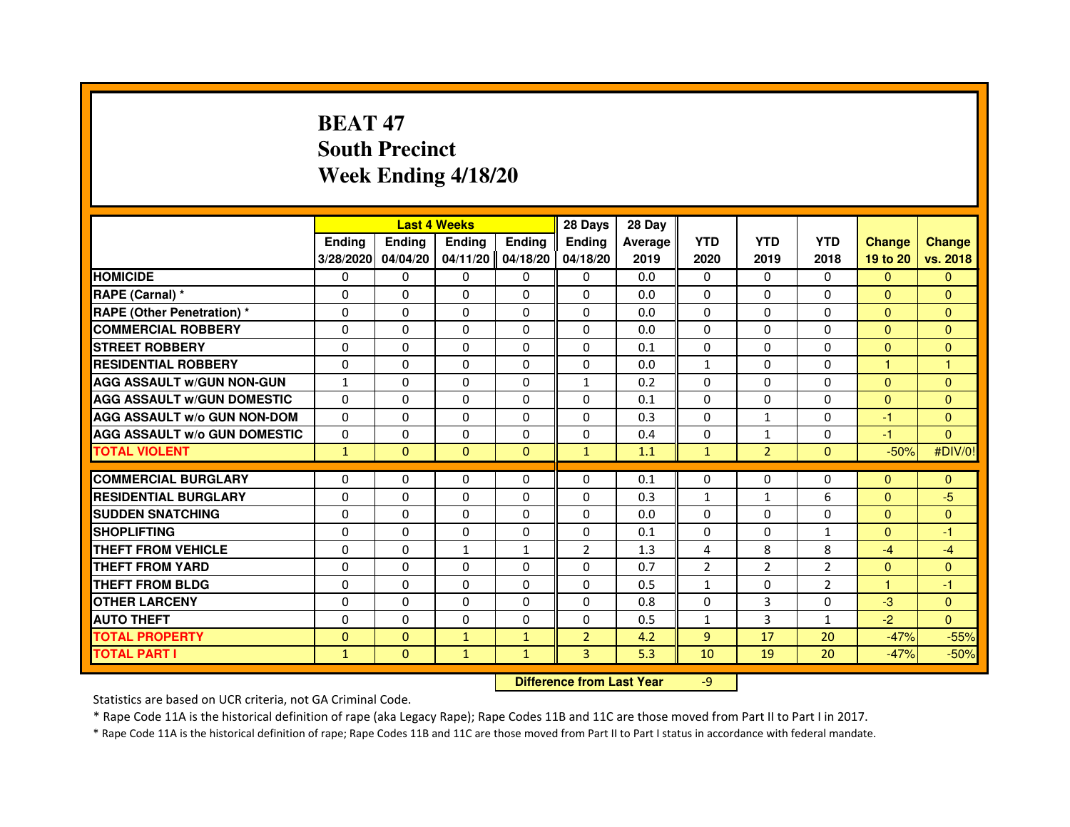# BEAT 47
## South Precinct
## Week Ending 4/18/20

| | Last 4 Weeks | | | | 28 Days | 28 Day | | | | | |
|---|---|---|---|---|---|---|---|---|---|---|---|
| | Ending 3/28/2020 | Ending 04/04/20 | Ending 04/11/20 | Ending 04/18/20 | Ending 04/18/20 | Average 2019 | YTD 2020 | YTD 2019 | YTD 2018 | Change 19 to 20 | Change vs. 2018 |
| HOMICIDE | 0 | 0 | 0 | 0 | 0 | 0.0 | 0 | 0 | 0 | 0 | 0 |
| RAPE (Carnal) * | 0 | 0 | 0 | 0 | 0 | 0.0 | 0 | 0 | 0 | 0 | 0 |
| RAPE (Other Penetration) * | 0 | 0 | 0 | 0 | 0 | 0.0 | 0 | 0 | 0 | 0 | 0 |
| COMMERCIAL ROBBERY | 0 | 0 | 0 | 0 | 0 | 0.0 | 0 | 0 | 0 | 0 | 0 |
| STREET ROBBERY | 0 | 0 | 0 | 0 | 0 | 0.1 | 0 | 0 | 0 | 0 | 0 |
| RESIDENTIAL ROBBERY | 0 | 0 | 0 | 0 | 0 | 0.0 | 1 | 0 | 0 | 1 | 1 |
| AGG ASSAULT w/GUN NON-GUN | 1 | 0 | 0 | 0 | 1 | 0.2 | 0 | 0 | 0 | 0 | 0 |
| AGG ASSAULT w/GUN DOMESTIC | 0 | 0 | 0 | 0 | 0 | 0.1 | 0 | 0 | 0 | 0 | 0 |
| AGG ASSAULT w/o GUN NON-DOM | 0 | 0 | 0 | 0 | 0 | 0.3 | 0 | 1 | 0 | -1 | 0 |
| AGG ASSAULT w/o GUN DOMESTIC | 0 | 0 | 0 | 0 | 0 | 0.4 | 0 | 1 | 0 | -1 | 0 |
| TOTAL VIOLENT | 1 | 0 | 0 | 0 | 1 | 1.1 | 1 | 2 | 0 | -50% | #DIV/0! |
| COMMERCIAL BURGLARY | 0 | 0 | 0 | 0 | 0 | 0.1 | 0 | 0 | 0 | 0 | 0 |
| RESIDENTIAL BURGLARY | 0 | 0 | 0 | 0 | 0 | 0.3 | 1 | 1 | 6 | 0 | -5 |
| SUDDEN SNATCHING | 0 | 0 | 0 | 0 | 0 | 0.0 | 0 | 0 | 0 | 0 | 0 |
| SHOPLIFTING | 0 | 0 | 0 | 0 | 0 | 0.1 | 0 | 0 | 1 | 0 | -1 |
| THEFT FROM VEHICLE | 0 | 0 | 1 | 1 | 2 | 1.3 | 4 | 8 | 8 | -4 | -4 |
| THEFT FROM YARD | 0 | 0 | 0 | 0 | 0 | 0.7 | 2 | 2 | 2 | 0 | 0 |
| THEFT FROM BLDG | 0 | 0 | 0 | 0 | 0 | 0.5 | 1 | 0 | 2 | 1 | -1 |
| OTHER LARCENY | 0 | 0 | 0 | 0 | 0 | 0.8 | 0 | 3 | 0 | -3 | 0 |
| AUTO THEFT | 0 | 0 | 0 | 0 | 0 | 0.5 | 1 | 3 | 1 | -2 | 0 |
| TOTAL PROPERTY | 0 | 0 | 1 | 1 | 2 | 4.2 | 9 | 17 | 20 | -47% | -55% |
| TOTAL PART I | 1 | 0 | 1 | 1 | 3 | 5.3 | 10 | 19 | 20 | -47% | -50% |

**Difference from Last Year** -9

Statistics are based on UCR criteria, not GA Criminal Code.

* Rape Code 11A is the historical definition of rape (aka Legacy Rape); Rape Codes 11B and 11C are those moved from Part II to Part I in 2017.

* Rape Code 11A is the historical definition of rape; Rape Codes 11B and 11C are those moved from Part II to Part I status in accordance with federal mandate.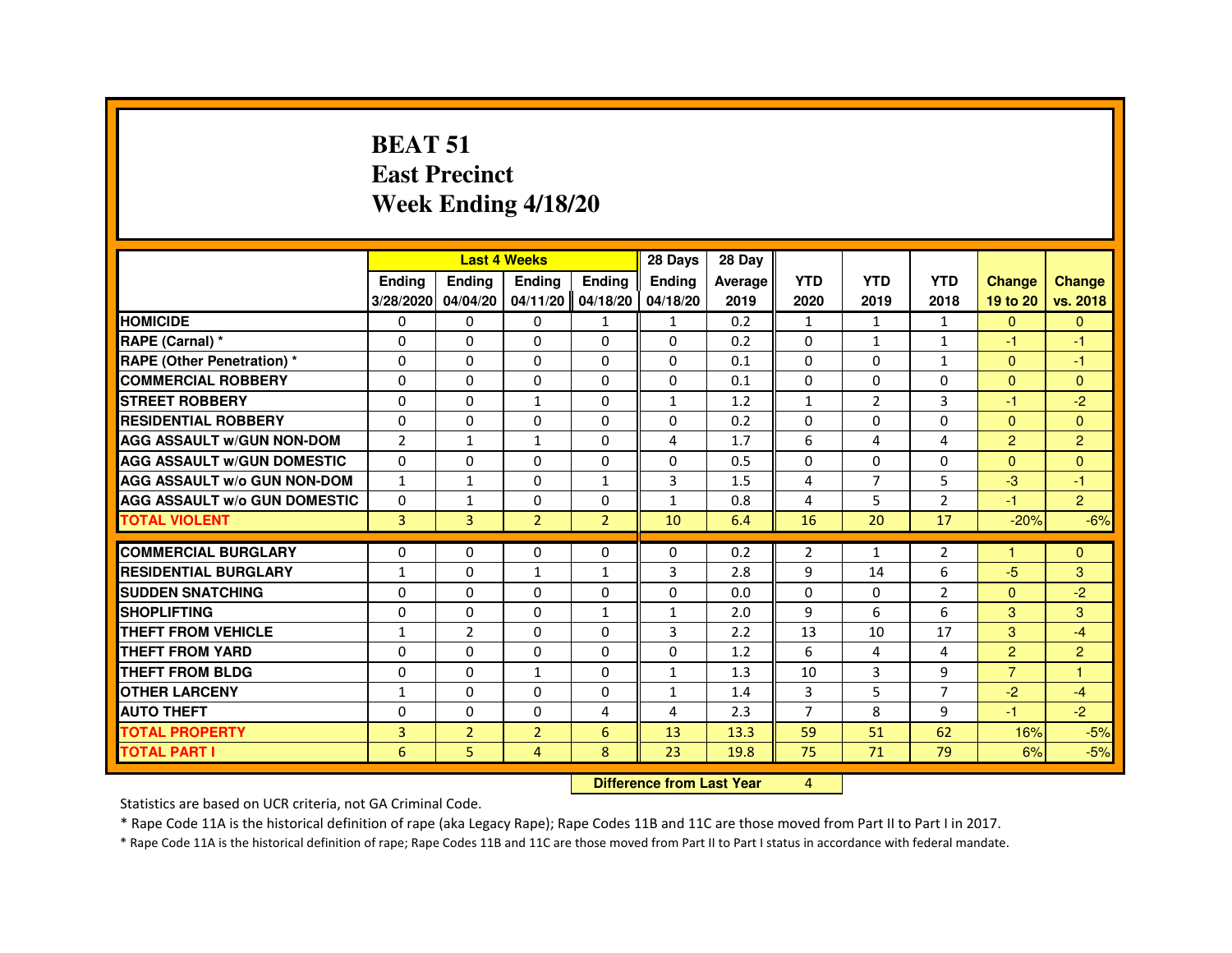# BEAT 51
## East Precinct
## Week Ending 4/18/20

| | Last 4 Weeks | | | | 28 Days | 28 Day | | | | | |
|---|---|---|---|---|---|---|---|---|---|---|---|
| | Ending 3/28/2020 | Ending 04/04/20 | Ending 04/11/20 | Ending 04/18/20 | Ending 04/18/20 | Average 2019 | YTD 2020 | YTD 2019 | YTD 2018 | Change 19 to 20 | Change vs. 2018 |
| HOMICIDE | 0 | 0 | 0 | 1 | 1 | 0.2 | 1 | 1 | 1 | 0 | 0 |
| RAPE (Carnal) * | 0 | 0 | 0 | 0 | 0 | 0.2 | 0 | 1 | 1 | -1 | -1 |
| RAPE (Other Penetration) * | 0 | 0 | 0 | 0 | 0 | 0.1 | 0 | 0 | 1 | 0 | -1 |
| COMMERCIAL ROBBERY | 0 | 0 | 0 | 0 | 0 | 0.1 | 0 | 0 | 0 | 0 | 0 |
| STREET ROBBERY | 0 | 0 | 1 | 0 | 1 | 1.2 | 1 | 2 | 3 | -1 | -2 |
| RESIDENTIAL ROBBERY | 0 | 0 | 0 | 0 | 0 | 0.2 | 0 | 0 | 0 | 0 | 0 |
| AGG ASSAULT w/GUN NON-DOM | 2 | 1 | 1 | 0 | 4 | 1.7 | 6 | 4 | 4 | 2 | 2 |
| AGG ASSAULT w/GUN DOMESTIC | 0 | 0 | 0 | 0 | 0 | 0.5 | 0 | 0 | 0 | 0 | 0 |
| AGG ASSAULT w/o GUN NON-DOM | 1 | 1 | 0 | 1 | 3 | 1.5 | 4 | 7 | 5 | -3 | -1 |
| AGG ASSAULT w/o GUN DOMESTIC | 0 | 1 | 0 | 0 | 1 | 0.8 | 4 | 5 | 2 | -1 | 2 |
| TOTAL VIOLENT | 3 | 3 | 2 | 2 | 10 | 6.4 | 16 | 20 | 17 | -20% | -6% |
| COMMERCIAL BURGLARY | 0 | 0 | 0 | 0 | 0 | 0.2 | 2 | 1 | 2 | 1 | 0 |
| RESIDENTIAL BURGLARY | 1 | 0 | 1 | 1 | 3 | 2.8 | 9 | 14 | 6 | -5 | 3 |
| SUDDEN SNATCHING | 0 | 0 | 0 | 0 | 0 | 0.0 | 0 | 0 | 2 | 0 | -2 |
| SHOPLIFTING | 0 | 0 | 0 | 1 | 1 | 2.0 | 9 | 6 | 6 | 3 | 3 |
| THEFT FROM VEHICLE | 1 | 2 | 0 | 0 | 3 | 2.2 | 13 | 10 | 17 | 3 | -4 |
| THEFT FROM YARD | 0 | 0 | 0 | 0 | 0 | 1.2 | 6 | 4 | 4 | 2 | 2 |
| THEFT FROM BLDG | 0 | 0 | 1 | 0 | 1 | 1.3 | 10 | 3 | 9 | 7 | 1 |
| OTHER LARCENY | 1 | 0 | 0 | 0 | 1 | 1.4 | 3 | 5 | 7 | -2 | -4 |
| AUTO THEFT | 0 | 0 | 0 | 4 | 4 | 2.3 | 7 | 8 | 9 | -1 | -2 |
| TOTAL PROPERTY | 3 | 2 | 2 | 6 | 13 | 13.3 | 59 | 51 | 62 | 16% | -5% |
| TOTAL PART I | 6 | 5 | 4 | 8 | 23 | 19.8 | 75 | 71 | 79 | 6% | -5% |

**Difference from Last Year** 4

Statistics are based on UCR criteria, not GA Criminal Code.

* Rape Code 11A is the historical definition of rape (aka Legacy Rape); Rape Codes 11B and 11C are those moved from Part II to Part I in 2017.

* Rape Code 11A is the historical definition of rape; Rape Codes 11B and 11C are those moved from Part II to Part I status in accordance with federal mandate.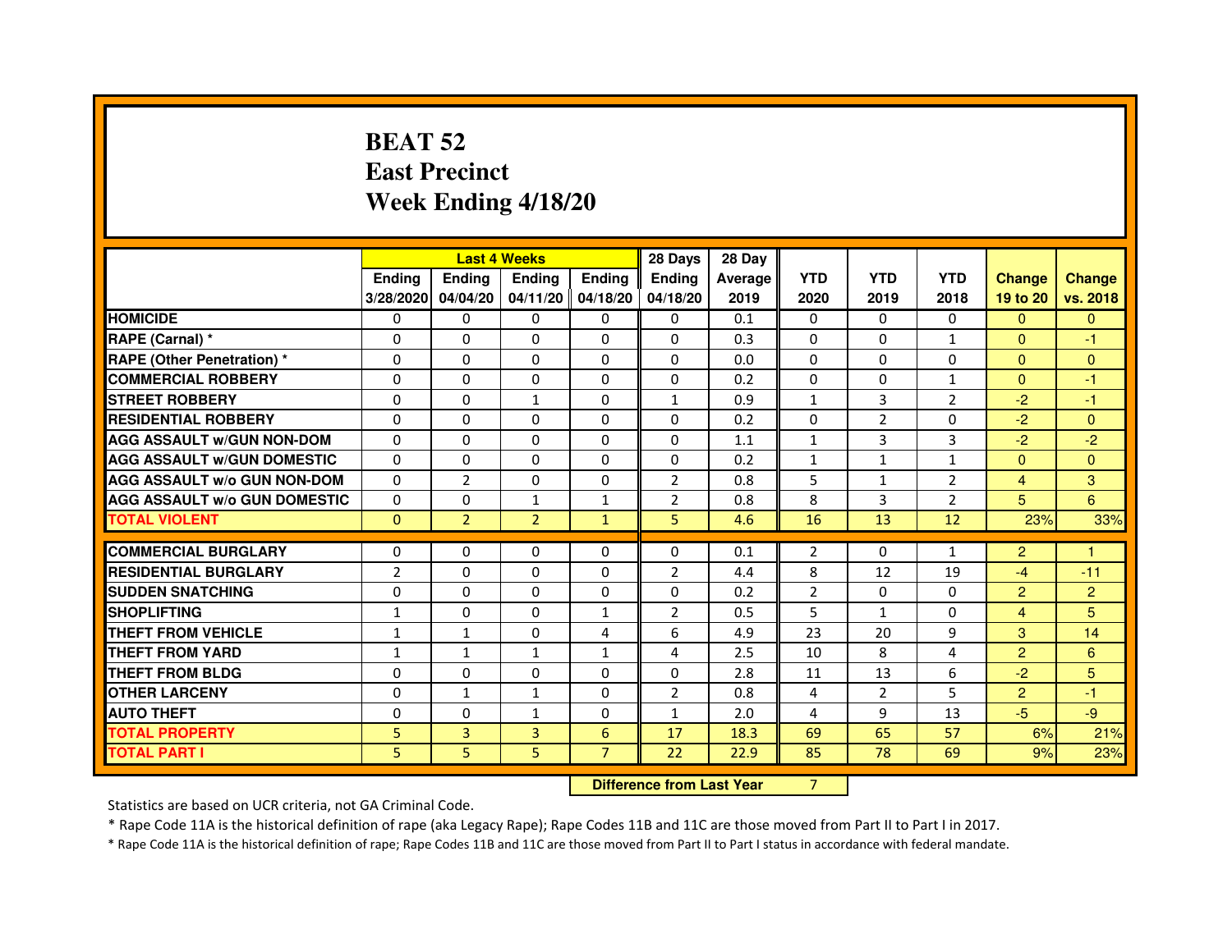# BEAT 52
# East Precinct
# Week Ending 4/18/20

| | Last 4 Weeks | | | | 28 Days | 28 Day | | | | | |
|---|---|---|---|---|---|---|---|---|---|---|---|
| | Ending 3/28/2020 | Ending 04/04/20 | Ending 04/11/20 | Ending 04/18/20 | Ending 04/18/20 | Average 2019 | YTD 2020 | YTD 2019 | YTD 2018 | Change 19 to 20 | Change vs. 2018 |
| **HOMICIDE** | 0 | 0 | 0 | 0 | 0 | 0.1 | 0 | 0 | 0 | 0 | 0 |
| **RAPE (Carnal) *** | 0 | 0 | 0 | 0 | 0 | 0.3 | 0 | 0 | 1 | 0 | -1 |
| **RAPE (Other Penetration) *** | 0 | 0 | 0 | 0 | 0 | 0.0 | 0 | 0 | 0 | 0 | 0 |
| **COMMERCIAL ROBBERY** | 0 | 0 | 0 | 0 | 0 | 0.2 | 0 | 0 | 1 | 0 | -1 |
| **STREET ROBBERY** | 0 | 0 | 1 | 0 | 1 | 0.9 | 1 | 3 | 2 | -2 | -1 |
| **RESIDENTIAL ROBBERY** | 0 | 0 | 0 | 0 | 0 | 0.2 | 0 | 2 | 0 | -2 | 0 |
| **AGG ASSAULT w/GUN NON-DOM** | 0 | 0 | 0 | 0 | 0 | 1.1 | 1 | 3 | 3 | -2 | -2 |
| **AGG ASSAULT w/GUN DOMESTIC** | 0 | 0 | 0 | 0 | 0 | 0.2 | 1 | 1 | 1 | 0 | 0 |
| **AGG ASSAULT w/o GUN NON-DOM** | 0 | 2 | 0 | 0 | 2 | 0.8 | 5 | 1 | 2 | 4 | 3 |
| **AGG ASSAULT w/o GUN DOMESTIC** | 0 | 0 | 1 | 1 | 2 | 0.8 | 8 | 3 | 2 | 5 | 6 |
| **TOTAL VIOLENT** | 0 | 2 | 2 | 1 | 5 | 4.6 | 16 | 13 | 12 | 23% | 33% |
| **COMMERCIAL BURGLARY** | 0 | 0 | 0 | 0 | 0 | 0.1 | 2 | 0 | 1 | 2 | 1 |
| **RESIDENTIAL BURGLARY** | 2 | 0 | 0 | 0 | 2 | 4.4 | 8 | 12 | 19 | -4 | -11 |
| **SUDDEN SNATCHING** | 0 | 0 | 0 | 0 | 0 | 0.2 | 2 | 0 | 0 | 2 | 2 |
| **SHOPLIFTING** | 1 | 0 | 0 | 1 | 2 | 0.5 | 5 | 1 | 0 | 4 | 5 |
| **THEFT FROM VEHICLE** | 1 | 1 | 0 | 4 | 6 | 4.9 | 23 | 20 | 9 | 3 | 14 |
| **THEFT FROM YARD** | 1 | 1 | 1 | 1 | 4 | 2.5 | 10 | 8 | 4 | 2 | 6 |
| **THEFT FROM BLDG** | 0 | 0 | 0 | 0 | 0 | 2.8 | 11 | 13 | 6 | -2 | 5 |
| **OTHER LARCENY** | 0 | 1 | 1 | 0 | 2 | 0.8 | 4 | 2 | 5 | 2 | -1 |
| **AUTO THEFT** | 0 | 0 | 1 | 0 | 1 | 2.0 | 4 | 9 | 13 | -5 | -9 |
| **TOTAL PROPERTY** | 5 | 3 | 3 | 6 | 17 | 18.3 | 69 | 65 | 57 | 6% | 21% |
| **TOTAL PART I** | 5 | 5 | 5 | 7 | 22 | 22.9 | 85 | 78 | 69 | 9% | 23% |

**Difference from Last Year** 7

Statistics are based on UCR criteria, not GA Criminal Code.

* Rape Code 11A is the historical definition of rape (aka Legacy Rape); Rape Codes 11B and 11C are those moved from Part II to Part I in 2017.

* Rape Code 11A is the historical definition of rape; Rape Codes 11B and 11C are those moved from Part II to Part I status in accordance with federal mandate.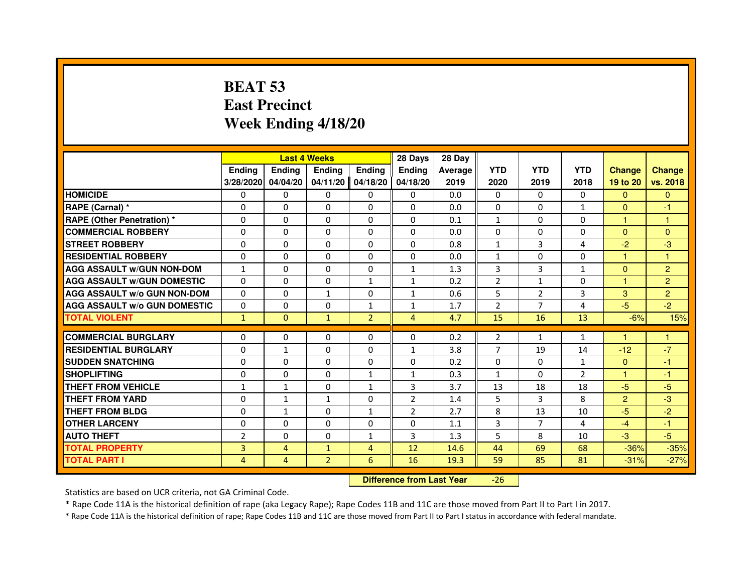# BEAT 53
# East Precinct
# Week Ending 4/18/20

| | Last 4 Weeks | | | | 28 Days | 28 Day | | | | | |
|---|---|---|---|---|---|---|---|---|---|---|---|
| | Ending 3/28/2020 | Ending 04/04/20 | Ending 04/11/20 | Ending 04/18/20 | Ending 04/18/20 | Average 2019 | YTD 2020 | YTD 2019 | YTD 2018 | Change 19 to 20 | Change vs. 2018 |
| HOMICIDE | 0 | 0 | 0 | 0 | 0 | 0.0 | 0 | 0 | 0 | 0 | 0 |
| RAPE (Carnal) * | 0 | 0 | 0 | 0 | 0 | 0.0 | 0 | 0 | 1 | 0 | -1 |
| RAPE (Other Penetration) * | 0 | 0 | 0 | 0 | 0 | 0.1 | 1 | 0 | 0 | 1 | 1 |
| COMMERCIAL ROBBERY | 0 | 0 | 0 | 0 | 0 | 0.0 | 0 | 0 | 0 | 0 | 0 |
| STREET ROBBERY | 0 | 0 | 0 | 0 | 0 | 0.8 | 1 | 3 | 4 | -2 | -3 |
| RESIDENTIAL ROBBERY | 0 | 0 | 0 | 0 | 0 | 0.0 | 1 | 0 | 0 | 1 | 1 |
| AGG ASSAULT w/GUN NON-DOM | 1 | 0 | 0 | 0 | 1 | 1.3 | 3 | 3 | 1 | 0 | 2 |
| AGG ASSAULT w/GUN DOMESTIC | 0 | 0 | 0 | 1 | 1 | 0.2 | 2 | 1 | 0 | 1 | 2 |
| AGG ASSAULT w/o GUN NON-DOM | 0 | 0 | 1 | 0 | 1 | 0.6 | 5 | 2 | 3 | 3 | 2 |
| AGG ASSAULT w/o GUN DOMESTIC | 0 | 0 | 0 | 1 | 1 | 1.7 | 2 | 7 | 4 | -5 | -2 |
| TOTAL VIOLENT | 1 | 0 | 1 | 2 | 4 | 4.7 | 15 | 16 | 13 | -6% | 15% |
| COMMERCIAL BURGLARY | 0 | 0 | 0 | 0 | 0 | 0.2 | 2 | 1 | 1 | 1 | 1 |
| RESIDENTIAL BURGLARY | 0 | 1 | 0 | 0 | 1 | 3.8 | 7 | 19 | 14 | -12 | -7 |
| SUDDEN SNATCHING | 0 | 0 | 0 | 0 | 0 | 0.2 | 0 | 0 | 1 | 0 | -1 |
| SHOPLIFTING | 0 | 0 | 0 | 1 | 1 | 0.3 | 1 | 0 | 2 | 1 | -1 |
| THEFT FROM VEHICLE | 1 | 1 | 0 | 1 | 3 | 3.7 | 13 | 18 | 18 | -5 | -5 |
| THEFT FROM YARD | 0 | 1 | 1 | 0 | 2 | 1.4 | 5 | 3 | 8 | 2 | -3 |
| THEFT FROM BLDG | 0 | 1 | 0 | 1 | 2 | 2.7 | 8 | 13 | 10 | -5 | -2 |
| OTHER LARCENY | 0 | 0 | 0 | 0 | 0 | 1.1 | 3 | 7 | 4 | -4 | -1 |
| AUTO THEFT | 2 | 0 | 0 | 1 | 3 | 1.3 | 5 | 8 | 10 | -3 | -5 |
| TOTAL PROPERTY | 3 | 4 | 1 | 4 | 12 | 14.6 | 44 | 69 | 68 | -36% | -35% |
| TOTAL PART I | 4 | 4 | 2 | 6 | 16 | 19.3 | 59 | 85 | 81 | -31% | -27% |

**Difference from Last Year** -26

Statistics are based on UCR criteria, not GA Criminal Code.

* Rape Code 11A is the historical definition of rape (aka Legacy Rape); Rape Codes 11B and 11C are those moved from Part II to Part I in 2017.

* Rape Code 11A is the historical definition of rape; Rape Codes 11B and 11C are those moved from Part II to Part I status in accordance with federal mandate.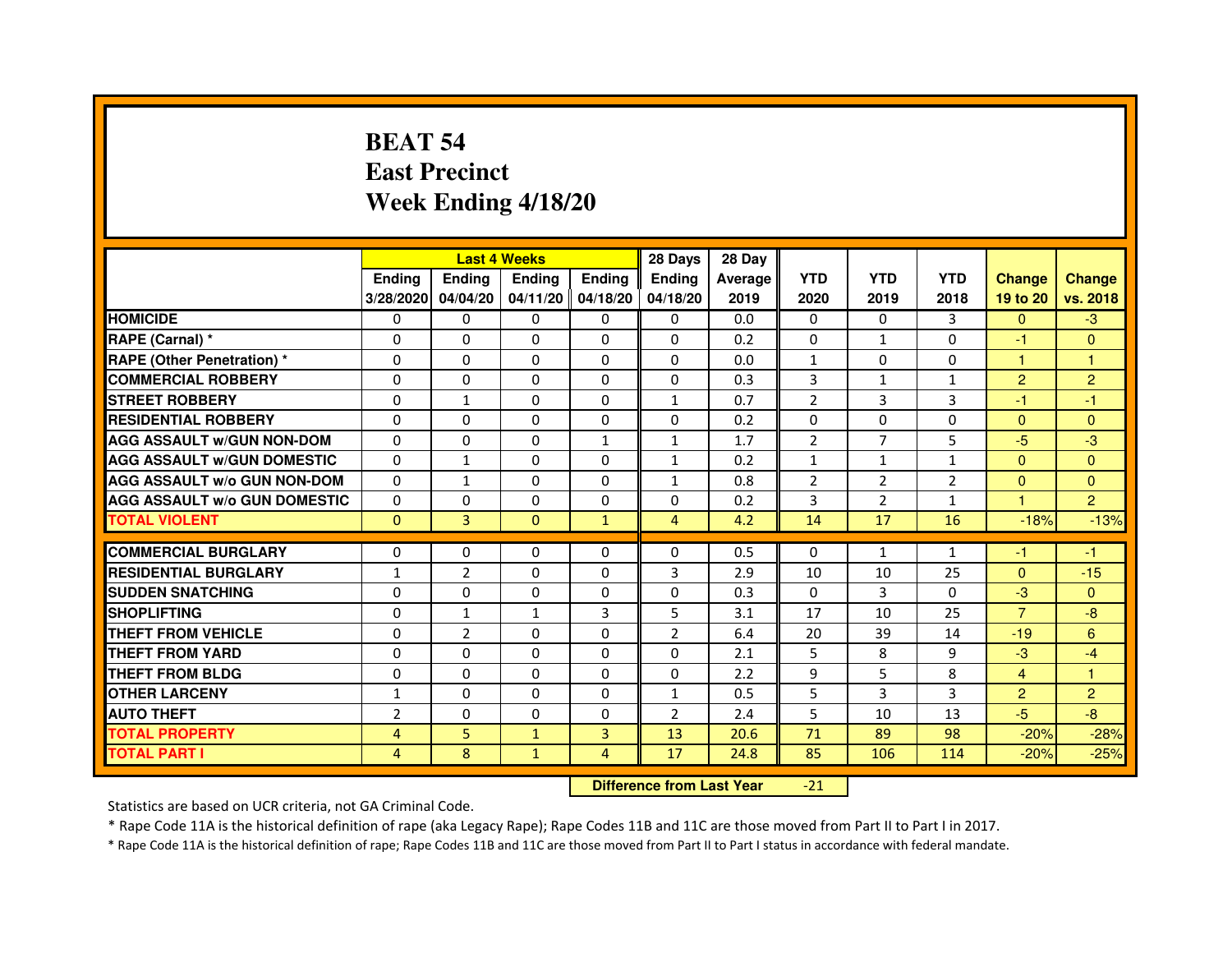# BEAT 54
# East Precinct
# Week Ending 4/18/20

| | Last 4 Weeks | | | | 28 Days | 28 Day | | | | | |
|---|---|---|---|---|---|---|---|---|---|---|---|
| | Ending 3/28/2020 | Ending 04/04/20 | Ending 04/11/20 | Ending 04/18/20 | Ending 04/18/20 | Average 2019 | YTD 2020 | YTD 2019 | YTD 2018 | Change 19 to 20 | Change vs. 2018 |
| HOMICIDE | 0 | 0 | 0 | 0 | 0 | 0.0 | 0 | 0 | 3 | 0 | -3 |
| RAPE (Carnal) * | 0 | 0 | 0 | 0 | 0 | 0.2 | 0 | 1 | 0 | -1 | 0 |
| RAPE (Other Penetration) * | 0 | 0 | 0 | 0 | 0 | 0.0 | 1 | 0 | 0 | 1 | 1 |
| COMMERCIAL ROBBERY | 0 | 0 | 0 | 0 | 0 | 0.3 | 3 | 1 | 1 | 2 | 2 |
| STREET ROBBERY | 0 | 1 | 0 | 0 | 1 | 0.7 | 2 | 3 | 3 | -1 | -1 |
| RESIDENTIAL ROBBERY | 0 | 0 | 0 | 0 | 0 | 0.2 | 0 | 0 | 0 | 0 | 0 |
| AGG ASSAULT w/GUN NON-DOM | 0 | 0 | 0 | 1 | 1 | 1.7 | 2 | 7 | 5 | -5 | -3 |
| AGG ASSAULT w/GUN DOMESTIC | 0 | 1 | 0 | 0 | 1 | 0.2 | 1 | 1 | 1 | 0 | 0 |
| AGG ASSAULT w/o GUN NON-DOM | 0 | 1 | 0 | 0 | 1 | 0.8 | 2 | 2 | 2 | 0 | 0 |
| AGG ASSAULT w/o GUN DOMESTIC | 0 | 0 | 0 | 0 | 0 | 0.2 | 3 | 2 | 1 | 1 | 2 |
| TOTAL VIOLENT | 0 | 3 | 0 | 1 | 4 | 4.2 | 14 | 17 | 16 | -18% | -13% |
| COMMERCIAL BURGLARY | 0 | 0 | 0 | 0 | 0 | 0.5 | 0 | 1 | 1 | -1 | -1 |
| RESIDENTIAL BURGLARY | 1 | 2 | 0 | 0 | 3 | 2.9 | 10 | 10 | 25 | 0 | -15 |
| SUDDEN SNATCHING | 0 | 0 | 0 | 0 | 0 | 0.3 | 0 | 3 | 0 | -3 | 0 |
| SHOPLIFTING | 0 | 1 | 1 | 3 | 5 | 3.1 | 17 | 10 | 25 | 7 | -8 |
| THEFT FROM VEHICLE | 0 | 2 | 0 | 0 | 2 | 6.4 | 20 | 39 | 14 | -19 | 6 |
| THEFT FROM YARD | 0 | 0 | 0 | 0 | 0 | 2.1 | 5 | 8 | 9 | -3 | -4 |
| THEFT FROM BLDG | 0 | 0 | 0 | 0 | 0 | 2.2 | 9 | 5 | 8 | 4 | 1 |
| OTHER LARCENY | 1 | 0 | 0 | 0 | 1 | 0.5 | 5 | 3 | 3 | 2 | 2 |
| AUTO THEFT | 2 | 0 | 0 | 0 | 2 | 2.4 | 5 | 10 | 13 | -5 | -8 |
| TOTAL PROPERTY | 4 | 5 | 1 | 3 | 13 | 20.6 | 71 | 89 | 98 | -20% | -28% |
| TOTAL PART I | 4 | 8 | 1 | 4 | 17 | 24.8 | 85 | 106 | 114 | -20% | -25% |

**Difference from Last Year** -21

Statistics are based on UCR criteria, not GA Criminal Code.

* Rape Code 11A is the historical definition of rape (aka Legacy Rape); Rape Codes 11B and 11C are those moved from Part II to Part I in 2017.

* Rape Code 11A is the historical definition of rape; Rape Codes 11B and 11C are those moved from Part II to Part I status in accordance with federal mandate.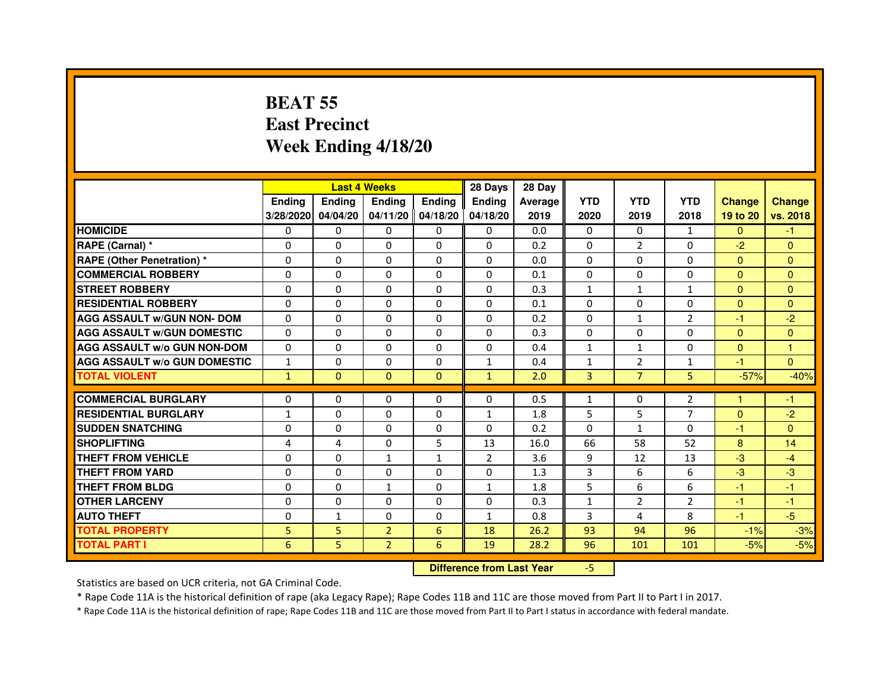# BEAT 55
# East Precinct
# Week Ending 4/18/20

| | Last 4 Weeks | | | | 28 Days | 28 Day | | | | | |
|---|---|---|---|---|---|---|---|---|---|---|---|
| | Ending 3/28/2020 | Ending 04/04/20 | Ending 04/11/20 | Ending 04/18/20 | Ending 04/18/20 | Average 2019 | YTD 2020 | YTD 2019 | YTD 2018 | Change 19 to 20 | Change vs. 2018 |
| HOMICIDE | 0 | 0 | 0 | 0 | 0 | 0.0 | 0 | 0 | 1 | 0 | -1 |
| RAPE (Carnal) * | 0 | 0 | 0 | 0 | 0 | 0.2 | 0 | 2 | 0 | -2 | 0 |
| RAPE (Other Penetration) * | 0 | 0 | 0 | 0 | 0 | 0.0 | 0 | 0 | 0 | 0 | 0 |
| COMMERCIAL ROBBERY | 0 | 0 | 0 | 0 | 0 | 0.1 | 0 | 0 | 0 | 0 | 0 |
| STREET ROBBERY | 0 | 0 | 0 | 0 | 0 | 0.3 | 1 | 1 | 1 | 0 | 0 |
| RESIDENTIAL ROBBERY | 0 | 0 | 0 | 0 | 0 | 0.1 | 0 | 0 | 0 | 0 | 0 |
| AGG ASSAULT w/GUN NON- DOM | 0 | 0 | 0 | 0 | 0 | 0.2 | 0 | 1 | 2 | -1 | -2 |
| AGG ASSAULT w/GUN DOMESTIC | 0 | 0 | 0 | 0 | 0 | 0.3 | 0 | 0 | 0 | 0 | 0 |
| AGG ASSAULT w/o GUN NON-DOM | 0 | 0 | 0 | 0 | 0 | 0.4 | 1 | 1 | 0 | 0 | 1 |
| AGG ASSAULT w/o GUN DOMESTIC | 1 | 0 | 0 | 0 | 1 | 0.4 | 1 | 2 | 1 | -1 | 0 |
| TOTAL VIOLENT | 1 | 0 | 0 | 0 | 1 | 2.0 | 3 | 7 | 5 | -57% | -40% |
| COMMERCIAL BURGLARY | 0 | 0 | 0 | 0 | 0 | 0.5 | 1 | 0 | 2 | 1 | -1 |
| RESIDENTIAL BURGLARY | 1 | 0 | 0 | 0 | 1 | 1.8 | 5 | 5 | 7 | 0 | -2 |
| SUDDEN SNATCHING | 0 | 0 | 0 | 0 | 0 | 0.2 | 0 | 1 | 0 | -1 | 0 |
| SHOPLIFTING | 4 | 4 | 0 | 5 | 13 | 16.0 | 66 | 58 | 52 | 8 | 14 |
| THEFT FROM VEHICLE | 0 | 0 | 1 | 1 | 2 | 3.6 | 9 | 12 | 13 | -3 | -4 |
| THEFT FROM YARD | 0 | 0 | 0 | 0 | 0 | 1.3 | 3 | 6 | 6 | -3 | -3 |
| THEFT FROM BLDG | 0 | 0 | 1 | 0 | 1 | 1.8 | 5 | 6 | 6 | -1 | -1 |
| OTHER LARCENY | 0 | 0 | 0 | 0 | 0 | 0.3 | 1 | 2 | 2 | -1 | -1 |
| AUTO THEFT | 0 | 1 | 0 | 0 | 1 | 0.8 | 3 | 4 | 8 | -1 | -5 |
| TOTAL PROPERTY | 5 | 5 | 2 | 6 | 18 | 26.2 | 93 | 94 | 96 | -1% | -3% |
| TOTAL PART I | 6 | 5 | 2 | 6 | 19 | 28.2 | 96 | 101 | 101 | -5% | -5% |

**Difference from Last Year** -5

Statistics are based on UCR criteria, not GA Criminal Code.

* Rape Code 11A is the historical definition of rape (aka Legacy Rape); Rape Codes 11B and 11C are those moved from Part II to Part I in 2017.

* Rape Code 11A is the historical definition of rape; Rape Codes 11B and 11C are those moved from Part II to Part I status in accordance with federal mandate.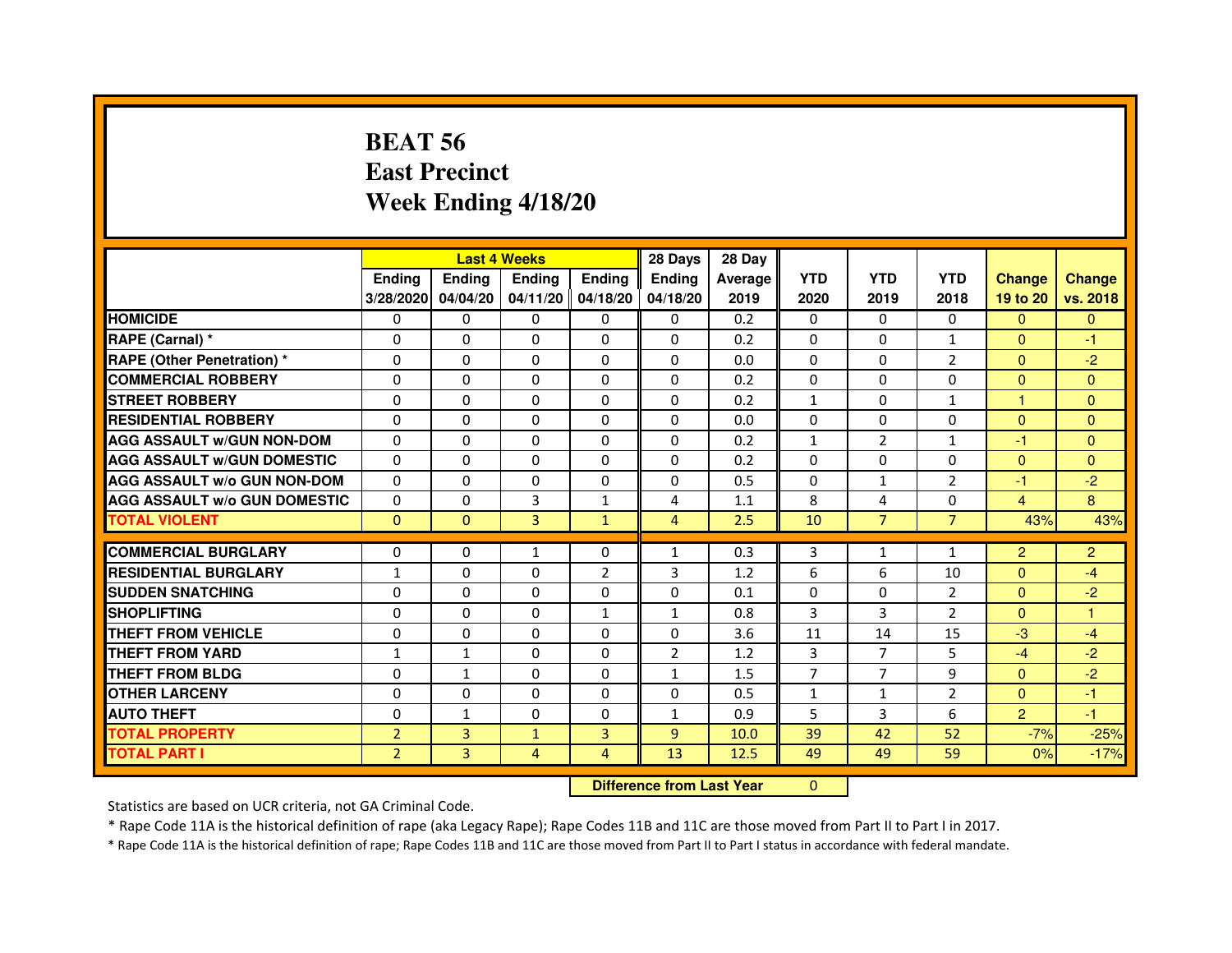# BEAT 56
# East Precinct
# Week Ending 4/18/20

| | Last 4 Weeks | | | | 28 Days | 28 Day | | | | | |
|---|---|---|---|---|---|---|---|---|---|---|---|
| | Ending 3/28/2020 | Ending 04/04/20 | Ending 04/11/20 | Ending 04/18/20 | Ending 04/18/20 | Average 2019 | YTD 2020 | YTD 2019 | YTD 2018 | Change 19 to 20 | Change vs. 2018 |
| HOMICIDE | 0 | 0 | 0 | 0 | 0 | 0.2 | 0 | 0 | 0 | 0 | 0 |
| RAPE (Carnal) * | 0 | 0 | 0 | 0 | 0 | 0.2 | 0 | 0 | 1 | 0 | -1 |
| RAPE (Other Penetration) * | 0 | 0 | 0 | 0 | 0 | 0.0 | 0 | 0 | 2 | 0 | -2 |
| COMMERCIAL ROBBERY | 0 | 0 | 0 | 0 | 0 | 0.2 | 0 | 0 | 0 | 0 | 0 |
| STREET ROBBERY | 0 | 0 | 0 | 0 | 0 | 0.2 | 1 | 0 | 1 | 1 | 0 |
| RESIDENTIAL ROBBERY | 0 | 0 | 0 | 0 | 0 | 0.0 | 0 | 0 | 0 | 0 | 0 |
| AGG ASSAULT w/GUN NON-DOM | 0 | 0 | 0 | 0 | 0 | 0.2 | 1 | 2 | 1 | -1 | 0 |
| AGG ASSAULT w/GUN DOMESTIC | 0 | 0 | 0 | 0 | 0 | 0.2 | 0 | 0 | 0 | 0 | 0 |
| AGG ASSAULT w/o GUN NON-DOM | 0 | 0 | 0 | 0 | 0 | 0.5 | 0 | 1 | 2 | -1 | -2 |
| AGG ASSAULT w/o GUN DOMESTIC | 0 | 0 | 3 | 1 | 4 | 1.1 | 8 | 4 | 0 | 4 | 8 |
| TOTAL VIOLENT | 0 | 0 | 3 | 1 | 4 | 2.5 | 10 | 7 | 7 | 43% | 43% |
| COMMERCIAL BURGLARY | 0 | 0 | 1 | 0 | 1 | 0.3 | 3 | 1 | 1 | 2 | 2 |
| RESIDENTIAL BURGLARY | 1 | 0 | 0 | 2 | 3 | 1.2 | 6 | 6 | 10 | 0 | -4 |
| SUDDEN SNATCHING | 0 | 0 | 0 | 0 | 0 | 0.1 | 0 | 0 | 2 | 0 | -2 |
| SHOPLIFTING | 0 | 0 | 0 | 1 | 1 | 0.8 | 3 | 3 | 2 | 0 | 1 |
| THEFT FROM VEHICLE | 0 | 0 | 0 | 0 | 0 | 3.6 | 11 | 14 | 15 | -3 | -4 |
| THEFT FROM YARD | 1 | 1 | 0 | 0 | 2 | 1.2 | 3 | 7 | 5 | -4 | -2 |
| THEFT FROM BLDG | 0 | 1 | 0 | 0 | 1 | 1.5 | 7 | 7 | 9 | 0 | -2 |
| OTHER LARCENY | 0 | 0 | 0 | 0 | 0 | 0.5 | 1 | 1 | 2 | 0 | -1 |
| AUTO THEFT | 0 | 1 | 0 | 0 | 1 | 0.9 | 5 | 3 | 6 | 2 | -1 |
| TOTAL PROPERTY | 2 | 3 | 1 | 3 | 9 | 10.0 | 39 | 42 | 52 | -7% | -25% |
| TOTAL PART I | 2 | 3 | 4 | 4 | 13 | 12.5 | 49 | 49 | 59 | 0% | -17% |

**Difference from Last Year** 0

Statistics are based on UCR criteria, not GA Criminal Code.

* Rape Code 11A is the historical definition of rape (aka Legacy Rape); Rape Codes 11B and 11C are those moved from Part II to Part I in 2017.

* Rape Code 11A is the historical definition of rape; Rape Codes 11B and 11C are those moved from Part II to Part I status in accordance with federal mandate.